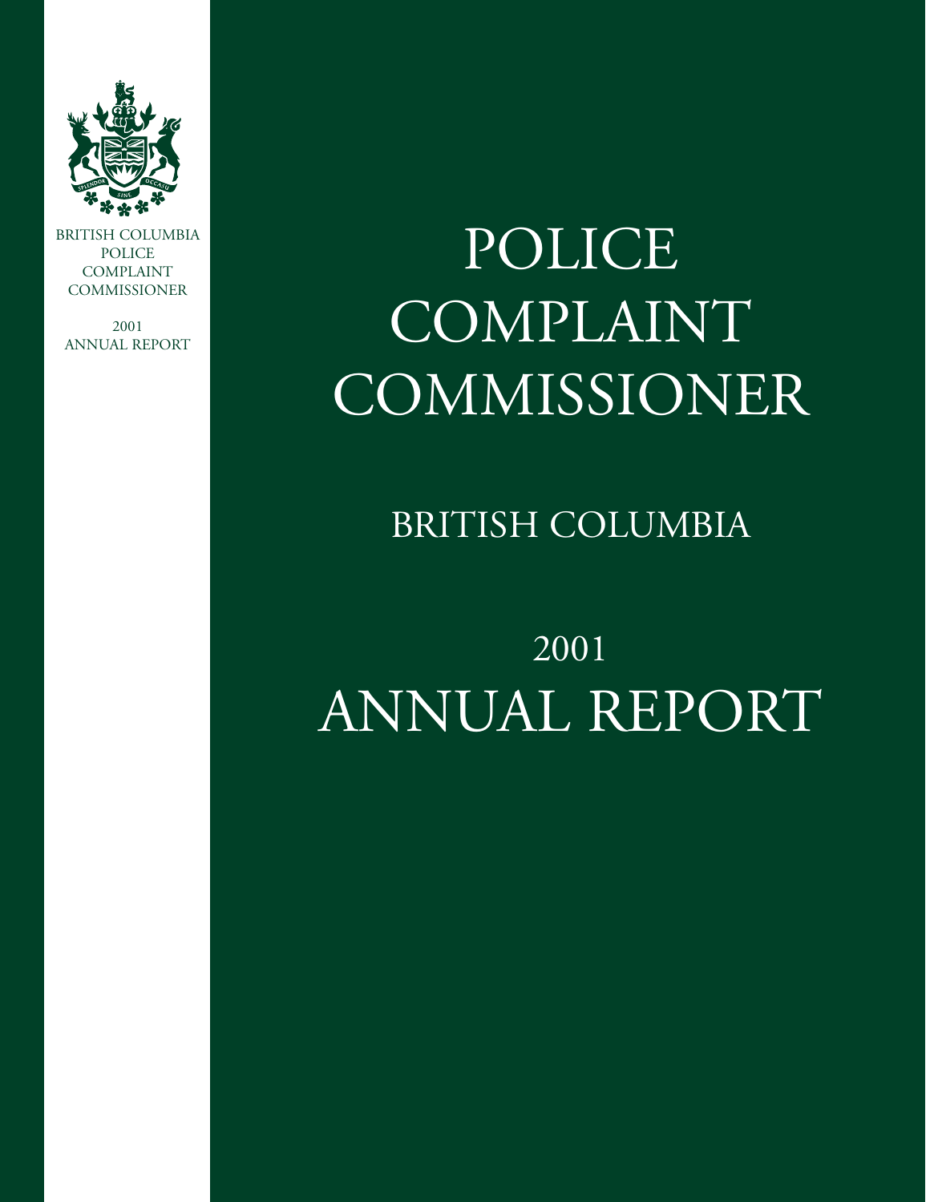BRITISH COLUMBIA
POLICE
COMPLAINT
COMMISSIONER

2001
ANNUAL REPORT

# POLICE COMPLAINT COMMISSIONER

## BRITISH COLUMBIA

## 2001
# ANNUAL REPORT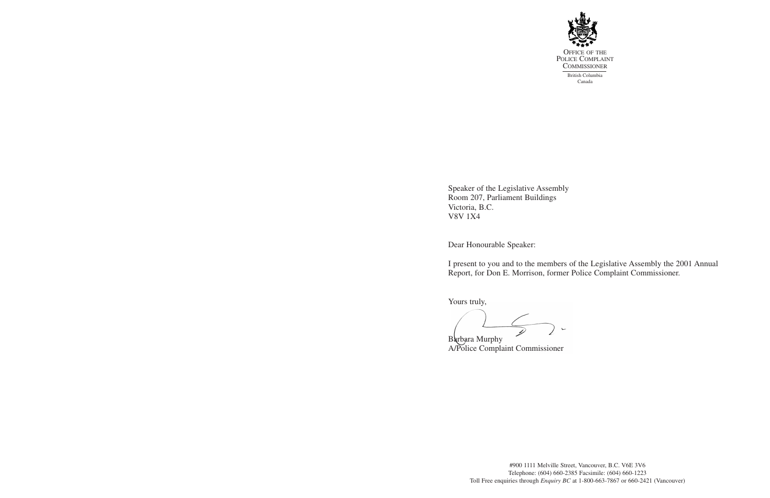OFFICE OF THE
POLICE COMPLAINT
COMMISSIONER

British Columbia
Canada

Speaker of the Legislative Assembly
Room 207, Parliament Buildings
Victoria, B.C.
V8V 1X4

Dear Honourable Speaker:

I present to you and to the members of the Legislative Assembly the 2001 Annual Report, for Don E. Morrison, former Police Complaint Commissioner.

Yours truly,

Barbara Murphy
A/Police Complaint Commissioner

#900 1111 Melville Street, Vancouver, B.C. V6E 3V6
Telephone: (604) 660-2385 Facsimile: (604) 660-1223
Toll Free enquiries through *Enquiry BC* at 1-800-663-7867 or 660-2421 (Vancouver)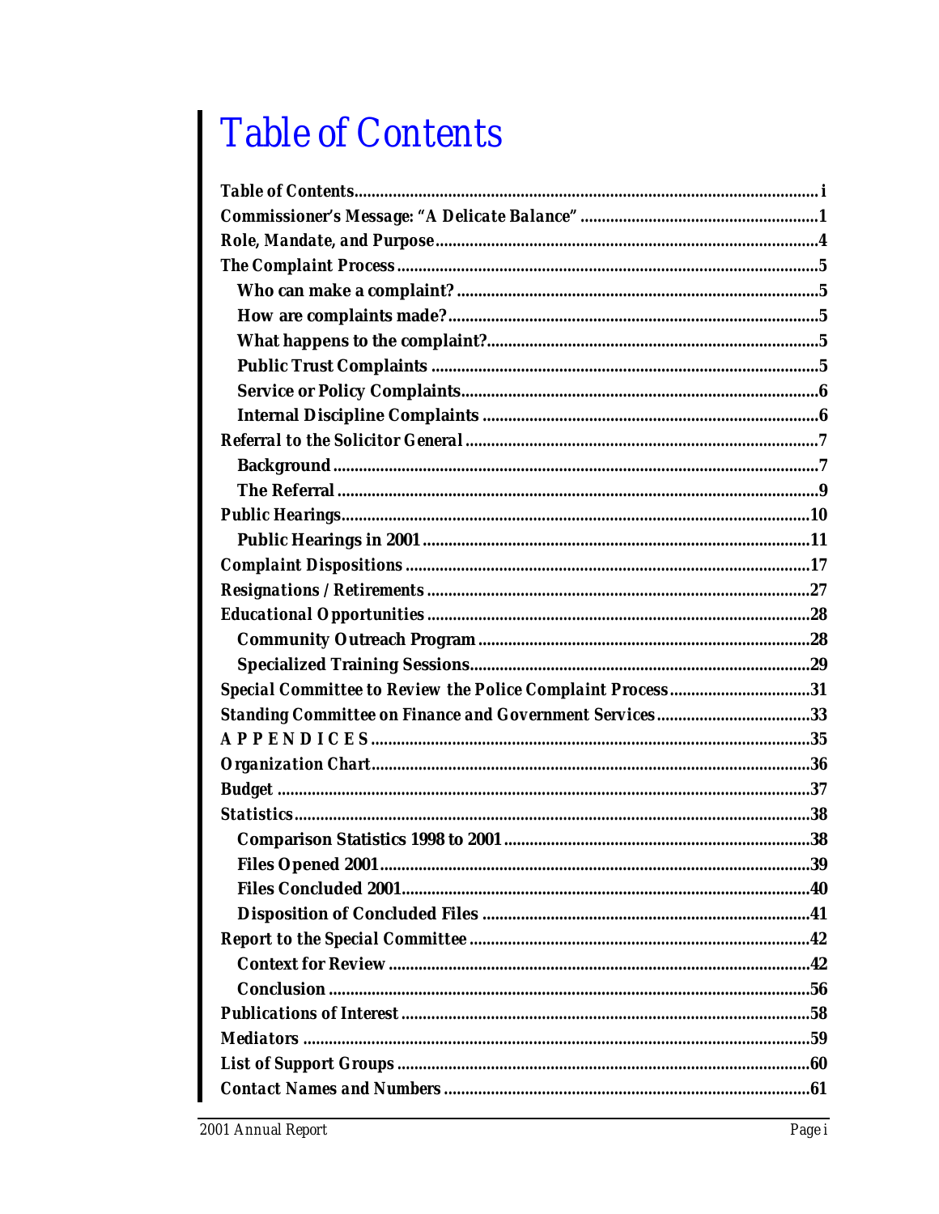# Table of Contents

| | |
|---|---|
| **Table of Contents** | **i** |
| **Commissioner's Message: "A Delicate Balance"** | **1** |
| **Role, Mandate, and Purpose** | **4** |
| **The Complaint Process** | **5** |
| &nbsp;&nbsp;&nbsp;&nbsp;**Who can make a complaint?** | **5** |
| &nbsp;&nbsp;&nbsp;&nbsp;**How are complaints made?** | **5** |
| &nbsp;&nbsp;&nbsp;&nbsp;**What happens to the complaint?** | **5** |
| &nbsp;&nbsp;&nbsp;&nbsp;**Public Trust Complaints** | **5** |
| &nbsp;&nbsp;&nbsp;&nbsp;**Service or Policy Complaints** | **6** |
| &nbsp;&nbsp;&nbsp;&nbsp;**Internal Discipline Complaints** | **6** |
| **Referral to the Solicitor General** | **7** |
| &nbsp;&nbsp;&nbsp;&nbsp;**Background** | **7** |
| &nbsp;&nbsp;&nbsp;&nbsp;**The Referral** | **9** |
| **Public Hearings** | **10** |
| &nbsp;&nbsp;&nbsp;&nbsp;**Public Hearings in 2001** | **11** |
| **Complaint Dispositions** | **17** |
| **Resignations / Retirements** | **27** |
| **Educational Opportunities** | **28** |
| &nbsp;&nbsp;&nbsp;&nbsp;**Community Outreach Program** | **28** |
| &nbsp;&nbsp;&nbsp;&nbsp;**Specialized Training Sessions** | **29** |
| **Special Committee to Review the Police Complaint Process** | **31** |
| **Standing Committee on Finance and Government Services** | **33** |
| **APPENDICES** | **35** |
| **Organization Chart** | **36** |
| **Budget** | **37** |
| **Statistics** | **38** |
| &nbsp;&nbsp;&nbsp;&nbsp;**Comparison Statistics 1998 to 2001** | **38** |
| &nbsp;&nbsp;&nbsp;&nbsp;**Files Opened 2001** | **39** |
| &nbsp;&nbsp;&nbsp;&nbsp;**Files Concluded 2001** | **40** |
| &nbsp;&nbsp;&nbsp;&nbsp;**Disposition of Concluded Files** | **41** |
| **Report to the Special Committee** | **42** |
| &nbsp;&nbsp;&nbsp;&nbsp;**Context for Review** | **42** |
| &nbsp;&nbsp;&nbsp;&nbsp;**Conclusion** | **56** |
| **Publications of Interest** | **58** |
| **Mediators** | **59** |
| **List of Support Groups** | **60** |
| **Contact Names and Numbers** | **61** |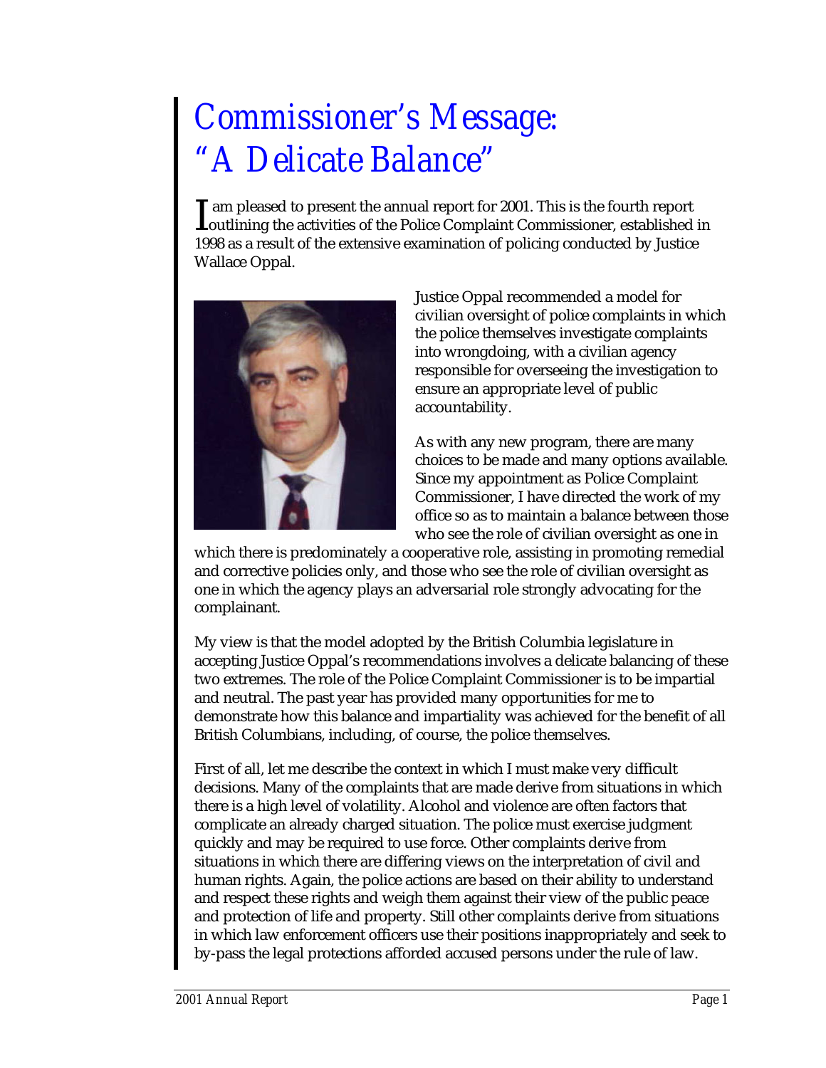# Commissioner's Message: "A Delicate Balance"

I am pleased to present the annual report for 2001. This is the fourth report outlining the activities of the Police Complaint Commissioner, established in 1998 as a result of the extensive examination of policing conducted by Justice Wallace Oppal.

Justice Oppal recommended a model for civilian oversight of police complaints in which the police themselves investigate complaints into wrongdoing, with a civilian agency responsible for overseeing the investigation to ensure an appropriate level of public accountability.

As with any new program, there are many choices to be made and many options available. Since my appointment as Police Complaint Commissioner, I have directed the work of my office so as to maintain a balance between those who see the role of civilian oversight as one in which there is predominately a cooperative role, assisting in promoting remedial and corrective policies only, and those who see the role of civilian oversight as one in which the agency plays an adversarial role strongly advocating for the complainant.

My view is that the model adopted by the British Columbia legislature in accepting Justice Oppal's recommendations involves a delicate balancing of these two extremes. The role of the Police Complaint Commissioner is to be impartial and neutral. The past year has provided many opportunities for me to demonstrate how this balance and impartiality was achieved for the benefit of all British Columbians, including, of course, the police themselves.

First of all, let me describe the context in which I must make very difficult decisions. Many of the complaints that are made derive from situations in which there is a high level of volatility. Alcohol and violence are often factors that complicate an already charged situation. The police must exercise judgment quickly and may be required to use force. Other complaints derive from situations in which there are differing views on the interpretation of civil and human rights. Again, the police actions are based on their ability to understand and respect these rights and weigh them against their view of the public peace and protection of life and property. Still other complaints derive from situations in which law enforcement officers use their positions inappropriately and seek to by-pass the legal protections afforded accused persons under the rule of law.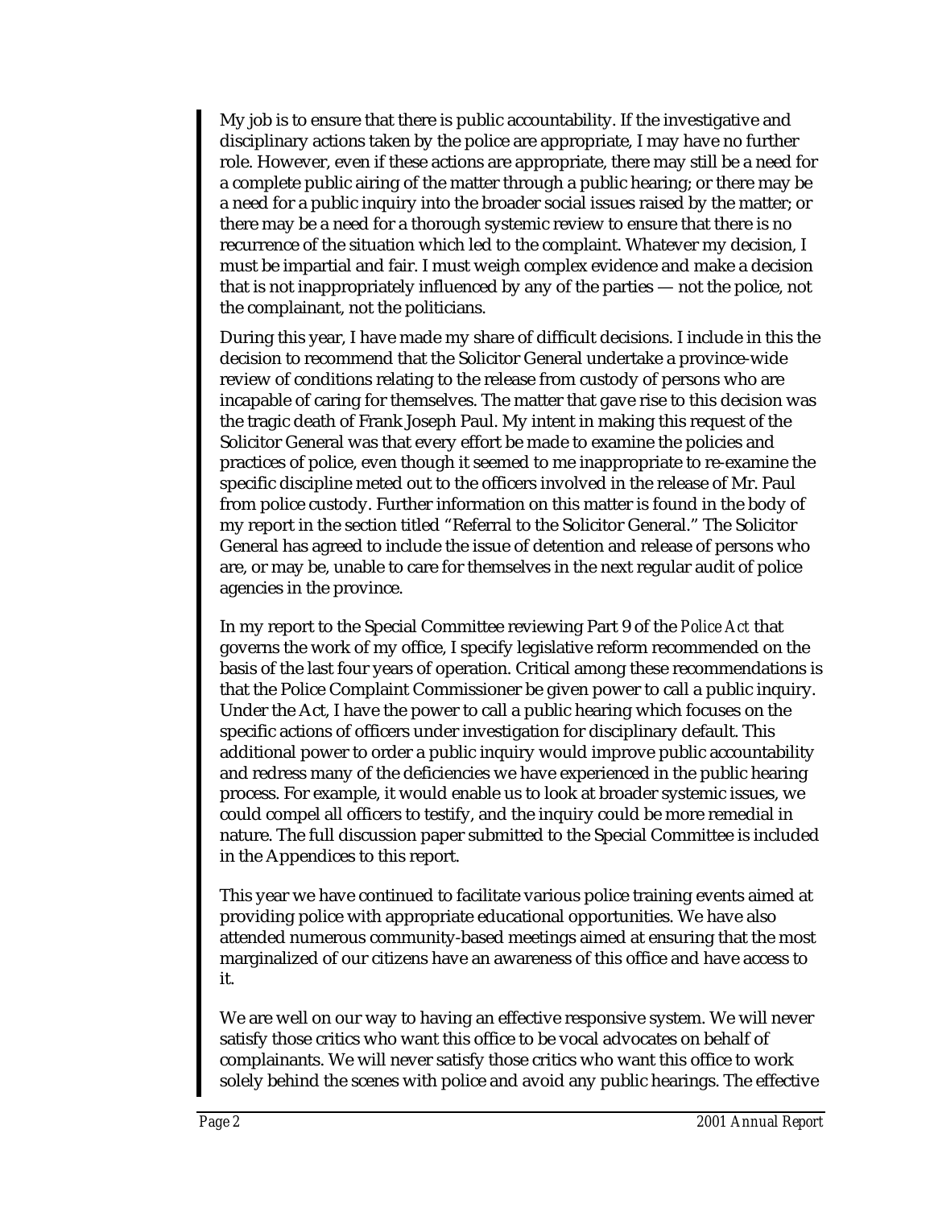My job is to ensure that there is public accountability. If the investigative and disciplinary actions taken by the police are appropriate, I may have no further role. However, even if these actions are appropriate, there may still be a need for a complete public airing of the matter through a public hearing; or there may be a need for a public inquiry into the broader social issues raised by the matter; or there may be a need for a thorough systemic review to ensure that there is no recurrence of the situation which led to the complaint. Whatever my decision, I must be impartial and fair. I must weigh complex evidence and make a decision that is not inappropriately influenced by any of the parties — not the police, not the complainant, not the politicians.

During this year, I have made my share of difficult decisions. I include in this the decision to recommend that the Solicitor General undertake a province-wide review of conditions relating to the release from custody of persons who are incapable of caring for themselves. The matter that gave rise to this decision was the tragic death of Frank Joseph Paul. My intent in making this request of the Solicitor General was that every effort be made to examine the policies and practices of police, even though it seemed to me inappropriate to re-examine the specific discipline meted out to the officers involved in the release of Mr. Paul from police custody. Further information on this matter is found in the body of my report in the section titled "Referral to the Solicitor General." The Solicitor General has agreed to include the issue of detention and release of persons who are, or may be, unable to care for themselves in the next regular audit of police agencies in the province.

In my report to the Special Committee reviewing Part 9 of the *Police Act* that governs the work of my office, I specify legislative reform recommended on the basis of the last four years of operation. Critical among these recommendations is that the Police Complaint Commissioner be given power to call a public inquiry. Under the Act, I have the power to call a public hearing which focuses on the specific actions of officers under investigation for disciplinary default. This additional power to order a public inquiry would improve public accountability and redress many of the deficiencies we have experienced in the public hearing process. For example, it would enable us to look at broader systemic issues, we could compel all officers to testify, and the inquiry could be more remedial in nature. The full discussion paper submitted to the Special Committee is included in the Appendices to this report.

This year we have continued to facilitate various police training events aimed at providing police with appropriate educational opportunities. We have also attended numerous community-based meetings aimed at ensuring that the most marginalized of our citizens have an awareness of this office and have access to it.

We are well on our way to having an effective responsive system. We will never satisfy those critics who want this office to be vocal advocates on behalf of complainants. We will never satisfy those critics who want this office to work solely behind the scenes with police and avoid any public hearings. The effective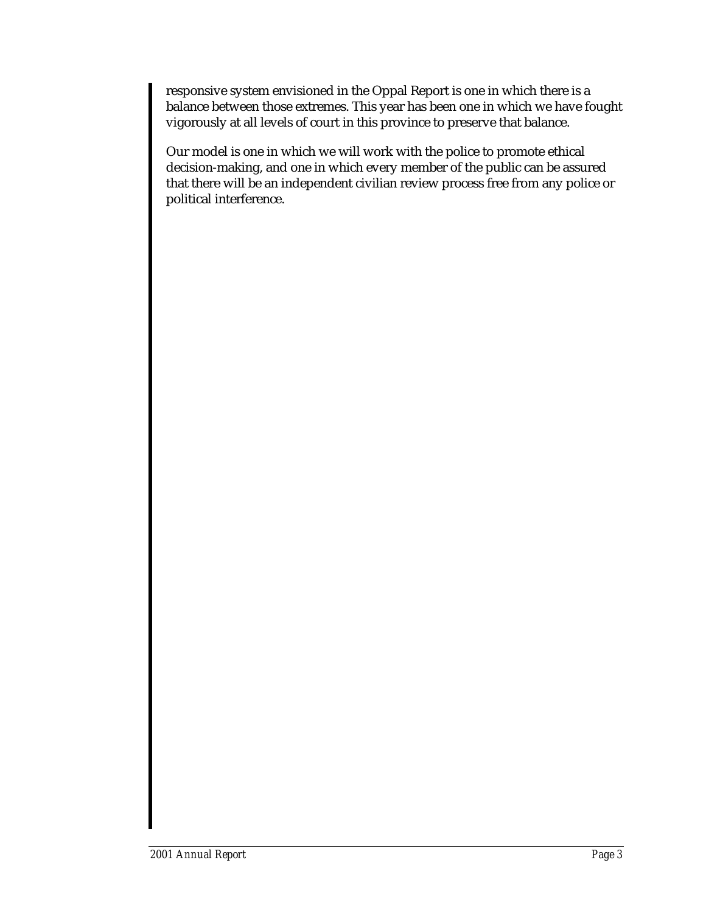responsive system envisioned in the Oppal Report is one in which there is a balance between those extremes. This year has been one in which we have fought vigorously at all levels of court in this province to preserve that balance.

Our model is one in which we will work with the police to promote ethical decision-making, and one in which every member of the public can be assured that there will be an independent civilian review process free from any police or political interference.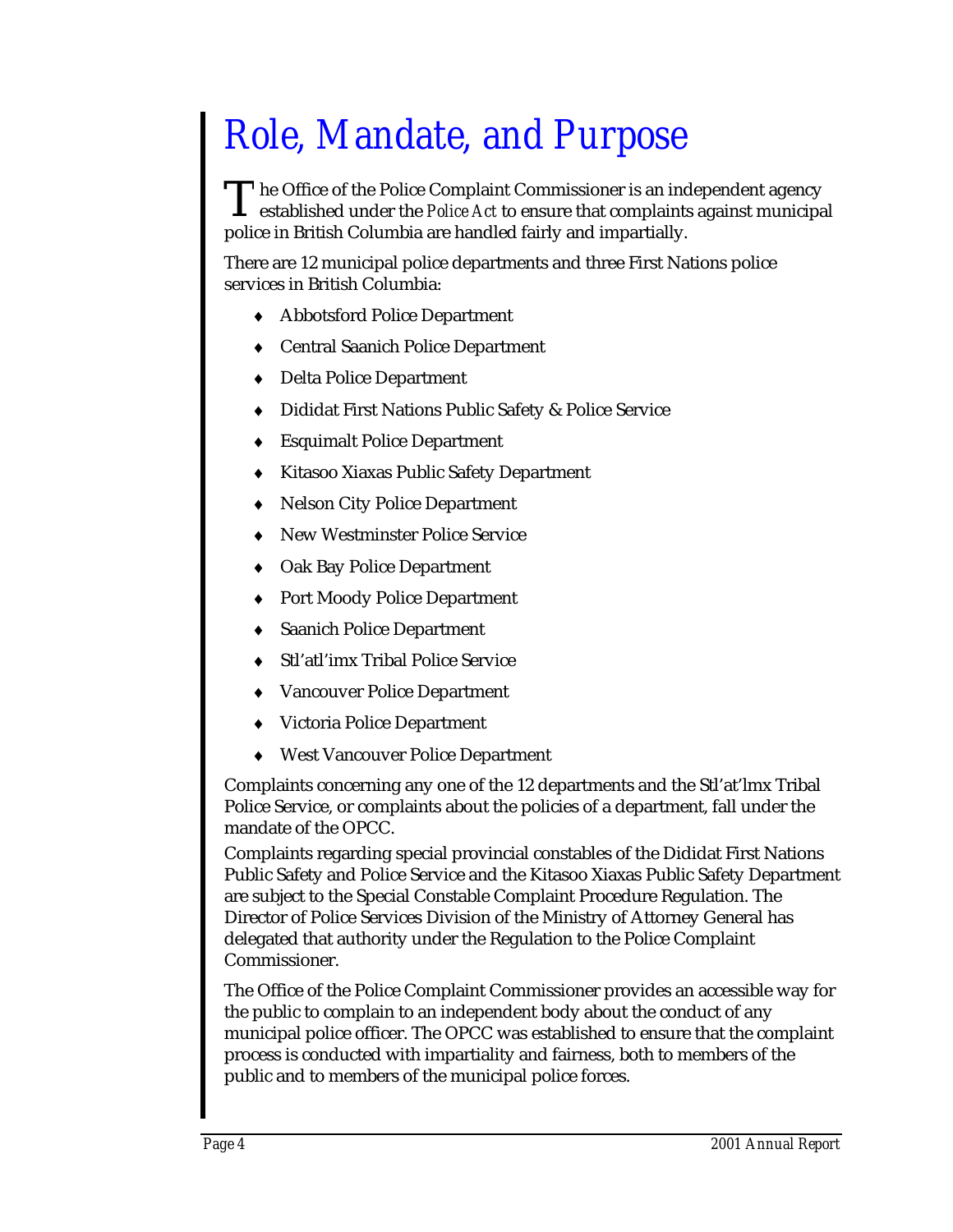# Role, Mandate, and Purpose

The Office of the Police Complaint Commissioner is an independent agency established under the *Police Act* to ensure that complaints against municipal police in British Columbia are handled fairly and impartially.

There are 12 municipal police departments and three First Nations police services in British Columbia:

- Abbotsford Police Department
- Central Saanich Police Department
- Delta Police Department
- Dididat First Nations Public Safety & Police Service
- Esquimalt Police Department
- Kitasoo Xiaxas Public Safety Department
- Nelson City Police Department
- New Westminster Police Service
- Oak Bay Police Department
- Port Moody Police Department
- Saanich Police Department
- Stl'atl'imx Tribal Police Service
- Vancouver Police Department
- Victoria Police Department
- West Vancouver Police Department

Complaints concerning any one of the 12 departments and the Stl'at'lmx Tribal Police Service, or complaints about the policies of a department, fall under the mandate of the OPCC.

Complaints regarding special provincial constables of the Dididat First Nations Public Safety and Police Service and the Kitasoo Xiaxas Public Safety Department are subject to the Special Constable Complaint Procedure Regulation. The Director of Police Services Division of the Ministry of Attorney General has delegated that authority under the Regulation to the Police Complaint Commissioner.

The Office of the Police Complaint Commissioner provides an accessible way for the public to complain to an independent body about the conduct of any municipal police officer. The OPCC was established to ensure that the complaint process is conducted with impartiality and fairness, both to members of the public and to members of the municipal police forces.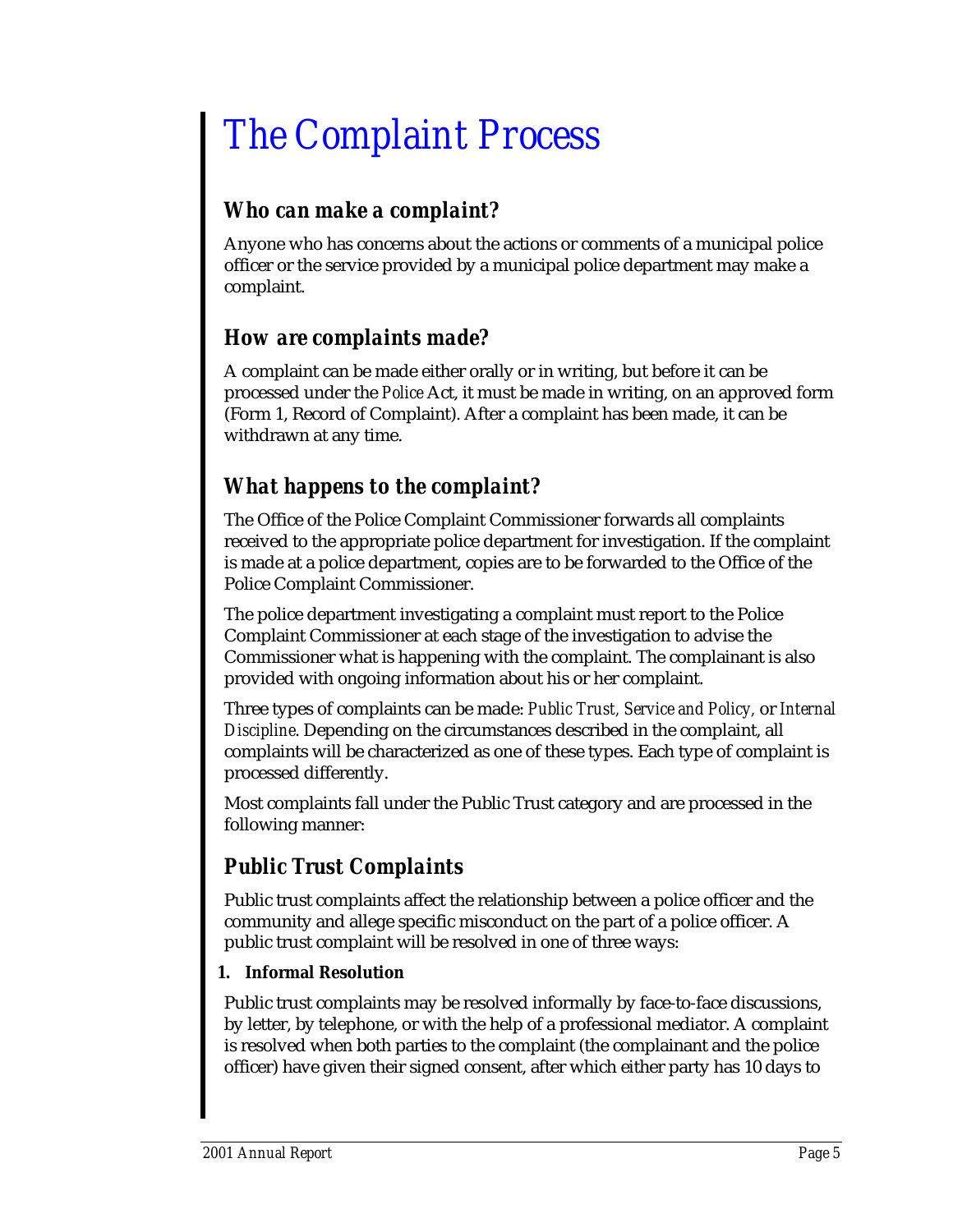# The Complaint Process

## *Who can make a complaint?*

Anyone who has concerns about the actions or comments of a municipal police officer or the service provided by a municipal police department may make a complaint.

## *How are complaints made?*

A complaint can be made either orally or in writing, but before it can be processed under the *Police* Act, it must be made in writing, on an approved form (Form 1, Record of Complaint). After a complaint has been made, it can be withdrawn at any time.

## *What happens to the complaint?*

The Office of the Police Complaint Commissioner forwards all complaints received to the appropriate police department for investigation. If the complaint is made at a police department, copies are to be forwarded to the Office of the Police Complaint Commissioner.

The police department investigating a complaint must report to the Police Complaint Commissioner at each stage of the investigation to advise the Commissioner what is happening with the complaint. The complainant is also provided with ongoing information about his or her complaint.

Three types of complaints can be made: *Public Trust, Service and Policy,* or *Internal Discipline*. Depending on the circumstances described in the complaint, all complaints will be characterized as one of these types. Each type of complaint is processed differently.

Most complaints fall under the Public Trust category and are processed in the following manner:

## *Public Trust Complaints*

Public trust complaints affect the relationship between a police officer and the community and allege specific misconduct on the part of a police officer. A public trust complaint will be resolved in one of three ways:

**1. Informal Resolution**

Public trust complaints may be resolved informally by face-to-face discussions, by letter, by telephone, or with the help of a professional mediator. A complaint is resolved when both parties to the complaint (the complainant and the police officer) have given their signed consent, after which either party has 10 days to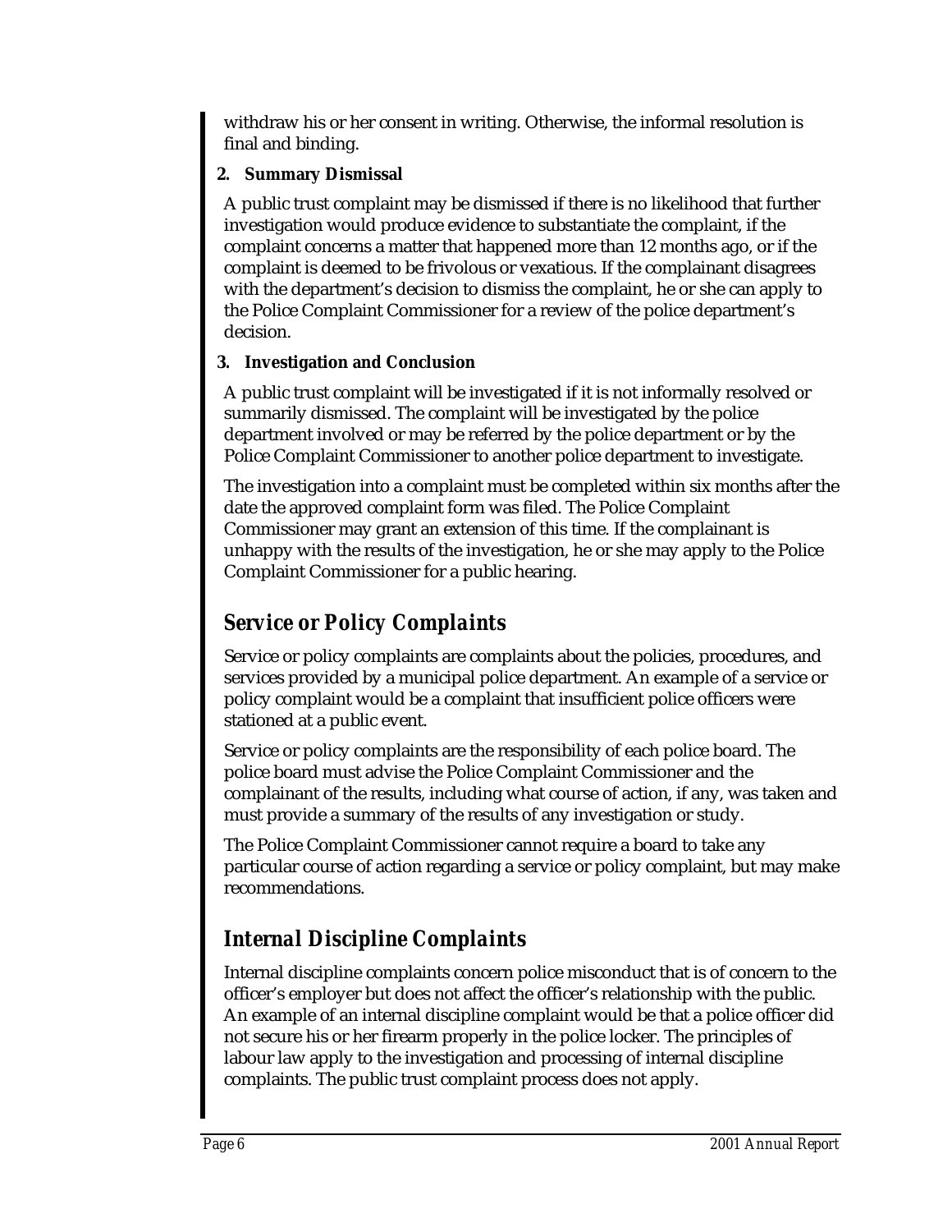withdraw his or her consent in writing. Otherwise, the informal resolution is final and binding.

**2. Summary Dismissal**

A public trust complaint may be dismissed if there is no likelihood that further investigation would produce evidence to substantiate the complaint, if the complaint concerns a matter that happened more than 12 months ago, or if the complaint is deemed to be frivolous or vexatious. If the complainant disagrees with the department's decision to dismiss the complaint, he or she can apply to the Police Complaint Commissioner for a review of the police department's decision.

**3. Investigation and Conclusion**

A public trust complaint will be investigated if it is not informally resolved or summarily dismissed. The complaint will be investigated by the police department involved or may be referred by the police department or by the Police Complaint Commissioner to another police department to investigate.

The investigation into a complaint must be completed within six months after the date the approved complaint form was filed. The Police Complaint Commissioner may grant an extension of this time. If the complainant is unhappy with the results of the investigation, he or she may apply to the Police Complaint Commissioner for a public hearing.

## Service or Policy Complaints

Service or policy complaints are complaints about the policies, procedures, and services provided by a municipal police department. An example of a service or policy complaint would be a complaint that insufficient police officers were stationed at a public event.

Service or policy complaints are the responsibility of each police board. The police board must advise the Police Complaint Commissioner and the complainant of the results, including what course of action, if any, was taken and must provide a summary of the results of any investigation or study.

The Police Complaint Commissioner cannot require a board to take any particular course of action regarding a service or policy complaint, but may make recommendations.

## Internal Discipline Complaints

Internal discipline complaints concern police misconduct that is of concern to the officer's employer but does not affect the officer's relationship with the public. An example of an internal discipline complaint would be that a police officer did not secure his or her firearm properly in the police locker. The principles of labour law apply to the investigation and processing of internal discipline complaints. The public trust complaint process does not apply.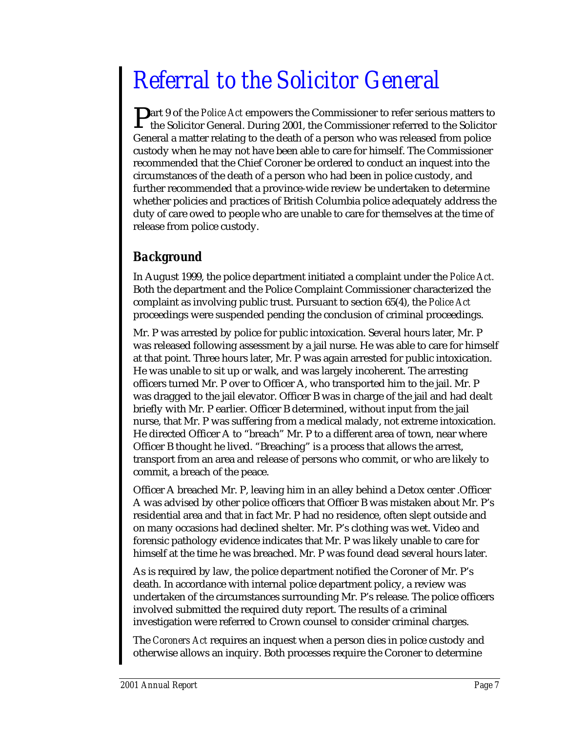# *Referral to the Solicitor General*

Part 9 of the *Police Act* empowers the Commissioner to refer serious matters to the Solicitor General. During 2001, the Commissioner referred to the Solicitor General a matter relating to the death of a person who was released from police custody when he may not have been able to care for himself. The Commissioner recommended that the Chief Coroner be ordered to conduct an inquest into the circumstances of the death of a person who had been in police custody, and further recommended that a province-wide review be undertaken to determine whether policies and practices of British Columbia police adequately address the duty of care owed to people who are unable to care for themselves at the time of release from police custody.

## *Background*

In August 1999, the police department initiated a complaint under the *Police Act*. Both the department and the Police Complaint Commissioner characterized the complaint as involving public trust. Pursuant to section 65(4), the *Police Act* proceedings were suspended pending the conclusion of criminal proceedings.

Mr. P was arrested by police for public intoxication. Several hours later, Mr. P was released following assessment by a jail nurse. He was able to care for himself at that point. Three hours later, Mr. P was again arrested for public intoxication. He was unable to sit up or walk, and was largely incoherent. The arresting officers turned Mr. P over to Officer A, who transported him to the jail. Mr. P was dragged to the jail elevator. Officer B was in charge of the jail and had dealt briefly with Mr. P earlier. Officer B determined, without input from the jail nurse, that Mr. P was suffering from a medical malady, not extreme intoxication. He directed Officer A to "breach" Mr. P to a different area of town, near where Officer B thought he lived. "Breaching" is a process that allows the arrest, transport from an area and release of persons who commit, or who are likely to commit, a breach of the peace.

Officer A breached Mr. P, leaving him in an alley behind a Detox center .Officer A was advised by other police officers that Officer B was mistaken about Mr. P's residential area and that in fact Mr. P had no residence, often slept outside and on many occasions had declined shelter. Mr. P's clothing was wet. Video and forensic pathology evidence indicates that Mr. P was likely unable to care for himself at the time he was breached. Mr. P was found dead several hours later.

As is required by law, the police department notified the Coroner of Mr. P's death. In accordance with internal police department policy, a review was undertaken of the circumstances surrounding Mr. P's release. The police officers involved submitted the required duty report. The results of a criminal investigation were referred to Crown counsel to consider criminal charges.

The *Coroners Act* requires an inquest when a person dies in police custody and otherwise allows an inquiry. Both processes require the Coroner to determine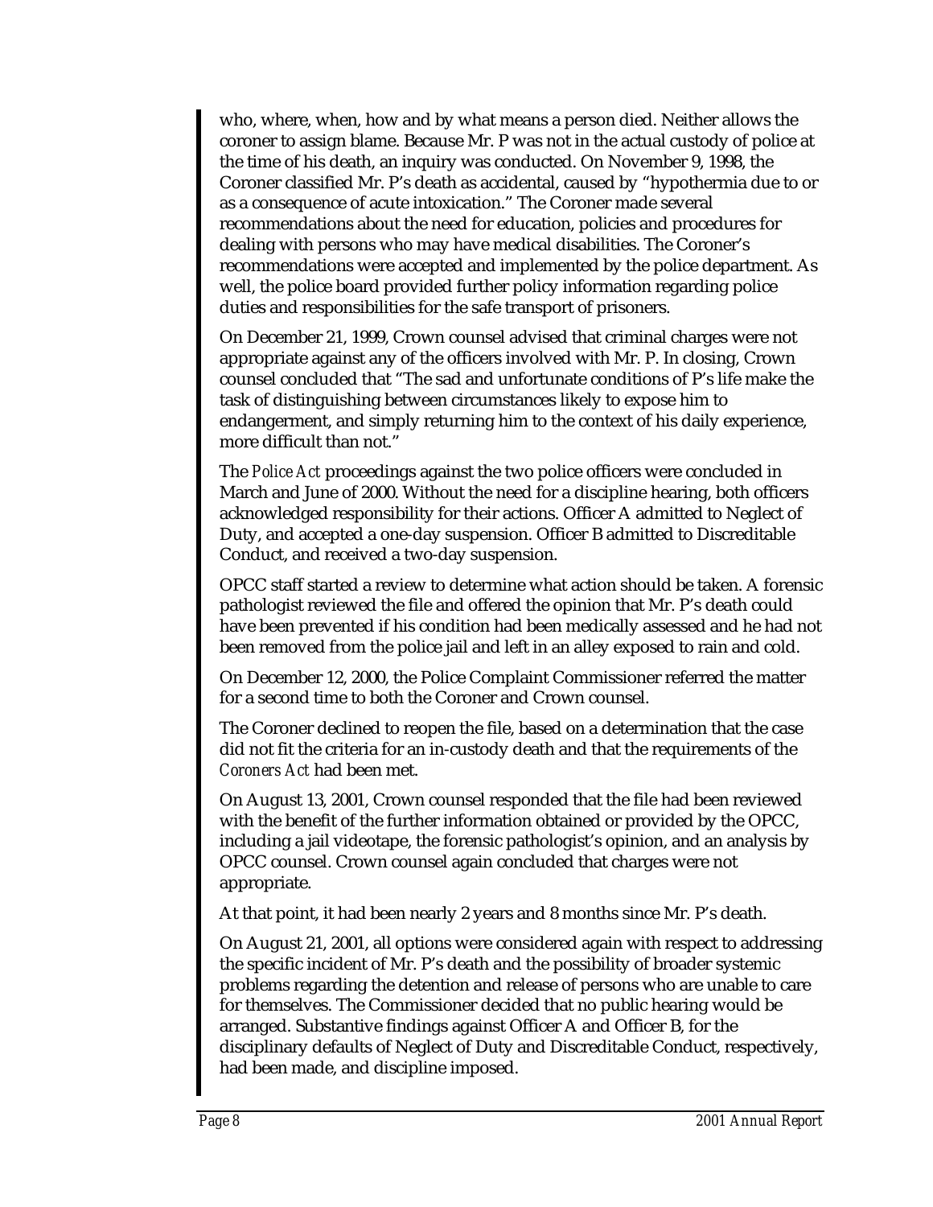who, where, when, how and by what means a person died. Neither allows the coroner to assign blame. Because Mr. P was not in the actual custody of police at the time of his death, an inquiry was conducted. On November 9, 1998, the Coroner classified Mr. P's death as accidental, caused by "hypothermia due to or as a consequence of acute intoxication." The Coroner made several recommendations about the need for education, policies and procedures for dealing with persons who may have medical disabilities. The Coroner's recommendations were accepted and implemented by the police department. As well, the police board provided further policy information regarding police duties and responsibilities for the safe transport of prisoners.

On December 21, 1999, Crown counsel advised that criminal charges were not appropriate against any of the officers involved with Mr. P. In closing, Crown counsel concluded that "The sad and unfortunate conditions of P's life make the task of distinguishing between circumstances likely to expose him to endangerment, and simply returning him to the context of his daily experience, more difficult than not."

The *Police Act* proceedings against the two police officers were concluded in March and June of 2000. Without the need for a discipline hearing, both officers acknowledged responsibility for their actions. Officer A admitted to Neglect of Duty, and accepted a one-day suspension. Officer B admitted to Discreditable Conduct, and received a two-day suspension.

OPCC staff started a review to determine what action should be taken. A forensic pathologist reviewed the file and offered the opinion that Mr. P's death could have been prevented if his condition had been medically assessed and he had not been removed from the police jail and left in an alley exposed to rain and cold.

On December 12, 2000, the Police Complaint Commissioner referred the matter for a second time to both the Coroner and Crown counsel.

The Coroner declined to reopen the file, based on a determination that the case did not fit the criteria for an in-custody death and that the requirements of the *Coroners Act* had been met.

On August 13, 2001, Crown counsel responded that the file had been reviewed with the benefit of the further information obtained or provided by the OPCC, including a jail videotape, the forensic pathologist's opinion, and an analysis by OPCC counsel. Crown counsel again concluded that charges were not appropriate.

At that point, it had been nearly 2 years and 8 months since Mr. P's death.

On August 21, 2001, all options were considered again with respect to addressing the specific incident of Mr. P's death and the possibility of broader systemic problems regarding the detention and release of persons who are unable to care for themselves. The Commissioner decided that no public hearing would be arranged. Substantive findings against Officer A and Officer B, for the disciplinary defaults of Neglect of Duty and Discreditable Conduct, respectively, had been made, and discipline imposed.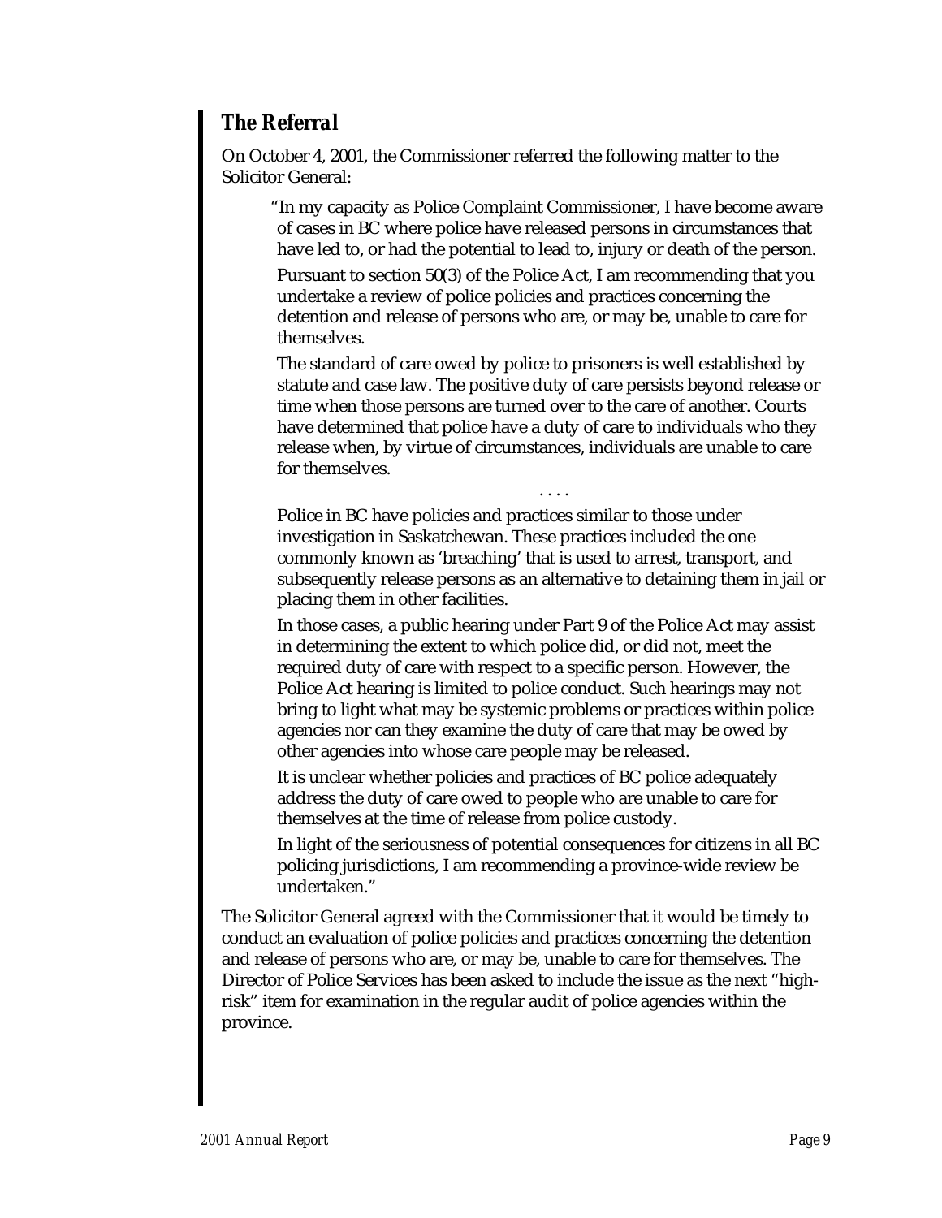## *The Referral*

On October 4, 2001, the Commissioner referred the following matter to the Solicitor General:

> "In my capacity as Police Complaint Commissioner, I have become aware of cases in BC where police have released persons in circumstances that have led to, or had the potential to lead to, injury or death of the person.
>
> Pursuant to section 50(3) of the Police Act, I am recommending that you undertake a review of police policies and practices concerning the detention and release of persons who are, or may be, unable to care for themselves.
>
> The standard of care owed by police to prisoners is well established by statute and case law. The positive duty of care persists beyond release or time when those persons are turned over to the care of another. Courts have determined that police have a duty of care to individuals who they release when, by virtue of circumstances, individuals are unable to care for themselves.
>
> . . . .
>
> Police in BC have policies and practices similar to those under investigation in Saskatchewan. These practices included the one commonly known as 'breaching' that is used to arrest, transport, and subsequently release persons as an alternative to detaining them in jail or placing them in other facilities.
>
> In those cases, a public hearing under Part 9 of the Police Act may assist in determining the extent to which police did, or did not, meet the required duty of care with respect to a specific person. However, the Police Act hearing is limited to police conduct. Such hearings may not bring to light what may be systemic problems or practices within police agencies nor can they examine the duty of care that may be owed by other agencies into whose care people may be released.
>
> It is unclear whether policies and practices of BC police adequately address the duty of care owed to people who are unable to care for themselves at the time of release from police custody.
>
> In light of the seriousness of potential consequences for citizens in all BC policing jurisdictions, I am recommending a province-wide review be undertaken."

The Solicitor General agreed with the Commissioner that it would be timely to conduct an evaluation of police policies and practices concerning the detention and release of persons who are, or may be, unable to care for themselves. The Director of Police Services has been asked to include the issue as the next "high-risk" item for examination in the regular audit of police agencies within the province.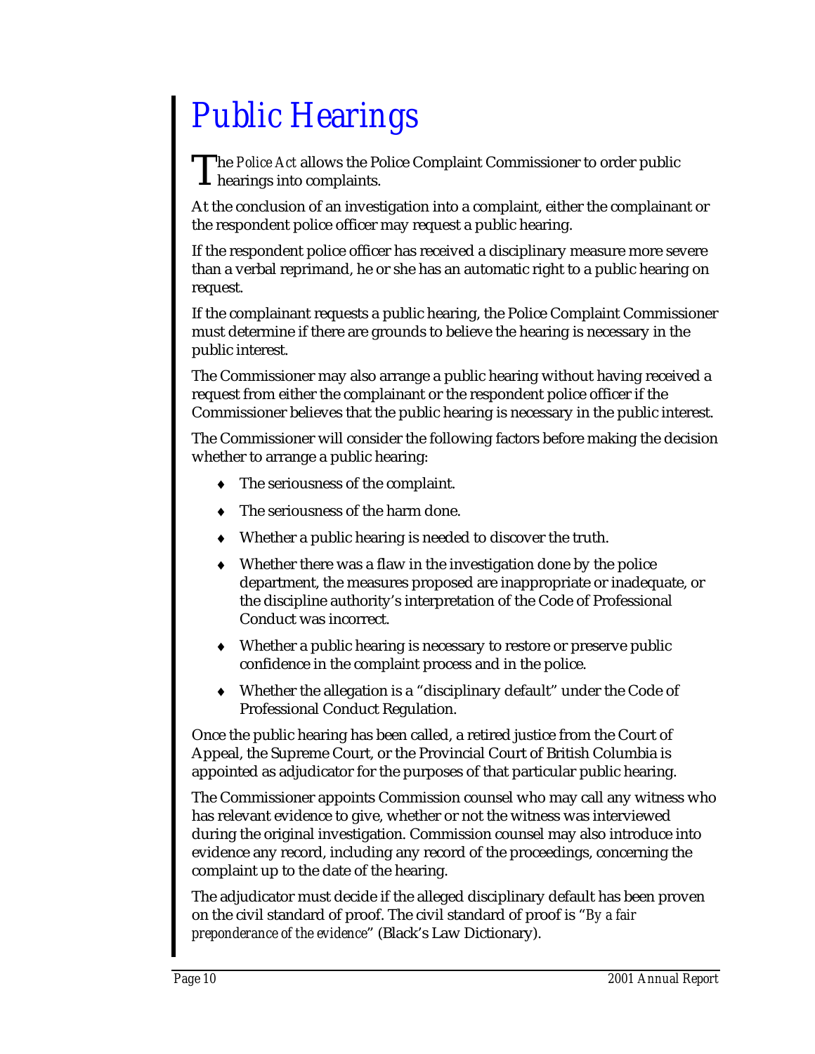# Public Hearings

The *Police Act* allows the Police Complaint Commissioner to order public hearings into complaints.

At the conclusion of an investigation into a complaint, either the complainant or the respondent police officer may request a public hearing.

If the respondent police officer has received a disciplinary measure more severe than a verbal reprimand, he or she has an automatic right to a public hearing on request.

If the complainant requests a public hearing, the Police Complaint Commissioner must determine if there are grounds to believe the hearing is necessary in the public interest.

The Commissioner may also arrange a public hearing without having received a request from either the complainant or the respondent police officer if the Commissioner believes that the public hearing is necessary in the public interest.

The Commissioner will consider the following factors before making the decision whether to arrange a public hearing:

- The seriousness of the complaint.
- The seriousness of the harm done.
- Whether a public hearing is needed to discover the truth.
- Whether there was a flaw in the investigation done by the police department, the measures proposed are inappropriate or inadequate, or the discipline authority's interpretation of the Code of Professional Conduct was incorrect.
- Whether a public hearing is necessary to restore or preserve public confidence in the complaint process and in the police.
- Whether the allegation is a "disciplinary default" under the Code of Professional Conduct Regulation.

Once the public hearing has been called, a retired justice from the Court of Appeal, the Supreme Court, or the Provincial Court of British Columbia is appointed as adjudicator for the purposes of that particular public hearing.

The Commissioner appoints Commission counsel who may call any witness who has relevant evidence to give, whether or not the witness was interviewed during the original investigation. Commission counsel may also introduce into evidence any record, including any record of the proceedings, concerning the complaint up to the date of the hearing.

The adjudicator must decide if the alleged disciplinary default has been proven on the civil standard of proof. The civil standard of proof is "*By a fair preponderance of the evidence*" (Black's Law Dictionary).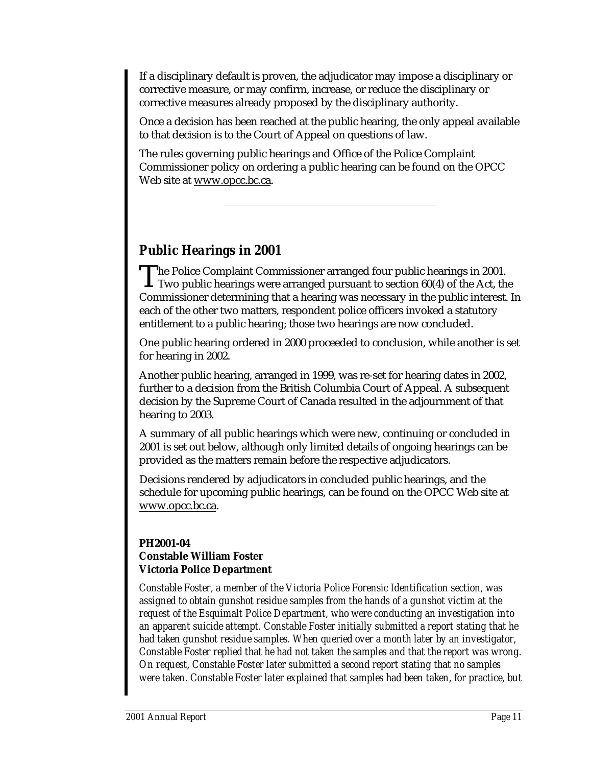If a disciplinary default is proven, the adjudicator may impose a disciplinary or corrective measure, or may confirm, increase, or reduce the disciplinary or corrective measures already proposed by the disciplinary authority.

Once a decision has been reached at the public hearing, the only appeal available to that decision is to the Court of Appeal on questions of law.

The rules governing public hearings and Office of the Police Complaint Commissioner policy on ordering a public hearing can be found on the OPCC Web site at www.opcc.bc.ca.

---

## *Public Hearings in 2001*

The Police Complaint Commissioner arranged four public hearings in 2001. Two public hearings were arranged pursuant to section 60(4) of the Act, the Commissioner determining that a hearing was necessary in the public interest. In each of the other two matters, respondent police officers invoked a statutory entitlement to a public hearing; those two hearings are now concluded.

One public hearing ordered in 2000 proceeded to conclusion, while another is set for hearing in 2002.

Another public hearing, arranged in 1999, was re-set for hearing dates in 2002, further to a decision from the British Columbia Court of Appeal. A subsequent decision by the Supreme Court of Canada resulted in the adjournment of that hearing to 2003.

A summary of all public hearings which were new, continuing or concluded in 2001 is set out below, although only limited details of ongoing hearings can be provided as the matters remain before the respective adjudicators.

Decisions rendered by adjudicators in concluded public hearings, and the schedule for upcoming public hearings, can be found on the OPCC Web site at www.opcc.bc.ca.

**PH2001-04**
**Constable William Foster**
**Victoria Police Department**

*Constable Foster, a member of the Victoria Police Forensic Identification section, was assigned to obtain gunshot residue samples from the hands of a gunshot victim at the request of the Esquimalt Police Department, who were conducting an investigation into an apparent suicide attempt. Constable Foster initially submitted a report stating that he had taken gunshot residue samples. When queried over a month later by an investigator, Constable Foster replied that he had not taken the samples and that the report was wrong. On request, Constable Foster later submitted a second report stating that no samples were taken. Constable Foster later explained that samples had been taken, for practice, but*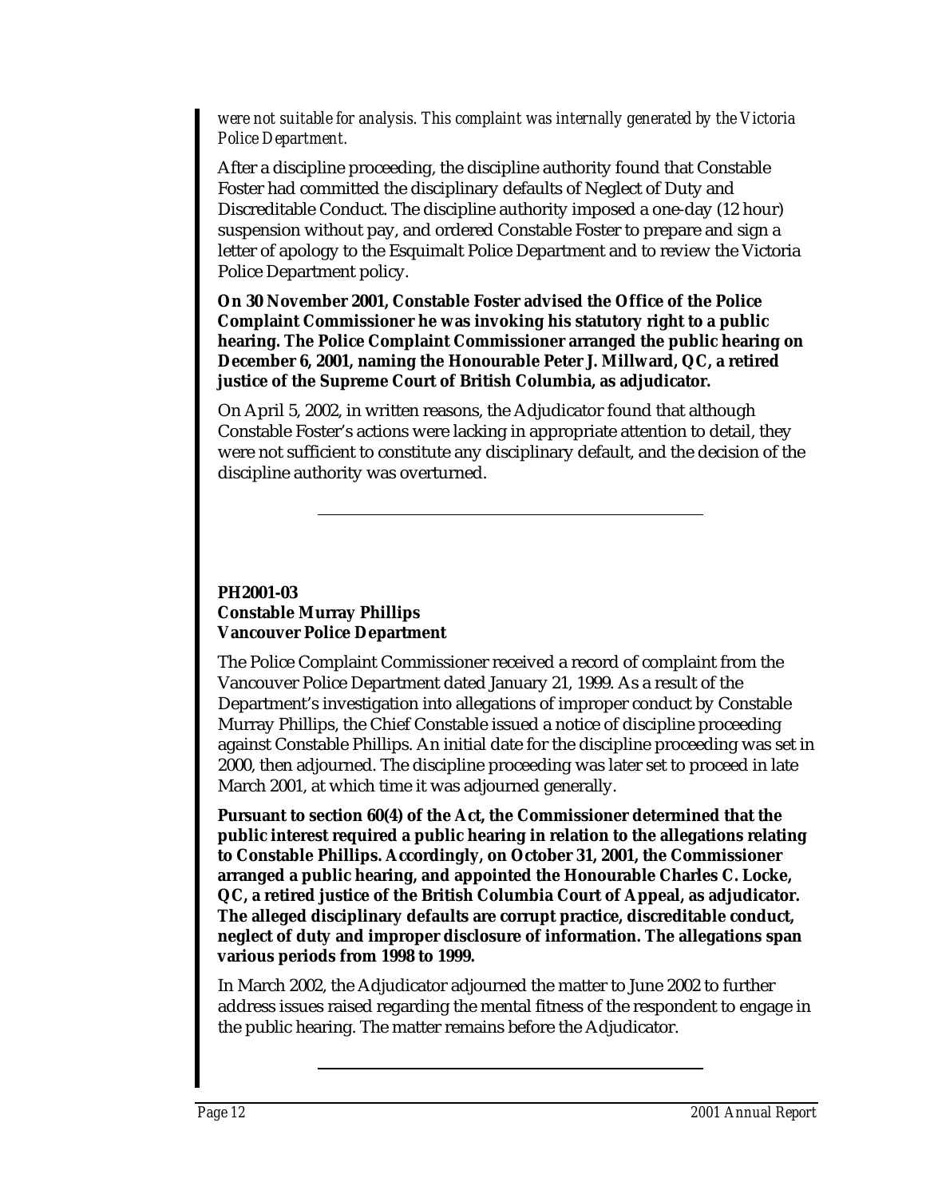*were not suitable for analysis. This complaint was internally generated by the Victoria Police Department.*

After a discipline proceeding, the discipline authority found that Constable Foster had committed the disciplinary defaults of Neglect of Duty and Discreditable Conduct. The discipline authority imposed a one-day (12 hour) suspension without pay, and ordered Constable Foster to prepare and sign a letter of apology to the Esquimalt Police Department and to review the Victoria Police Department policy.

**On 30 November 2001, Constable Foster advised the Office of the Police Complaint Commissioner he was invoking his statutory right to a public hearing. The Police Complaint Commissioner arranged the public hearing on December 6, 2001, naming the Honourable Peter J. Millward, QC, a retired justice of the Supreme Court of British Columbia, as adjudicator.**

On April 5, 2002, in written reasons, the Adjudicator found that although Constable Foster's actions were lacking in appropriate attention to detail, they were not sufficient to constitute any disciplinary default, and the decision of the discipline authority was overturned.

---

**PH2001-03**
**Constable Murray Phillips**
**Vancouver Police Department**

The Police Complaint Commissioner received a record of complaint from the Vancouver Police Department dated January 21, 1999. As a result of the Department's investigation into allegations of improper conduct by Constable Murray Phillips, the Chief Constable issued a notice of discipline proceeding against Constable Phillips. An initial date for the discipline proceeding was set in 2000, then adjourned. The discipline proceeding was later set to proceed in late March 2001, at which time it was adjourned generally.

**Pursuant to section 60(4) of the Act, the Commissioner determined that the public interest required a public hearing in relation to the allegations relating to Constable Phillips. Accordingly, on October 31, 2001, the Commissioner arranged a public hearing, and appointed the Honourable Charles C. Locke, QC, a retired justice of the British Columbia Court of Appeal, as adjudicator. The alleged disciplinary defaults are corrupt practice, discreditable conduct, neglect of duty and improper disclosure of information. The allegations span various periods from 1998 to 1999.**

In March 2002, the Adjudicator adjourned the matter to June 2002 to further address issues raised regarding the mental fitness of the respondent to engage in the public hearing. The matter remains before the Adjudicator.

---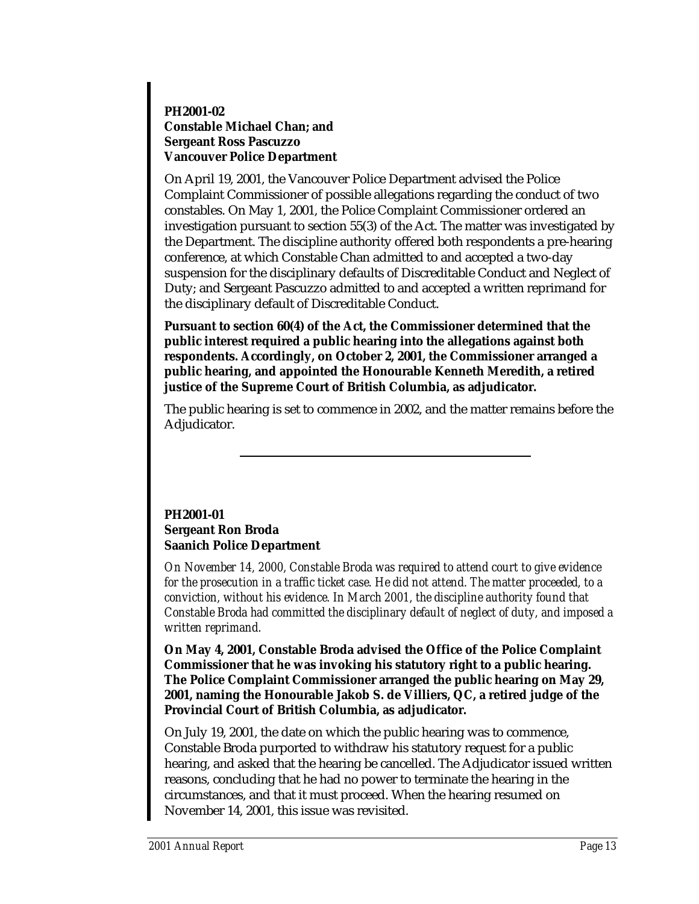**PH2001-02**
**Constable Michael Chan; and**
**Sergeant Ross Pascuzzo**
**Vancouver Police Department**

On April 19, 2001, the Vancouver Police Department advised the Police Complaint Commissioner of possible allegations regarding the conduct of two constables. On May 1, 2001, the Police Complaint Commissioner ordered an investigation pursuant to section 55(3) of the Act. The matter was investigated by the Department. The discipline authority offered both respondents a pre-hearing conference, at which Constable Chan admitted to and accepted a two-day suspension for the disciplinary defaults of Discreditable Conduct and Neglect of Duty; and Sergeant Pascuzzo admitted to and accepted a written reprimand for the disciplinary default of Discreditable Conduct.

**Pursuant to section 60(4) of the Act, the Commissioner determined that the public interest required a public hearing into the allegations against both respondents. Accordingly, on October 2, 2001, the Commissioner arranged a public hearing, and appointed the Honourable Kenneth Meredith, a retired justice of the Supreme Court of British Columbia, as adjudicator.**

The public hearing is set to commence in 2002, and the matter remains before the Adjudicator.

---

**PH2001-01**
**Sergeant Ron Broda**
**Saanich Police Department**

*On November 14, 2000, Constable Broda was required to attend court to give evidence for the prosecution in a traffic ticket case. He did not attend. The matter proceeded, to a conviction, without his evidence. In March 2001, the discipline authority found that Constable Broda had committed the disciplinary default of neglect of duty, and imposed a written reprimand.*

**On May 4, 2001, Constable Broda advised the Office of the Police Complaint Commissioner that he was invoking his statutory right to a public hearing. The Police Complaint Commissioner arranged the public hearing on May 29, 2001, naming the Honourable Jakob S. de Villiers, QC, a retired judge of the Provincial Court of British Columbia, as adjudicator.**

On July 19, 2001, the date on which the public hearing was to commence, Constable Broda purported to withdraw his statutory request for a public hearing, and asked that the hearing be cancelled. The Adjudicator issued written reasons, concluding that he had no power to terminate the hearing in the circumstances, and that it must proceed. When the hearing resumed on November 14, 2001, this issue was revisited.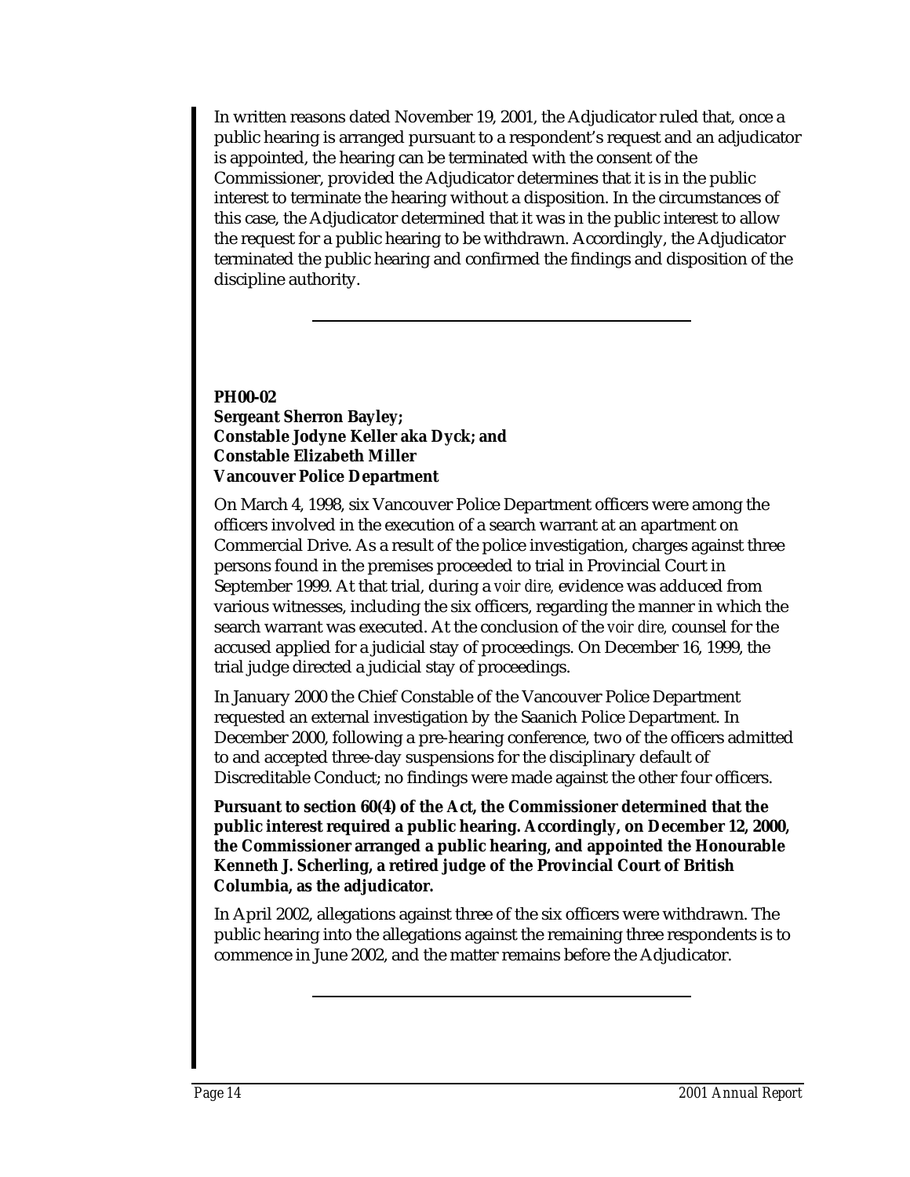In written reasons dated November 19, 2001, the Adjudicator ruled that, once a public hearing is arranged pursuant to a respondent's request and an adjudicator is appointed, the hearing can be terminated with the consent of the Commissioner, provided the Adjudicator determines that it is in the public interest to terminate the hearing without a disposition. In the circumstances of this case, the Adjudicator determined that it was in the public interest to allow the request for a public hearing to be withdrawn. Accordingly, the Adjudicator terminated the public hearing and confirmed the findings and disposition of the discipline authority.

---

**PH00-02**
**Sergeant Sherron Bayley;**
**Constable Jodyne Keller aka Dyck; and**
**Constable Elizabeth Miller**
**Vancouver Police Department**

On March 4, 1998, six Vancouver Police Department officers were among the officers involved in the execution of a search warrant at an apartment on Commercial Drive. As a result of the police investigation, charges against three persons found in the premises proceeded to trial in Provincial Court in September 1999. At that trial, during a *voir dire,* evidence was adduced from various witnesses, including the six officers, regarding the manner in which the search warrant was executed. At the conclusion of the *voir dire,* counsel for the accused applied for a judicial stay of proceedings. On December 16, 1999, the trial judge directed a judicial stay of proceedings.

In January 2000 the Chief Constable of the Vancouver Police Department requested an external investigation by the Saanich Police Department. In December 2000, following a pre-hearing conference, two of the officers admitted to and accepted three-day suspensions for the disciplinary default of Discreditable Conduct; no findings were made against the other four officers.

**Pursuant to section 60(4) of the *Act*, the Commissioner determined that the public interest required a public hearing. Accordingly, on December 12, 2000, the Commissioner arranged a public hearing, and appointed the Honourable Kenneth J. Scherling, a retired judge of the Provincial Court of British Columbia, as the adjudicator.**

In April 2002, allegations against three of the six officers were withdrawn. The public hearing into the allegations against the remaining three respondents is to commence in June 2002, and the matter remains before the Adjudicator.

---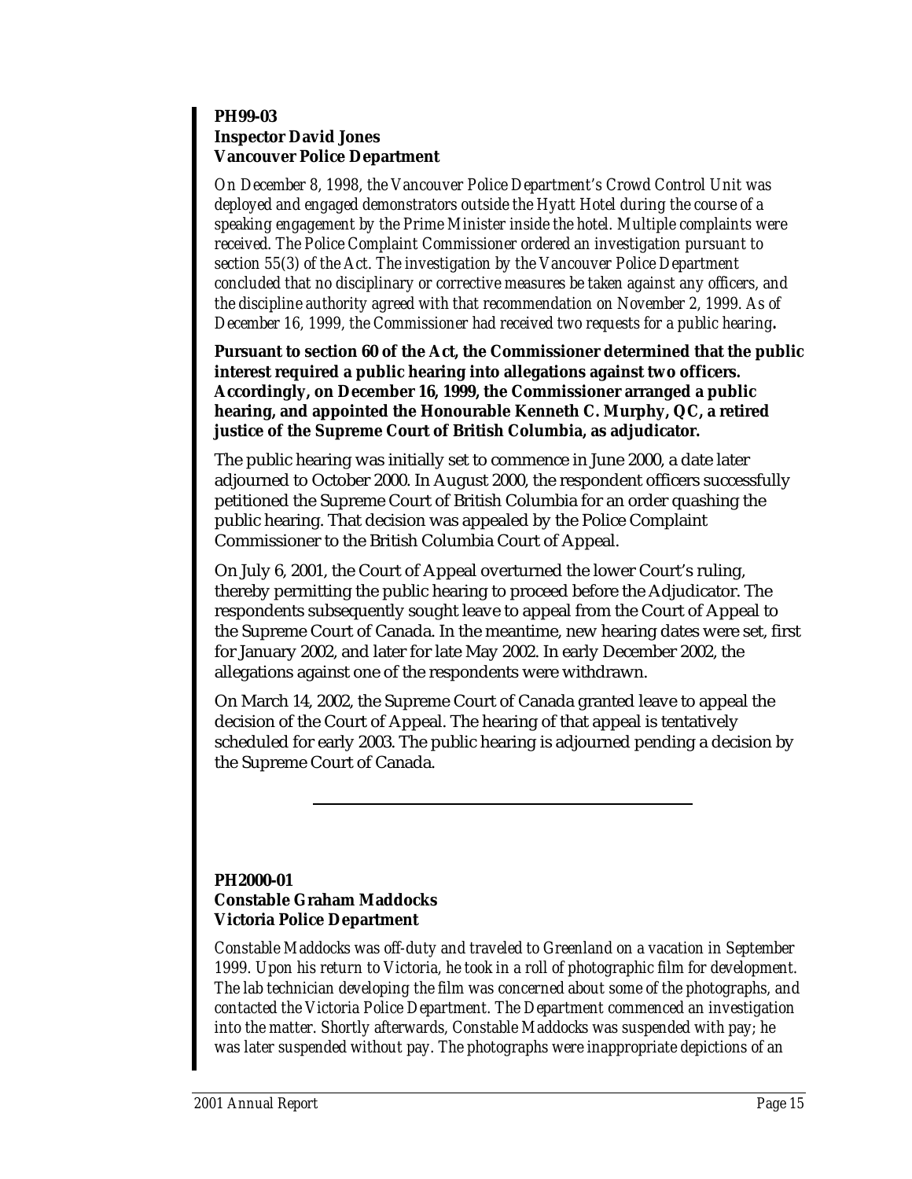**PH99-03**
**Inspector David Jones**
**Vancouver Police Department**

*On December 8, 1998, the Vancouver Police Department's Crowd Control Unit was deployed and engaged demonstrators outside the Hyatt Hotel during the course of a speaking engagement by the Prime Minister inside the hotel. Multiple complaints were received. The Police Complaint Commissioner ordered an investigation pursuant to section 55(3) of the Act. The investigation by the Vancouver Police Department concluded that no disciplinary or corrective measures be taken against any officers, and the discipline authority agreed with that recommendation on November 2, 1999. As of December 16, 1999, the Commissioner had received two requests for a public hearing***.**

**Pursuant to section 60 of the Act, the Commissioner determined that the public interest required a public hearing into allegations against two officers. Accordingly, on December 16, 1999, the Commissioner arranged a public hearing, and appointed the Honourable Kenneth C. Murphy, QC, a retired justice of the Supreme Court of British Columbia, as adjudicator.**

The public hearing was initially set to commence in June 2000, a date later adjourned to October 2000. In August 2000, the respondent officers successfully petitioned the Supreme Court of British Columbia for an order quashing the public hearing. That decision was appealed by the Police Complaint Commissioner to the British Columbia Court of Appeal.

On July 6, 2001, the Court of Appeal overturned the lower Court's ruling, thereby permitting the public hearing to proceed before the Adjudicator. The respondents subsequently sought leave to appeal from the Court of Appeal to the Supreme Court of Canada. In the meantime, new hearing dates were set, first for January 2002, and later for late May 2002. In early December 2002, the allegations against one of the respondents were withdrawn.

On March 14, 2002, the Supreme Court of Canada granted leave to appeal the decision of the Court of Appeal. The hearing of that appeal is tentatively scheduled for early 2003. The public hearing is adjourned pending a decision by the Supreme Court of Canada.

---

**PH2000-01**
**Constable Graham Maddocks**
**Victoria Police Department**

*Constable Maddocks was off-duty and traveled to Greenland on a vacation in September 1999. Upon his return to Victoria, he took in a roll of photographic film for development. The lab technician developing the film was concerned about some of the photographs, and contacted the Victoria Police Department. The Department commenced an investigation into the matter. Shortly afterwards, Constable Maddocks was suspended with pay; he was later suspended without pay. The photographs were inappropriate depictions of an*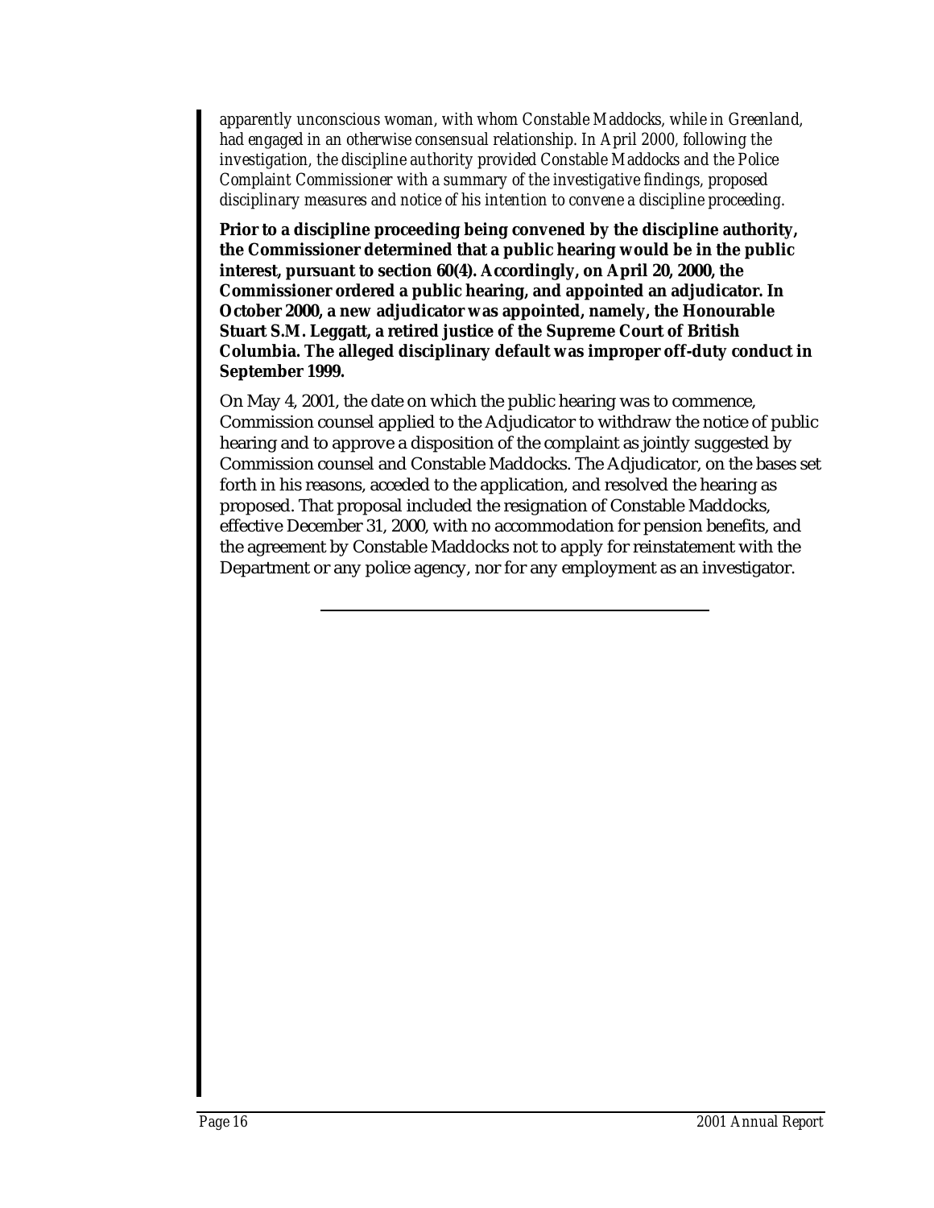*apparently unconscious woman, with whom Constable Maddocks, while in Greenland, had engaged in an otherwise consensual relationship. In April 2000, following the investigation, the discipline authority provided Constable Maddocks and the Police Complaint Commissioner with a summary of the investigative findings, proposed disciplinary measures and notice of his intention to convene a discipline proceeding.*

**Prior to a discipline proceeding being convened by the discipline authority, the Commissioner determined that a public hearing would be in the public interest, pursuant to section 60(4). Accordingly, on April 20, 2000, the Commissioner ordered a public hearing, and appointed an adjudicator. In October 2000, a new adjudicator was appointed, namely, the Honourable Stuart S.M. Leggatt, a retired justice of the Supreme Court of British Columbia. The alleged disciplinary default was improper off-duty conduct in September 1999.**

On May 4, 2001, the date on which the public hearing was to commence, Commission counsel applied to the Adjudicator to withdraw the notice of public hearing and to approve a disposition of the complaint as jointly suggested by Commission counsel and Constable Maddocks. The Adjudicator, on the bases set forth in his reasons, acceded to the application, and resolved the hearing as proposed. That proposal included the resignation of Constable Maddocks, effective December 31, 2000, with no accommodation for pension benefits, and the agreement by Constable Maddocks not to apply for reinstatement with the Department or any police agency, nor for any employment as an investigator.

---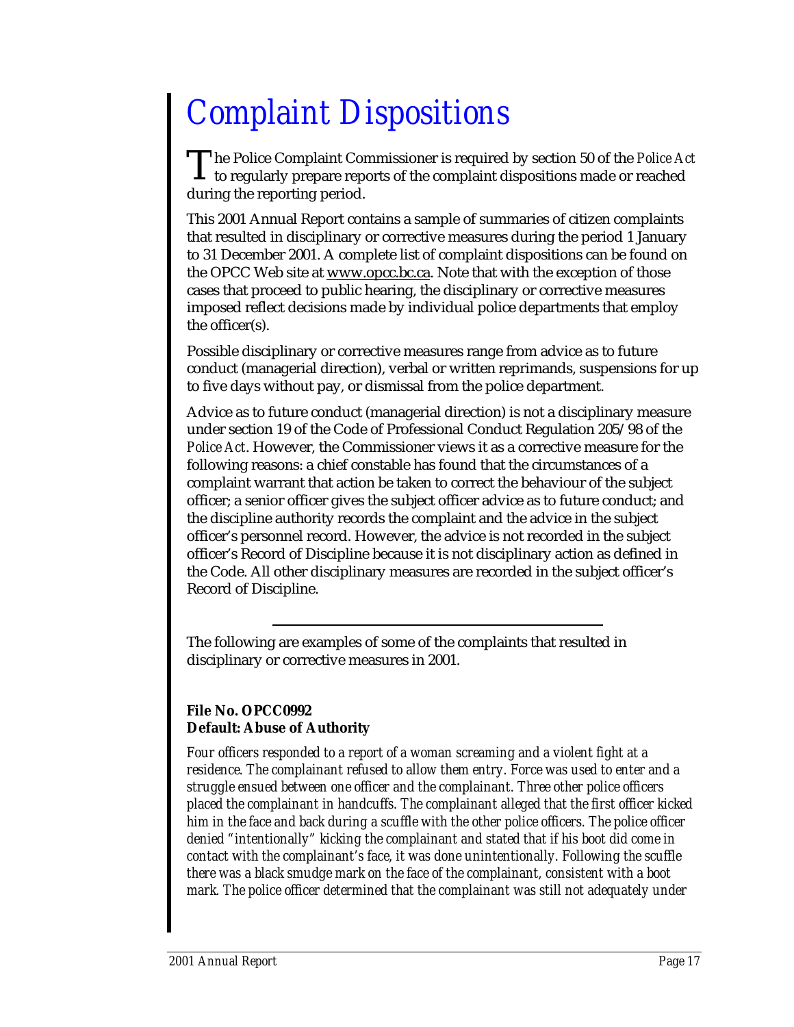# Complaint Dispositions

The Police Complaint Commissioner is required by section 50 of the *Police Act* to regularly prepare reports of the complaint dispositions made or reached during the reporting period.

This 2001 Annual Report contains a sample of summaries of citizen complaints that resulted in disciplinary or corrective measures during the period 1 January to 31 December 2001. A complete list of complaint dispositions can be found on the OPCC Web site at www.opcc.bc.ca. Note that with the exception of those cases that proceed to public hearing, the disciplinary or corrective measures imposed reflect decisions made by individual police departments that employ the officer(s).

Possible disciplinary or corrective measures range from advice as to future conduct (managerial direction), verbal or written reprimands, suspensions for up to five days without pay, or dismissal from the police department.

Advice as to future conduct (managerial direction) is not a disciplinary measure under section 19 of the Code of Professional Conduct Regulation 205/98 of the *Police Act*. However, the Commissioner views it as a corrective measure for the following reasons: a chief constable has found that the circumstances of a complaint warrant that action be taken to correct the behaviour of the subject officer; a senior officer gives the subject officer advice as to future conduct; and the discipline authority records the complaint and the advice in the subject officer's personnel record. However, the advice is not recorded in the subject officer's Record of Discipline because it is not disciplinary action as defined in the Code. All other disciplinary measures are recorded in the subject officer's Record of Discipline.

---

The following are examples of some of the complaints that resulted in disciplinary or corrective measures in 2001.

**File No. OPCC0992**
**Default: Abuse of Authority**

*Four officers responded to a report of a woman screaming and a violent fight at a residence. The complainant refused to allow them entry. Force was used to enter and a struggle ensued between one officer and the complainant. Three other police officers placed the complainant in handcuffs. The complainant alleged that the first officer kicked him in the face and back during a scuffle with the other police officers. The police officer denied "intentionally" kicking the complainant and stated that if his boot did come in contact with the complainant's face, it was done unintentionally. Following the scuffle there was a black smudge mark on the face of the complainant, consistent with a boot mark. The police officer determined that the complainant was still not adequately under*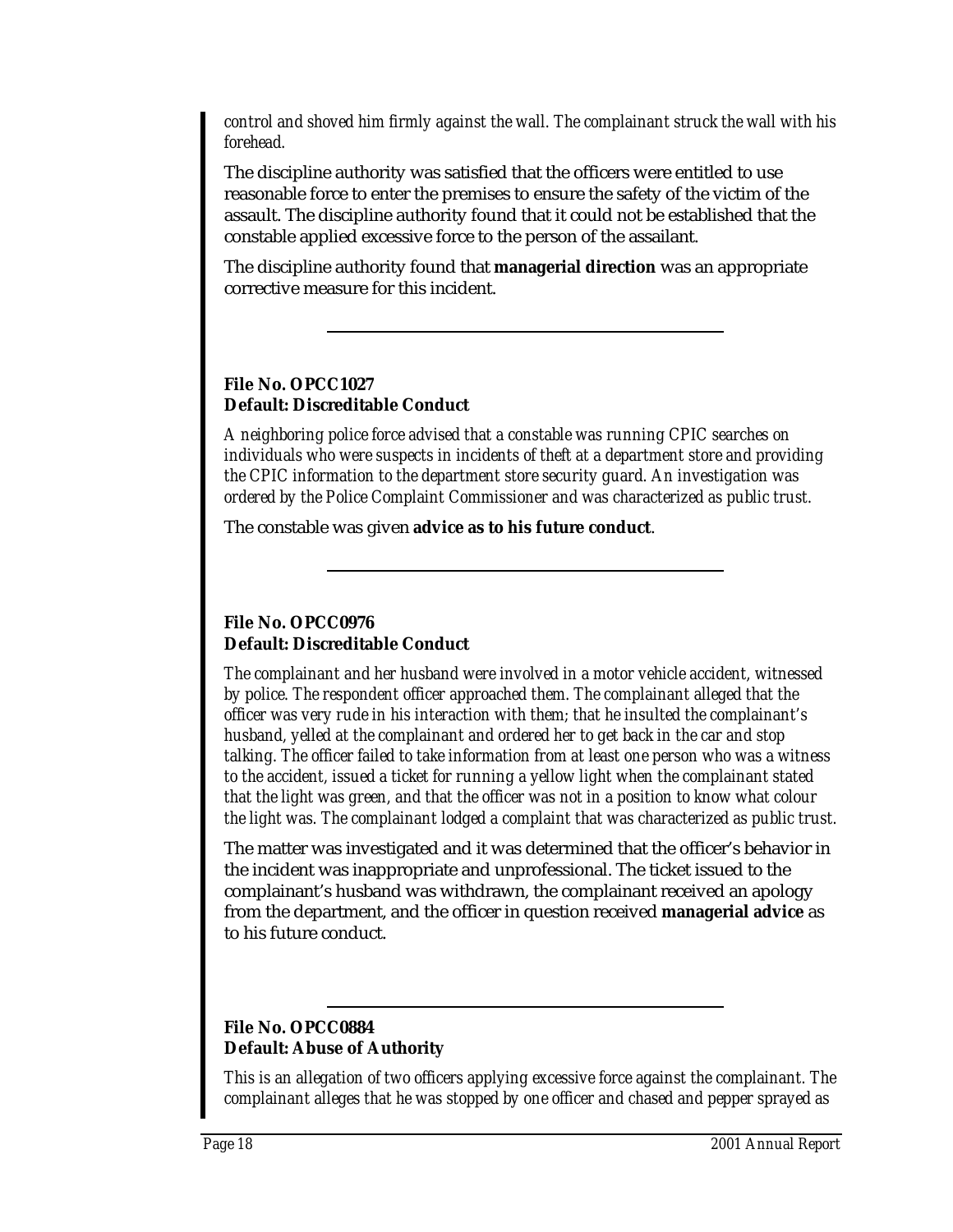*control and shoved him firmly against the wall. The complainant struck the wall with his forehead.*

The discipline authority was satisfied that the officers were entitled to use reasonable force to enter the premises to ensure the safety of the victim of the assault. The discipline authority found that it could not be established that the constable applied excessive force to the person of the assailant.

The discipline authority found that **managerial direction** was an appropriate corrective measure for this incident.

---

**File No. OPCC1027**
**Default: Discreditable Conduct**

*A neighboring police force advised that a constable was running CPIC searches on individuals who were suspects in incidents of theft at a department store and providing the CPIC information to the department store security guard. An investigation was ordered by the Police Complaint Commissioner and was characterized as public trust.*

The constable was given **advice as to his future conduct**.

---

**File No. OPCC0976**
**Default: Discreditable Conduct**

*The complainant and her husband were involved in a motor vehicle accident, witnessed by police. The respondent officer approached them. The complainant alleged that the officer was very rude in his interaction with them; that he insulted the complainant's husband, yelled at the complainant and ordered her to get back in the car and stop talking. The officer failed to take information from at least one person who was a witness to the accident, issued a ticket for running a yellow light when the complainant stated that the light was green, and that the officer was not in a position to know what colour the light was. The complainant lodged a complaint that was characterized as public trust.*

The matter was investigated and it was determined that the officer's behavior in the incident was inappropriate and unprofessional. The ticket issued to the complainant's husband was withdrawn, the complainant received an apology from the department, and the officer in question received **managerial advice** as to his future conduct.

---

**File No. OPCC0884**
**Default: Abuse of Authority**

*This is an allegation of two officers applying excessive force against the complainant. The complainant alleges that he was stopped by one officer and chased and pepper sprayed as*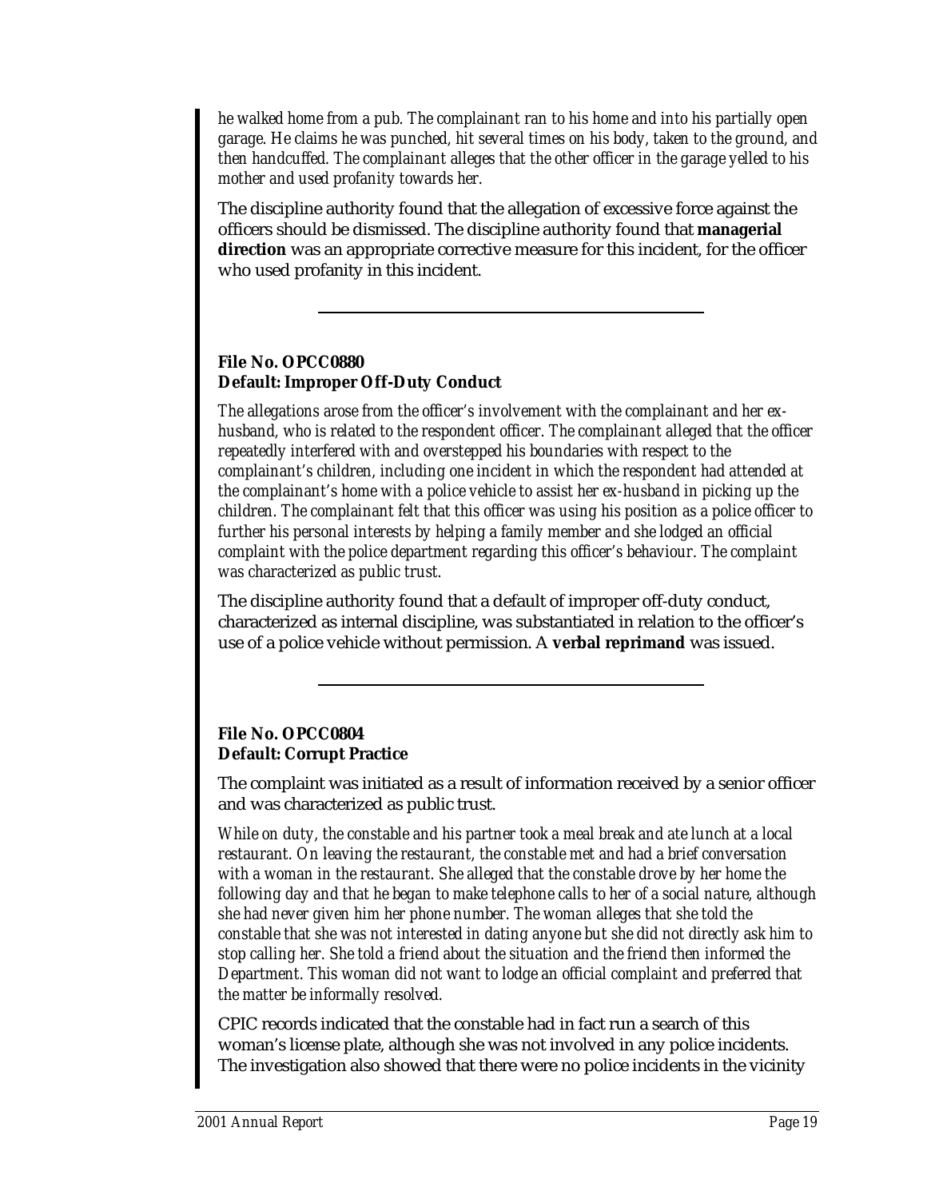*he walked home from a pub. The complainant ran to his home and into his partially open garage. He claims he was punched, hit several times on his body, taken to the ground, and then handcuffed. The complainant alleges that the other officer in the garage yelled to his mother and used profanity towards her.*

The discipline authority found that the allegation of excessive force against the officers should be dismissed. The discipline authority found that **managerial direction** was an appropriate corrective measure for this incident, for the officer who used profanity in this incident.

---

**File No. OPCC0880**
**Default: Improper Off-Duty Conduct**

*The allegations arose from the officer's involvement with the complainant and her ex-husband, who is related to the respondent officer. The complainant alleged that the officer repeatedly interfered with and overstepped his boundaries with respect to the complainant's children, including one incident in which the respondent had attended at the complainant's home with a police vehicle to assist her ex-husband in picking up the children. The complainant felt that this officer was using his position as a police officer to further his personal interests by helping a family member and she lodged an official complaint with the police department regarding this officer's behaviour. The complaint was characterized as public trust.*

The discipline authority found that a default of improper off-duty conduct, characterized as internal discipline, was substantiated in relation to the officer's use of a police vehicle without permission. A **verbal reprimand** was issued.

---

**File No. OPCC0804**
**Default: Corrupt Practice**

The complaint was initiated as a result of information received by a senior officer and was characterized as public trust.

*While on duty, the constable and his partner took a meal break and ate lunch at a local restaurant. On leaving the restaurant, the constable met and had a brief conversation with a woman in the restaurant. She alleged that the constable drove by her home the following day and that he began to make telephone calls to her of a social nature, although she had never given him her phone number. The woman alleges that she told the constable that she was not interested in dating anyone but she did not directly ask him to stop calling her. She told a friend about the situation and the friend then informed the Department. This woman did not want to lodge an official complaint and preferred that the matter be informally resolved.*

CPIC records indicated that the constable had in fact run a search of this woman's license plate, although she was not involved in any police incidents. The investigation also showed that there were no police incidents in the vicinity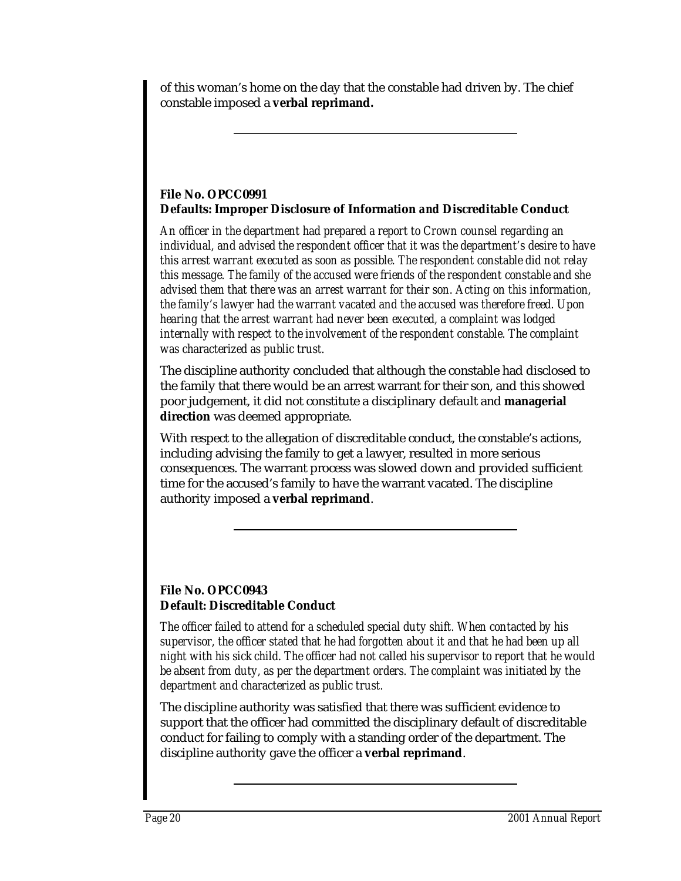of this woman's home on the day that the constable had driven by. The chief constable imposed a **verbal reprimand.**

---

**File No. OPCC0991**
**Defaults: Improper Disclosure of Information and Discreditable Conduct**

*An officer in the department had prepared a report to Crown counsel regarding an individual, and advised the respondent officer that it was the department's desire to have this arrest warrant executed as soon as possible. The respondent constable did not relay this message. The family of the accused were friends of the respondent constable and she advised them that there was an arrest warrant for their son. Acting on this information, the family's lawyer had the warrant vacated and the accused was therefore freed. Upon hearing that the arrest warrant had never been executed, a complaint was lodged internally with respect to the involvement of the respondent constable. The complaint was characterized as public trust.*

The discipline authority concluded that although the constable had disclosed to the family that there would be an arrest warrant for their son, and this showed poor judgement, it did not constitute a disciplinary default and **managerial direction** was deemed appropriate.

With respect to the allegation of discreditable conduct, the constable's actions, including advising the family to get a lawyer, resulted in more serious consequences. The warrant process was slowed down and provided sufficient time for the accused's family to have the warrant vacated. The discipline authority imposed a **verbal reprimand**.

---

**File No. OPCC0943**
**Default: Discreditable Conduct**

*The officer failed to attend for a scheduled special duty shift. When contacted by his supervisor, the officer stated that he had forgotten about it and that he had been up all night with his sick child. The officer had not called his supervisor to report that he would be absent from duty, as per the department orders. The complaint was initiated by the department and characterized as public trust.*

The discipline authority was satisfied that there was sufficient evidence to support that the officer had committed the disciplinary default of discreditable conduct for failing to comply with a standing order of the department. The discipline authority gave the officer a **verbal reprimand**.

---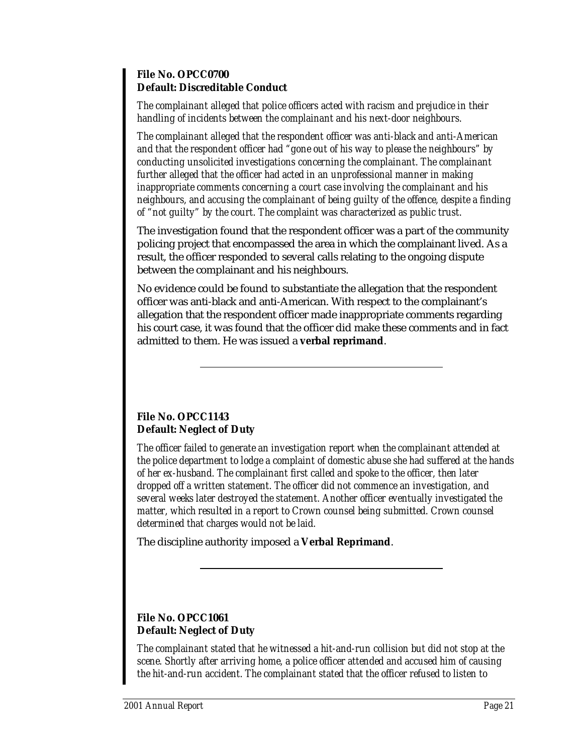**File No. OPCC0700**
**Default: Discreditable Conduct**

*The complainant alleged that police officers acted with racism and prejudice in their handling of incidents between the complainant and his next-door neighbours.*

*The complainant alleged that the respondent officer was anti-black and anti-American and that the respondent officer had "gone out of his way to please the neighbours" by conducting unsolicited investigations concerning the complainant. The complainant further alleged that the officer had acted in an unprofessional manner in making inappropriate comments concerning a court case involving the complainant and his neighbours, and accusing the complainant of being guilty of the offence, despite a finding of "not guilty" by the court. The complaint was characterized as public trust.*

The investigation found that the respondent officer was a part of the community policing project that encompassed the area in which the complainant lived. As a result, the officer responded to several calls relating to the ongoing dispute between the complainant and his neighbours.

No evidence could be found to substantiate the allegation that the respondent officer was anti-black and anti-American. With respect to the complainant's allegation that the respondent officer made inappropriate comments regarding his court case, it was found that the officer did make these comments and in fact admitted to them. He was issued a **verbal reprimand**.

---

**File No. OPCC1143**
**Default: Neglect of Duty**

*The officer failed to generate an investigation report when the complainant attended at the police department to lodge a complaint of domestic abuse she had suffered at the hands of her ex-husband. The complainant first called and spoke to the officer, then later dropped off a written statement. The officer did not commence an investigation, and several weeks later destroyed the statement. Another officer eventually investigated the matter, which resulted in a report to Crown counsel being submitted. Crown counsel determined that charges would not be laid.*

The discipline authority imposed a **Verbal Reprimand**.

---

**File No. OPCC1061**
**Default: Neglect of Duty**

*The complainant stated that he witnessed a hit-and-run collision but did not stop at the scene. Shortly after arriving home, a police officer attended and accused him of causing the hit-and-run accident. The complainant stated that the officer refused to listen to*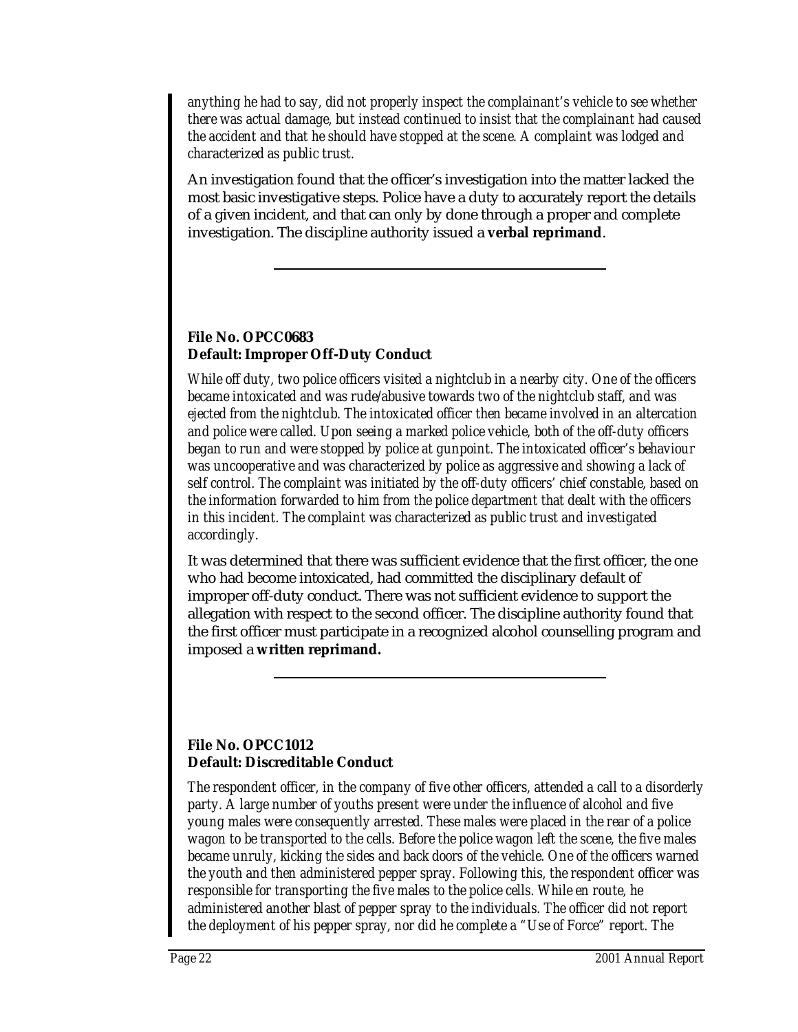*anything he had to say, did not properly inspect the complainant's vehicle to see whether there was actual damage, but instead continued to insist that the complainant had caused the accident and that he should have stopped at the scene. A complaint was lodged and characterized as public trust.*

An investigation found that the officer's investigation into the matter lacked the most basic investigative steps. Police have a duty to accurately report the details of a given incident, and that can only by done through a proper and complete investigation. The discipline authority issued a **verbal reprimand**.

---

**File No. OPCC0683**
**Default: Improper Off-Duty Conduct**

*While off duty, two police officers visited a nightclub in a nearby city. One of the officers became intoxicated and was rude/abusive towards two of the nightclub staff, and was ejected from the nightclub. The intoxicated officer then became involved in an altercation and police were called. Upon seeing a marked police vehicle, both of the off-duty officers began to run and were stopped by police at gunpoint. The intoxicated officer's behaviour was uncooperative and was characterized by police as aggressive and showing a lack of self control. The complaint was initiated by the off-duty officers' chief constable, based on the information forwarded to him from the police department that dealt with the officers in this incident. The complaint was characterized as public trust and investigated accordingly.*

It was determined that there was sufficient evidence that the first officer, the one who had become intoxicated, had committed the disciplinary default of improper off-duty conduct. There was not sufficient evidence to support the allegation with respect to the second officer. The discipline authority found that the first officer must participate in a recognized alcohol counselling program and imposed a **written reprimand.**

---

**File No. OPCC1012**
**Default: Discreditable Conduct**

*The respondent officer, in the company of five other officers, attended a call to a disorderly party. A large number of youths present were under the influence of alcohol and five young males were consequently arrested. These males were placed in the rear of a police wagon to be transported to the cells. Before the police wagon left the scene, the five males became unruly, kicking the sides and back doors of the vehicle. One of the officers warned the youth and then administered pepper spray. Following this, the respondent officer was responsible for transporting the five males to the police cells. While en route, he administered another blast of pepper spray to the individuals. The officer did not report the deployment of his pepper spray, nor did he complete a "Use of Force" report. The*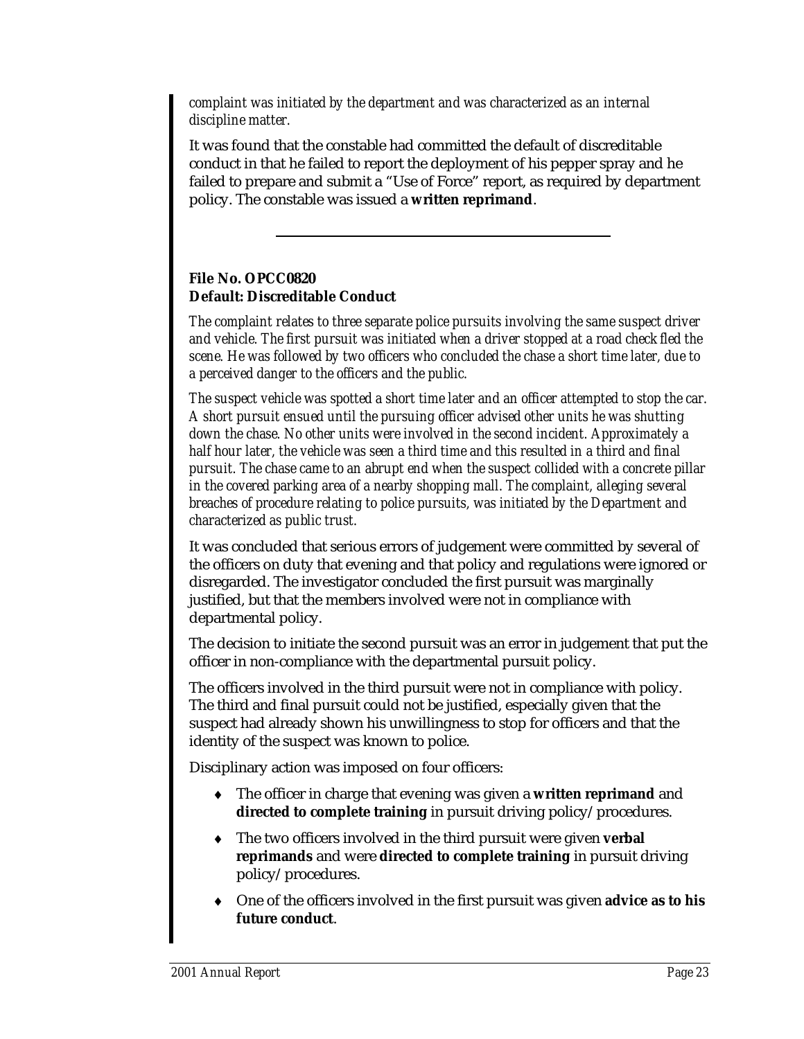*complaint was initiated by the department and was characterized as an internal discipline matter.*

It was found that the constable had committed the default of discreditable conduct in that he failed to report the deployment of his pepper spray and he failed to prepare and submit a “Use of Force” report, as required by department policy. The constable was issued a **written reprimand**.

---

**File No. OPCC0820**
**Default: Discreditable Conduct**

*The complaint relates to three separate police pursuits involving the same suspect driver and vehicle. The first pursuit was initiated when a driver stopped at a road check fled the scene. He was followed by two officers who concluded the chase a short time later, due to a perceived danger to the officers and the public.*

*The suspect vehicle was spotted a short time later and an officer attempted to stop the car. A short pursuit ensued until the pursuing officer advised other units he was shutting down the chase. No other units were involved in the second incident. Approximately a half hour later, the vehicle was seen a third time and this resulted in a third and final pursuit. The chase came to an abrupt end when the suspect collided with a concrete pillar in the covered parking area of a nearby shopping mall. The complaint, alleging several breaches of procedure relating to police pursuits, was initiated by the Department and characterized as public trust.*

It was concluded that serious errors of judgement were committed by several of the officers on duty that evening and that policy and regulations were ignored or disregarded. The investigator concluded the first pursuit was marginally justified, but that the members involved were not in compliance with departmental policy.

The decision to initiate the second pursuit was an error in judgement that put the officer in non-compliance with the departmental pursuit policy.

The officers involved in the third pursuit were not in compliance with policy. The third and final pursuit could not be justified, especially given that the suspect had already shown his unwillingness to stop for officers and that the identity of the suspect was known to police.

Disciplinary action was imposed on four officers:

- The officer in charge that evening was given a **written reprimand** and **directed to complete training** in pursuit driving policy/procedures.
- The two officers involved in the third pursuit were given **verbal reprimands** and were **directed to complete training** in pursuit driving policy/procedures.
- One of the officers involved in the first pursuit was given **advice as to his future conduct**.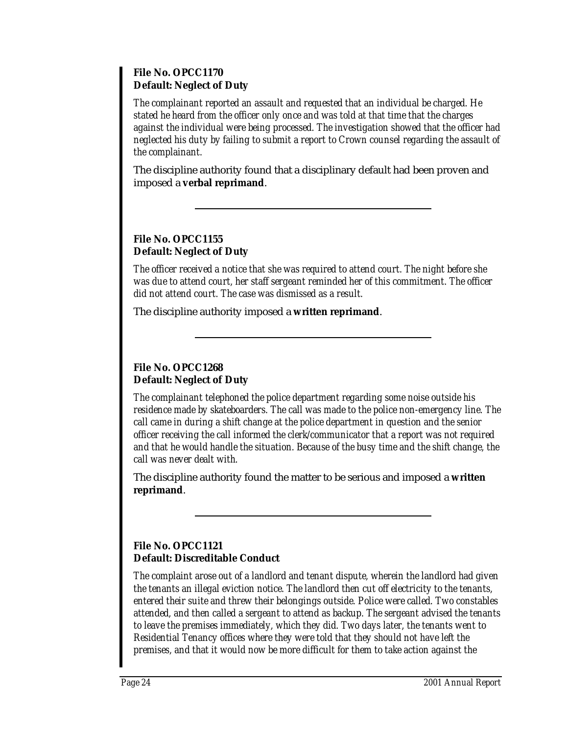**File No. OPCC1170**
**Default: Neglect of Duty**

*The complainant reported an assault and requested that an individual be charged. He stated he heard from the officer only once and was told at that time that the charges against the individual were being processed. The investigation showed that the officer had neglected his duty by failing to submit a report to Crown counsel regarding the assault of the complainant.*

The discipline authority found that a disciplinary default had been proven and imposed a **verbal reprimand**.

---

**File No. OPCC1155**
**Default: Neglect of Duty**

*The officer received a notice that she was required to attend court. The night before she was due to attend court, her staff sergeant reminded her of this commitment. The officer did not attend court. The case was dismissed as a result.*

The discipline authority imposed a **written reprimand**.

---

**File No. OPCC1268**
**Default: Neglect of Duty**

*The complainant telephoned the police department regarding some noise outside his residence made by skateboarders. The call was made to the police non-emergency line. The call came in during a shift change at the police department in question and the senior officer receiving the call informed the clerk/communicator that a report was not required and that he would handle the situation. Because of the busy time and the shift change, the call was never dealt with.*

The discipline authority found the matter to be serious and imposed a **written reprimand**.

---

**File No. OPCC1121**
**Default: Discreditable Conduct**

*The complaint arose out of a landlord and tenant dispute, wherein the landlord had given the tenants an illegal eviction notice. The landlord then cut off electricity to the tenants, entered their suite and threw their belongings outside. Police were called. Two constables attended, and then called a sergeant to attend as backup. The sergeant advised the tenants to leave the premises immediately, which they did. Two days later, the tenants went to Residential Tenancy offices where they were told that they should not have left the premises, and that it would now be more difficult for them to take action against the*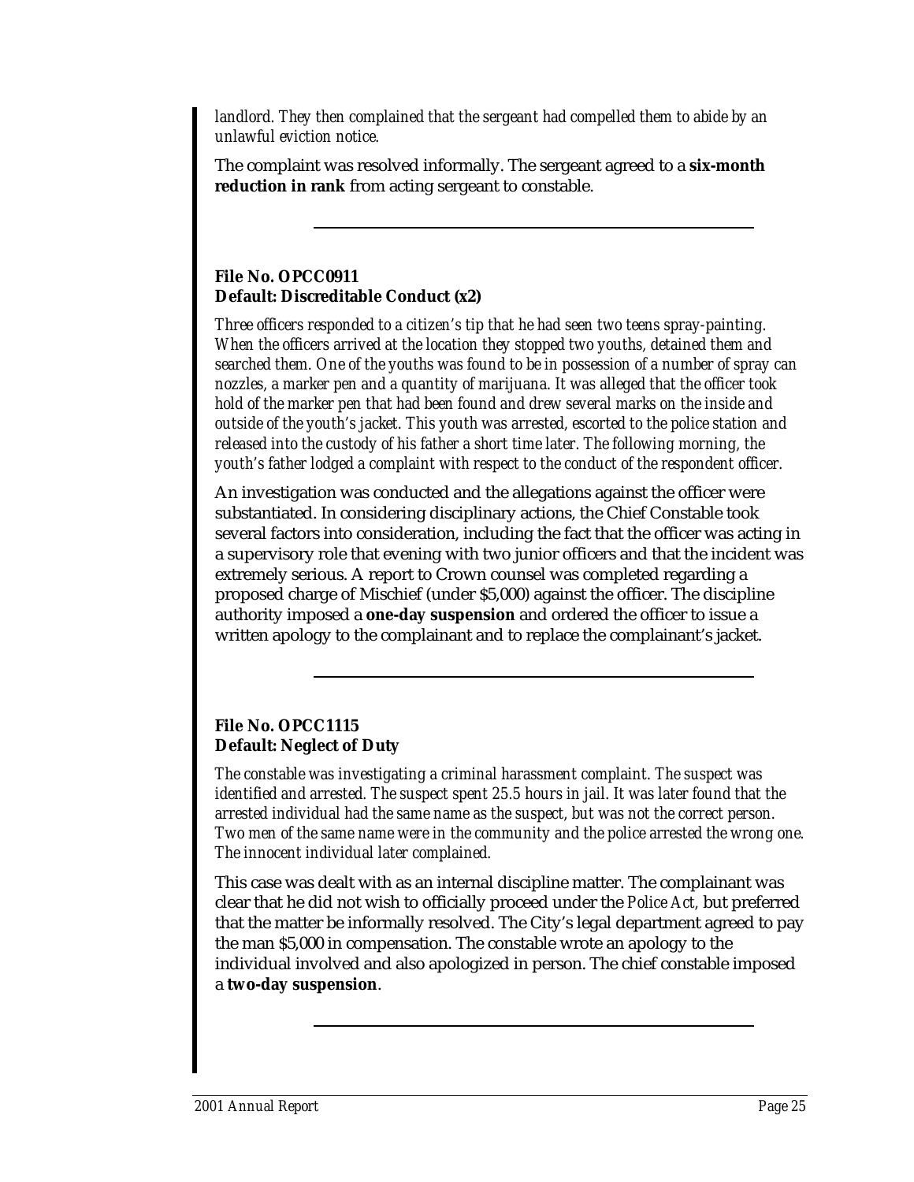*landlord. They then complained that the sergeant had compelled them to abide by an unlawful eviction notice.*

The complaint was resolved informally. The sergeant agreed to a **six-month reduction in rank** from acting sergeant to constable.

---

**File No. OPCC0911**
**Default: Discreditable Conduct (x2)**

*Three officers responded to a citizen's tip that he had seen two teens spray-painting. When the officers arrived at the location they stopped two youths, detained them and searched them. One of the youths was found to be in possession of a number of spray can nozzles, a marker pen and a quantity of marijuana. It was alleged that the officer took hold of the marker pen that had been found and drew several marks on the inside and outside of the youth's jacket. This youth was arrested, escorted to the police station and released into the custody of his father a short time later. The following morning, the youth's father lodged a complaint with respect to the conduct of the respondent officer.*

An investigation was conducted and the allegations against the officer were substantiated. In considering disciplinary actions, the Chief Constable took several factors into consideration, including the fact that the officer was acting in a supervisory role that evening with two junior officers and that the incident was extremely serious. A report to Crown counsel was completed regarding a proposed charge of Mischief (under $5,000) against the officer. The discipline authority imposed a **one-day suspension** and ordered the officer to issue a written apology to the complainant and to replace the complainant's jacket.

---

**File No. OPCC1115**
**Default: Neglect of Duty**

*The constable was investigating a criminal harassment complaint. The suspect was identified and arrested. The suspect spent 25.5 hours in jail. It was later found that the arrested individual had the same name as the suspect, but was not the correct person. Two men of the same name were in the community and the police arrested the wrong one. The innocent individual later complained.*

This case was dealt with as an internal discipline matter. The complainant was clear that he did not wish to officially proceed under the *Police Act*, but preferred that the matter be informally resolved. The City's legal department agreed to pay the man $5,000 in compensation. The constable wrote an apology to the individual involved and also apologized in person. The chief constable imposed a **two-day suspension**.

---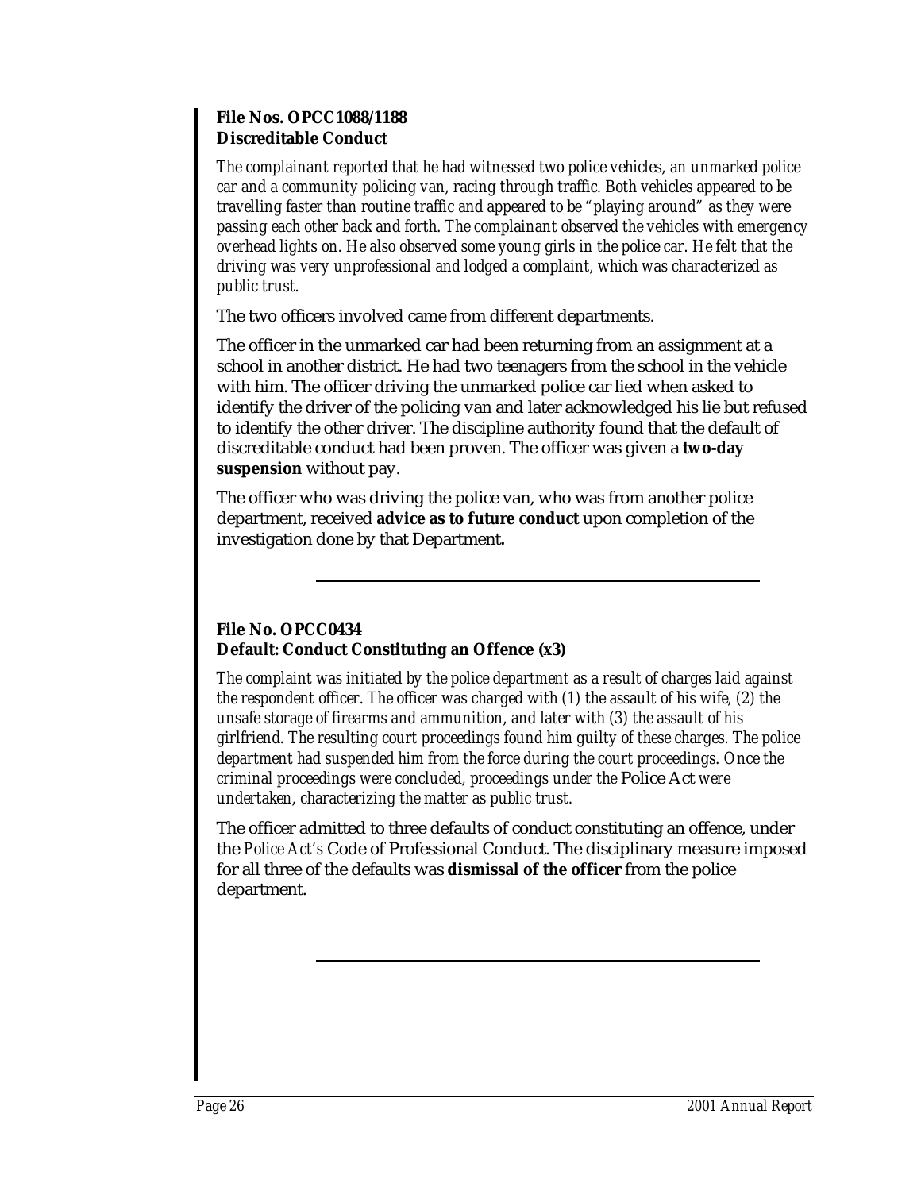**File Nos. OPCC1088/1188**
**Discreditable Conduct**

*The complainant reported that he had witnessed two police vehicles, an unmarked police car and a community policing van, racing through traffic. Both vehicles appeared to be travelling faster than routine traffic and appeared to be "playing around" as they were passing each other back and forth. The complainant observed the vehicles with emergency overhead lights on. He also observed some young girls in the police car. He felt that the driving was very unprofessional and lodged a complaint, which was characterized as public trust.*

The two officers involved came from different departments.

The officer in the unmarked car had been returning from an assignment at a school in another district. He had two teenagers from the school in the vehicle with him. The officer driving the unmarked police car lied when asked to identify the driver of the policing van and later acknowledged his lie but refused to identify the other driver. The discipline authority found that the default of discreditable conduct had been proven. The officer was given a **two-day suspension** without pay.

The officer who was driving the police van, who was from another police department, received **advice as to future conduct** upon completion of the investigation done by that Department**.**

---

**File No. OPCC0434**
**Default: Conduct Constituting an Offence (x3)**

*The complaint was initiated by the police department as a result of charges laid against the respondent officer. The officer was charged with (1) the assault of his wife, (2) the unsafe storage of firearms and ammunition, and later with (3) the assault of his girlfriend. The resulting court proceedings found him guilty of these charges. The police department had suspended him from the force during the court proceedings. Once the criminal proceedings were concluded, proceedings under the* Police Act *were undertaken, characterizing the matter as public trust.*

The officer admitted to three defaults of conduct constituting an offence, under the *Police Act's* Code of Professional Conduct. The disciplinary measure imposed for all three of the defaults was **dismissal of the officer** from the police department.

---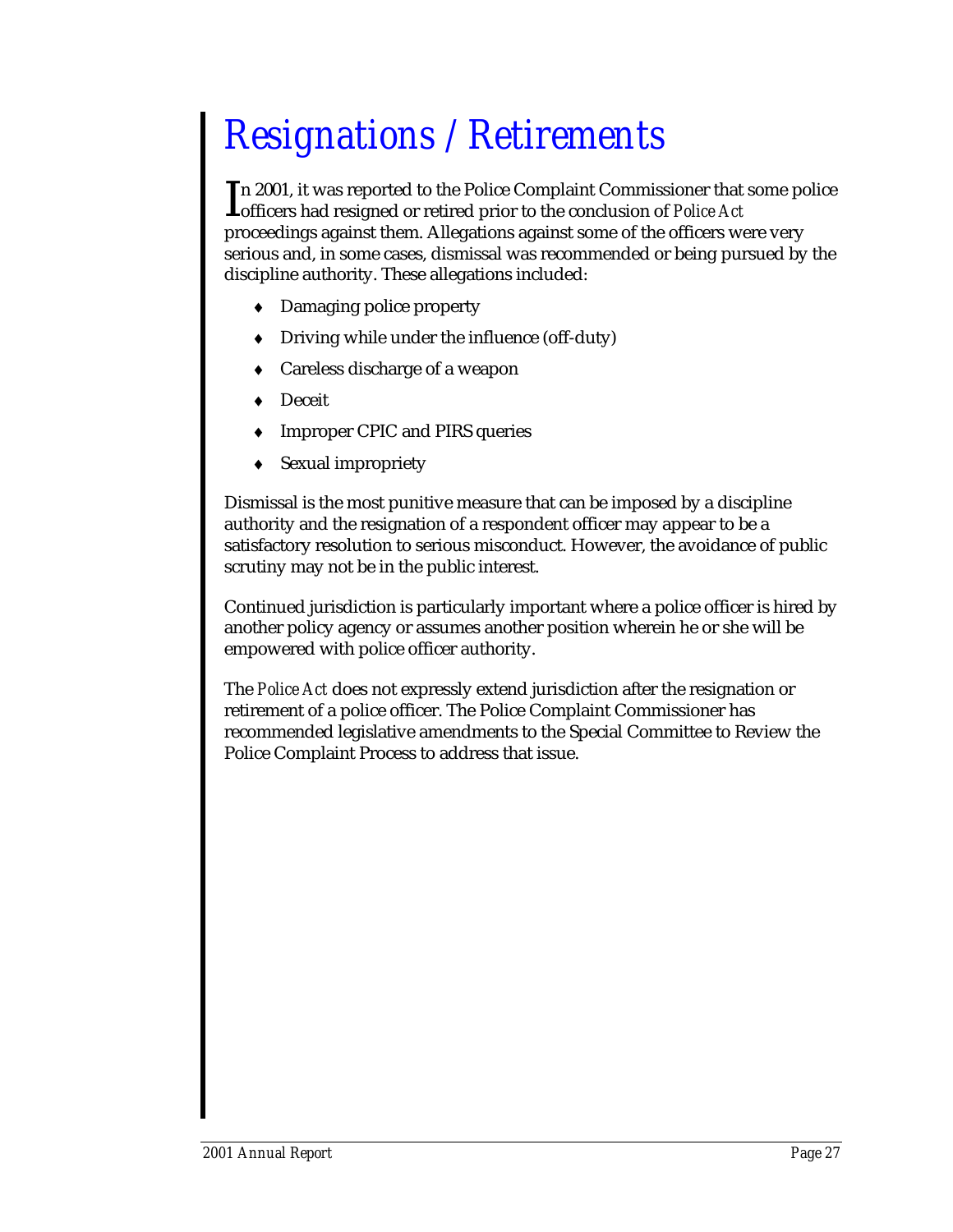# Resignations / Retirements

In 2001, it was reported to the Police Complaint Commissioner that some police officers had resigned or retired prior to the conclusion of *Police Act* proceedings against them. Allegations against some of the officers were very serious and, in some cases, dismissal was recommended or being pursued by the discipline authority. These allegations included:

- Damaging police property
- Driving while under the influence (off-duty)
- Careless discharge of a weapon
- Deceit
- Improper CPIC and PIRS queries
- Sexual impropriety

Dismissal is the most punitive measure that can be imposed by a discipline authority and the resignation of a respondent officer may appear to be a satisfactory resolution to serious misconduct. However, the avoidance of public scrutiny may not be in the public interest.

Continued jurisdiction is particularly important where a police officer is hired by another policy agency or assumes another position wherein he or she will be empowered with police officer authority.

The *Police Act* does not expressly extend jurisdiction after the resignation or retirement of a police officer. The Police Complaint Commissioner has recommended legislative amendments to the Special Committee to Review the Police Complaint Process to address that issue.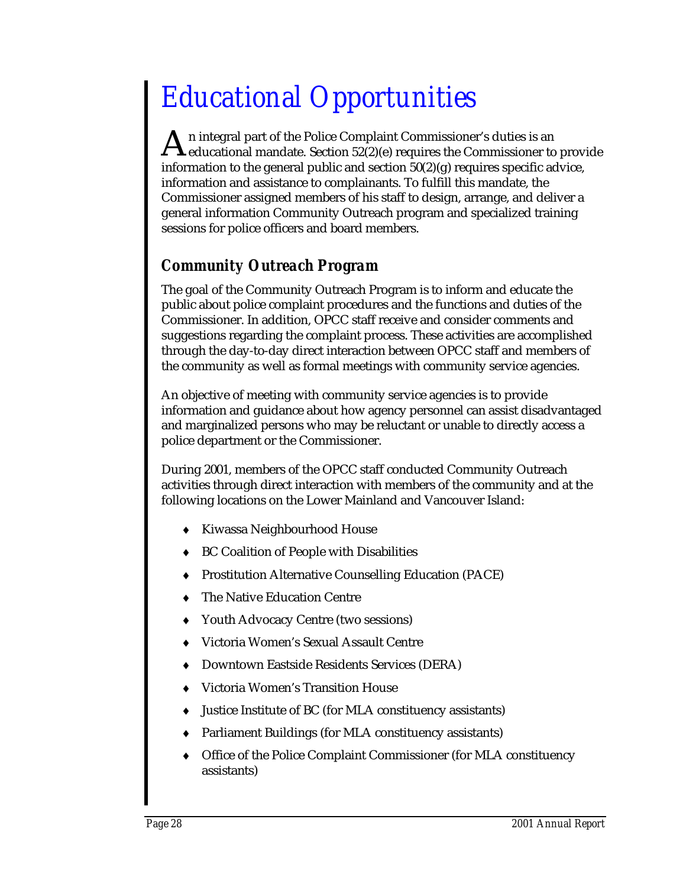# Educational Opportunities

An integral part of the Police Complaint Commissioner's duties is an educational mandate. Section 52(2)(e) requires the Commissioner to provide information to the general public and section 50(2)(g) requires specific advice, information and assistance to complainants. To fulfill this mandate, the Commissioner assigned members of his staff to design, arrange, and deliver a general information Community Outreach program and specialized training sessions for police officers and board members.

## Community Outreach Program

The goal of the Community Outreach Program is to inform and educate the public about police complaint procedures and the functions and duties of the Commissioner. In addition, OPCC staff receive and consider comments and suggestions regarding the complaint process. These activities are accomplished through the day-to-day direct interaction between OPCC staff and members of the community as well as formal meetings with community service agencies.

An objective of meeting with community service agencies is to provide information and guidance about how agency personnel can assist disadvantaged and marginalized persons who may be reluctant or unable to directly access a police department or the Commissioner.

During 2001, members of the OPCC staff conducted Community Outreach activities through direct interaction with members of the community and at the following locations on the Lower Mainland and Vancouver Island:

- Kiwassa Neighbourhood House
- BC Coalition of People with Disabilities
- Prostitution Alternative Counselling Education (PACE)
- The Native Education Centre
- Youth Advocacy Centre (two sessions)
- Victoria Women's Sexual Assault Centre
- Downtown Eastside Residents Services (DERA)
- Victoria Women's Transition House
- Justice Institute of BC (for MLA constituency assistants)
- Parliament Buildings (for MLA constituency assistants)
- Office of the Police Complaint Commissioner (for MLA constituency assistants)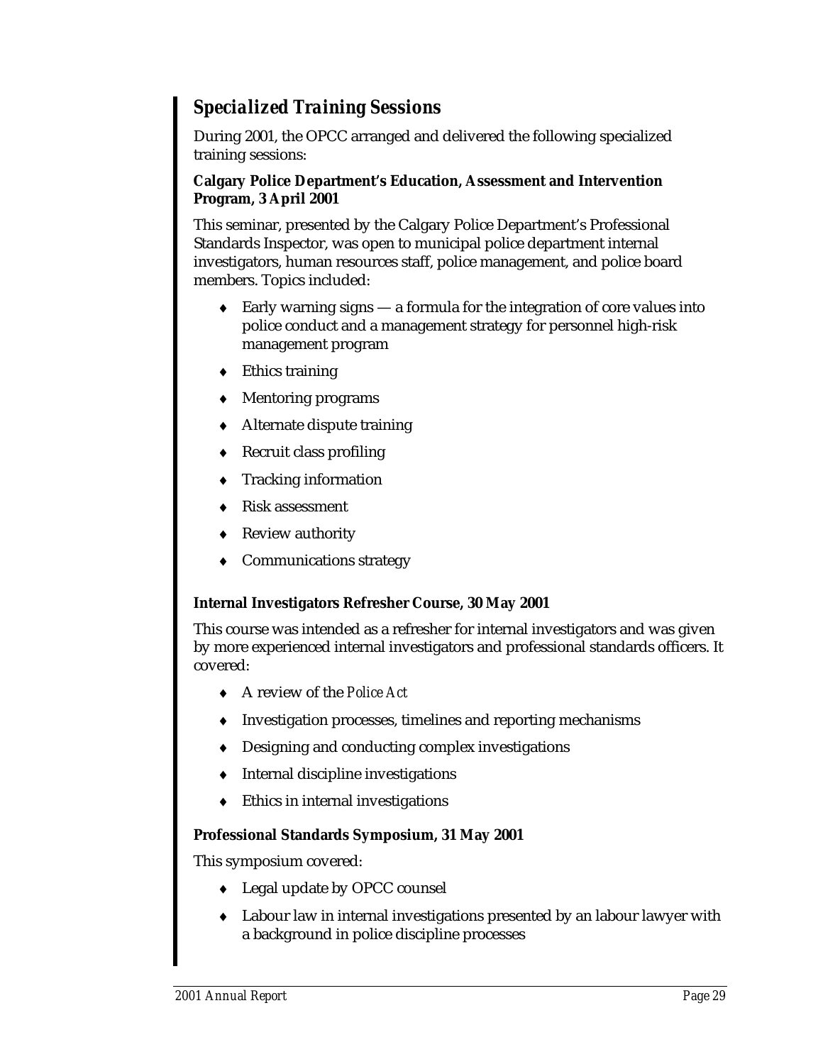## *Specialized Training Sessions*

During 2001, the OPCC arranged and delivered the following specialized training sessions:

**Calgary Police Department's Education, Assessment and Intervention Program, 3 April 2001**

This seminar, presented by the Calgary Police Department's Professional Standards Inspector, was open to municipal police department internal investigators, human resources staff, police management, and police board members. Topics included:

- Early warning signs — a formula for the integration of core values into police conduct and a management strategy for personnel high-risk management program
- Ethics training
- Mentoring programs
- Alternate dispute training
- Recruit class profiling
- Tracking information
- Risk assessment
- Review authority
- Communications strategy

**Internal Investigators Refresher Course, 30 May 2001**

This course was intended as a refresher for internal investigators and was given by more experienced internal investigators and professional standards officers. It covered:

- A review of the *Police Act*
- Investigation processes, timelines and reporting mechanisms
- Designing and conducting complex investigations
- Internal discipline investigations
- Ethics in internal investigations

**Professional Standards Symposium, 31 May 2001**

This symposium covered:

- Legal update by OPCC counsel
- Labour law in internal investigations presented by an labour lawyer with a background in police discipline processes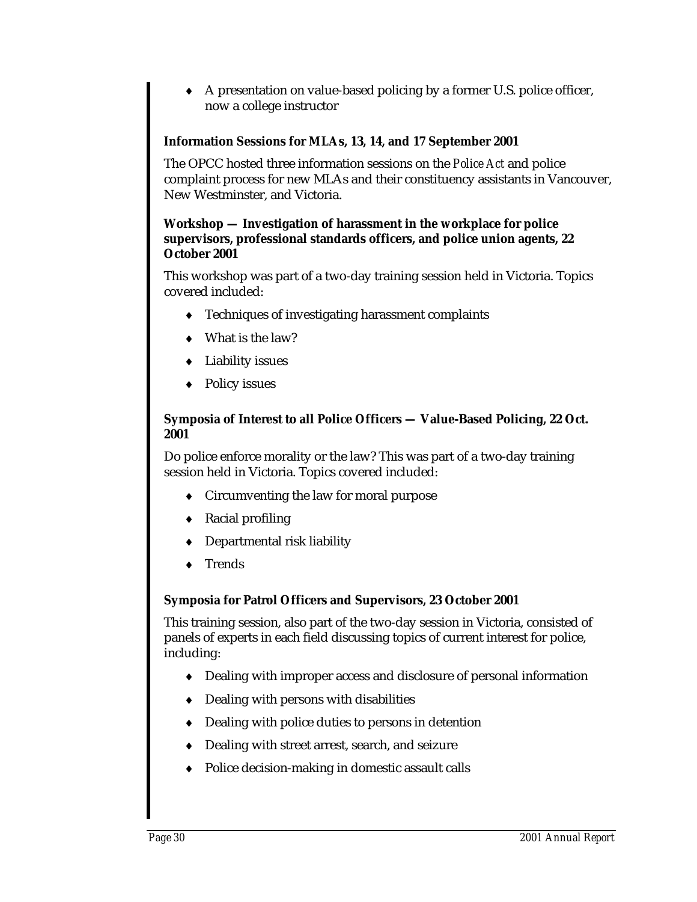- A presentation on value-based policing by a former U.S. police officer, now a college instructor

**Information Sessions for MLAs, 13, 14, and 17 September 2001**

The OPCC hosted three information sessions on the *Police Act* and police complaint process for new MLAs and their constituency assistants in Vancouver, New Westminster, and Victoria.

**Workshop — Investigation of harassment in the workplace for police supervisors, professional standards officers, and police union agents, 22 October 2001**

This workshop was part of a two-day training session held in Victoria. Topics covered included:

- Techniques of investigating harassment complaints
- What is the law?
- Liability issues
- Policy issues

**Symposia of Interest to all Police Officers — Value-Based Policing, 22 Oct. 2001**

Do police enforce morality or the law? This was part of a two-day training session held in Victoria. Topics covered included:

- Circumventing the law for moral purpose
- Racial profiling
- Departmental risk liability
- Trends

**Symposia for Patrol Officers and Supervisors, 23 October 2001**

This training session, also part of the two-day session in Victoria, consisted of panels of experts in each field discussing topics of current interest for police, including:

- Dealing with improper access and disclosure of personal information
- Dealing with persons with disabilities
- Dealing with police duties to persons in detention
- Dealing with street arrest, search, and seizure
- Police decision-making in domestic assault calls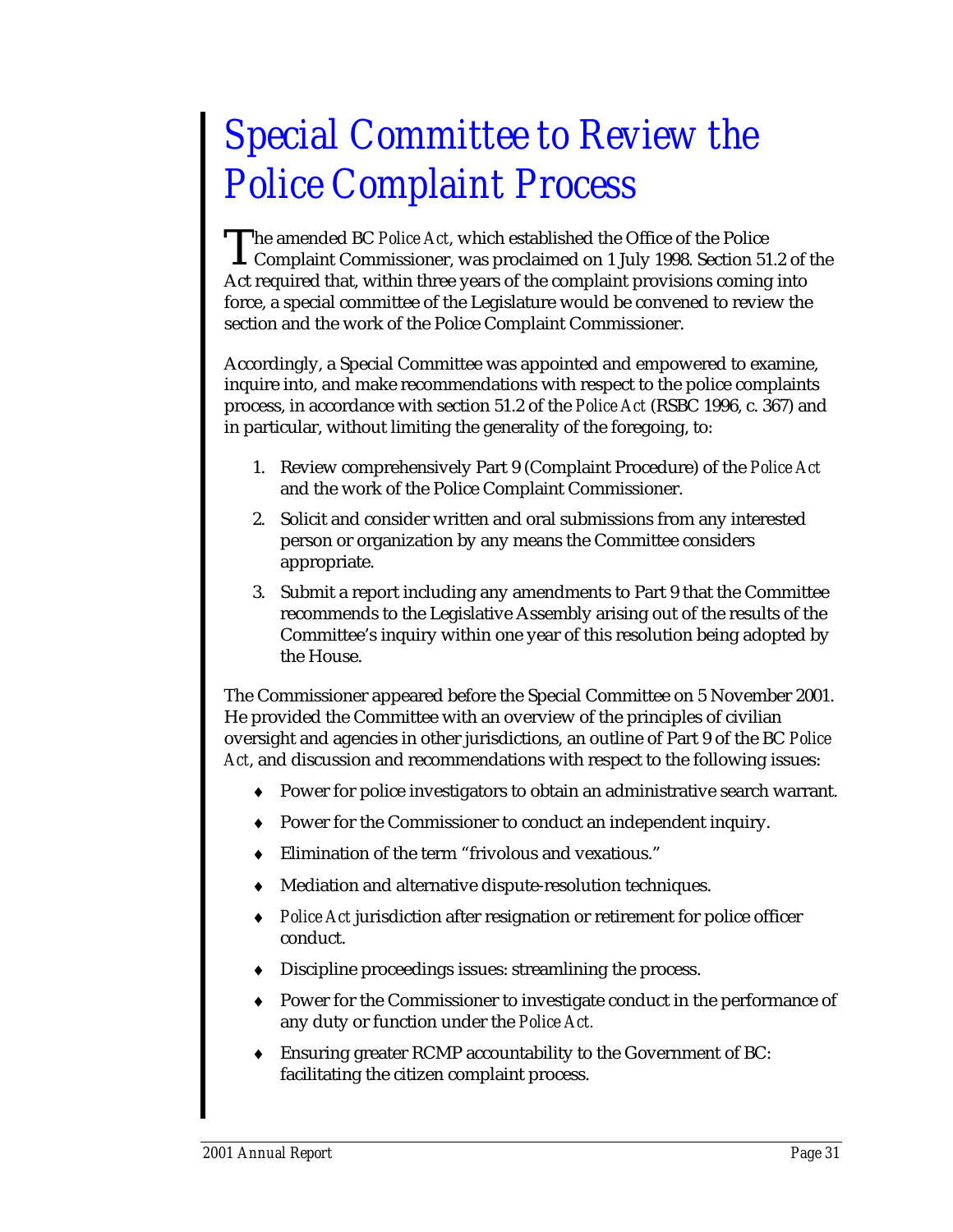# Special Committee to Review the Police Complaint Process

The amended BC *Police Act*, which established the Office of the Police Complaint Commissioner, was proclaimed on 1 July 1998. Section 51.2 of the Act required that, within three years of the complaint provisions coming into force, a special committee of the Legislature would be convened to review the section and the work of the Police Complaint Commissioner.

Accordingly, a Special Committee was appointed and empowered to examine, inquire into, and make recommendations with respect to the police complaints process, in accordance with section 51.2 of the *Police Act* (RSBC 1996, c. 367) and in particular, without limiting the generality of the foregoing, to:

1. Review comprehensively Part 9 (Complaint Procedure) of the *Police Act* and the work of the Police Complaint Commissioner.
2. Solicit and consider written and oral submissions from any interested person or organization by any means the Committee considers appropriate.
3. Submit a report including any amendments to Part 9 that the Committee recommends to the Legislative Assembly arising out of the results of the Committee's inquiry within one year of this resolution being adopted by the House.

The Commissioner appeared before the Special Committee on 5 November 2001. He provided the Committee with an overview of the principles of civilian oversight and agencies in other jurisdictions, an outline of Part 9 of the BC *Police Act*, and discussion and recommendations with respect to the following issues:

- Power for police investigators to obtain an administrative search warrant.
- Power for the Commissioner to conduct an independent inquiry.
- Elimination of the term "frivolous and vexatious."
- Mediation and alternative dispute-resolution techniques.
- *Police Act* jurisdiction after resignation or retirement for police officer conduct.
- Discipline proceedings issues: streamlining the process.
- Power for the Commissioner to investigate conduct in the performance of any duty or function under the *Police Act.*
- Ensuring greater RCMP accountability to the Government of BC: facilitating the citizen complaint process.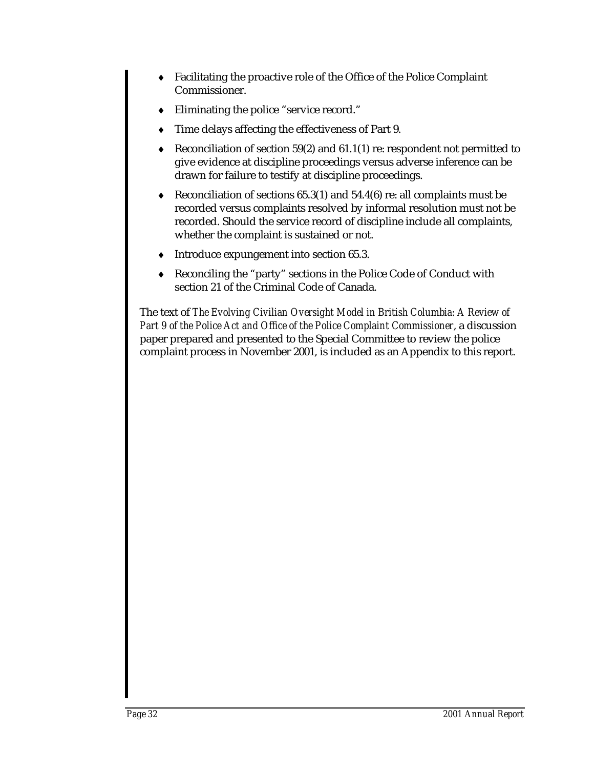- Facilitating the proactive role of the Office of the Police Complaint Commissioner.
- Eliminating the police "service record."
- Time delays affecting the effectiveness of Part 9.
- Reconciliation of section 59(2) and 61.1(1) re: respondent not permitted to give evidence at discipline proceedings versus adverse inference can be drawn for failure to testify at discipline proceedings.
- Reconciliation of sections 65.3(1) and 54.4(6) re: all complaints must be recorded versus complaints resolved by informal resolution must not be recorded. Should the service record of discipline include all complaints, whether the complaint is sustained or not.
- Introduce expungement into section 65.3.
- Reconciling the "party" sections in the Police Code of Conduct with section 21 of the Criminal Code of Canada.

The text of *The Evolving Civilian Oversight Model in British Columbia: A Review of Part 9 of the Police Act and Office of the Police Complaint Commissioner*, a discussion paper prepared and presented to the Special Committee to review the police complaint process in November 2001, is included as an Appendix to this report.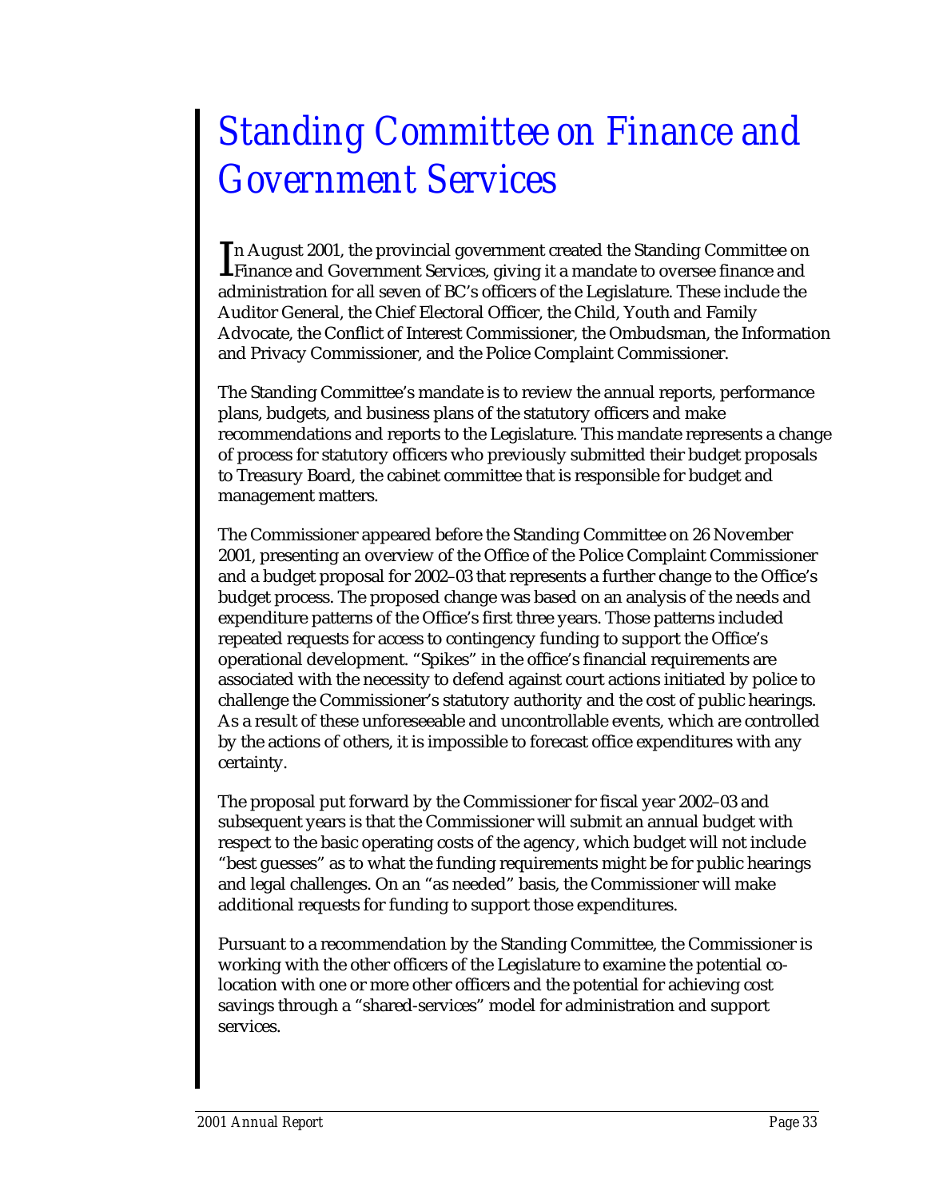# Standing Committee on Finance and Government Services

In August 2001, the provincial government created the Standing Committee on Finance and Government Services, giving it a mandate to oversee finance and administration for all seven of BC's officers of the Legislature. These include the Auditor General, the Chief Electoral Officer, the Child, Youth and Family Advocate, the Conflict of Interest Commissioner, the Ombudsman, the Information and Privacy Commissioner, and the Police Complaint Commissioner.

The Standing Committee's mandate is to review the annual reports, performance plans, budgets, and business plans of the statutory officers and make recommendations and reports to the Legislature. This mandate represents a change of process for statutory officers who previously submitted their budget proposals to Treasury Board, the cabinet committee that is responsible for budget and management matters.

The Commissioner appeared before the Standing Committee on 26 November 2001, presenting an overview of the Office of the Police Complaint Commissioner and a budget proposal for 2002–03 that represents a further change to the Office's budget process. The proposed change was based on an analysis of the needs and expenditure patterns of the Office's first three years. Those patterns included repeated requests for access to contingency funding to support the Office's operational development. "Spikes" in the office's financial requirements are associated with the necessity to defend against court actions initiated by police to challenge the Commissioner's statutory authority and the cost of public hearings. As a result of these unforeseeable and uncontrollable events, which are controlled by the actions of others, it is impossible to forecast office expenditures with any certainty.

The proposal put forward by the Commissioner for fiscal year 2002–03 and subsequent years is that the Commissioner will submit an annual budget with respect to the basic operating costs of the agency, which budget will not include "best guesses" as to what the funding requirements might be for public hearings and legal challenges. On an "as needed" basis, the Commissioner will make additional requests for funding to support those expenditures.

Pursuant to a recommendation by the Standing Committee, the Commissioner is working with the other officers of the Legislature to examine the potential co-location with one or more other officers and the potential for achieving cost savings through a "shared-services" model for administration and support services.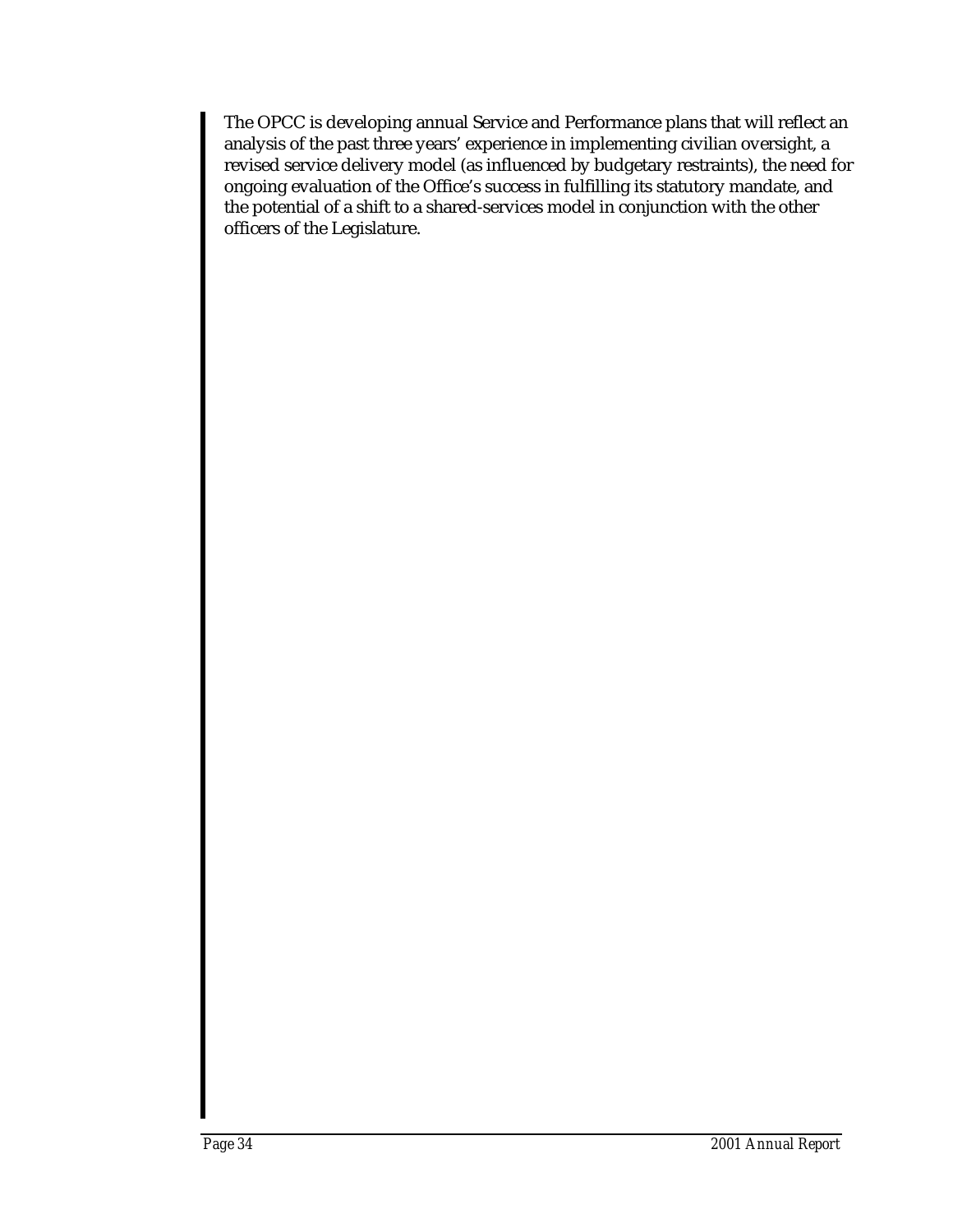The OPCC is developing annual Service and Performance plans that will reflect an analysis of the past three years' experience in implementing civilian oversight, a revised service delivery model (as influenced by budgetary restraints), the need for ongoing evaluation of the Office's success in fulfilling its statutory mandate, and the potential of a shift to a shared-services model in conjunction with the other officers of the Legislature.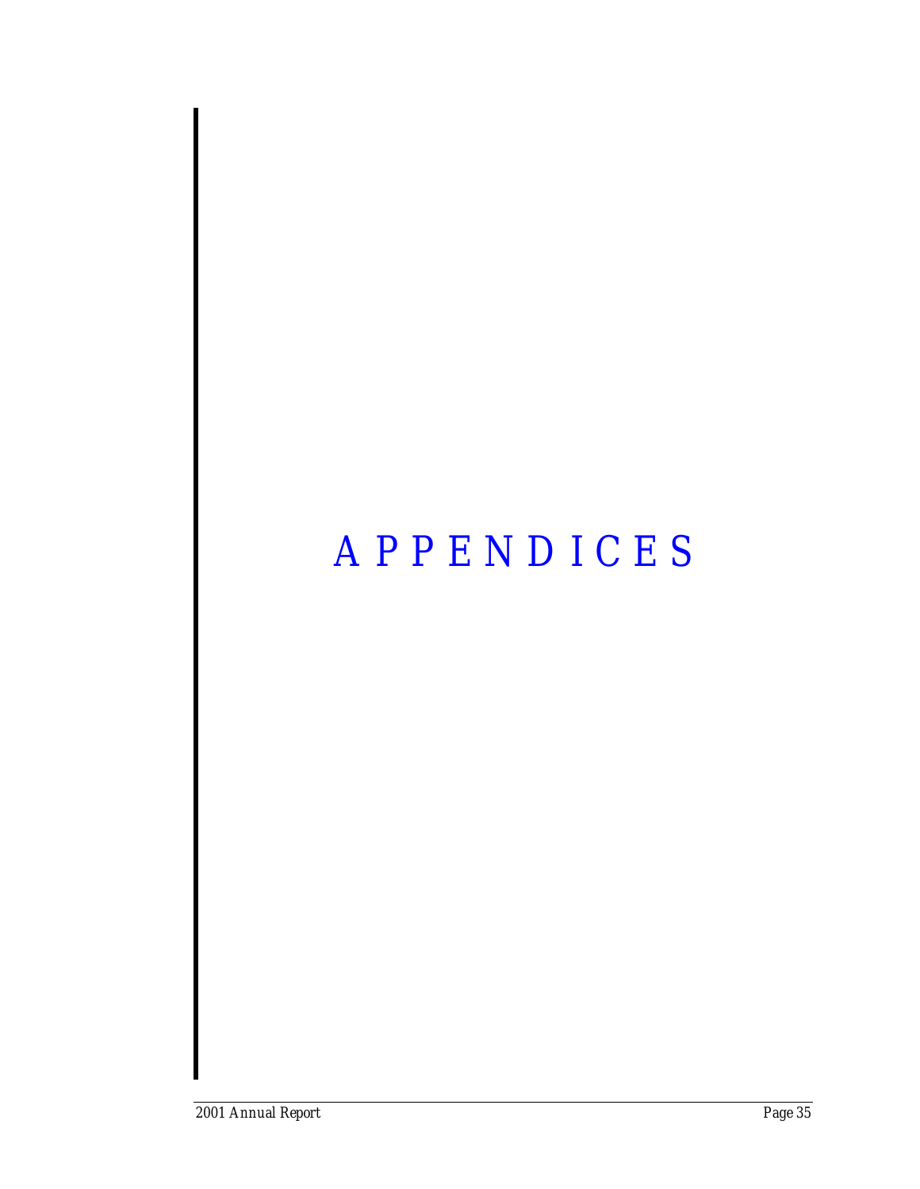# APPENDICES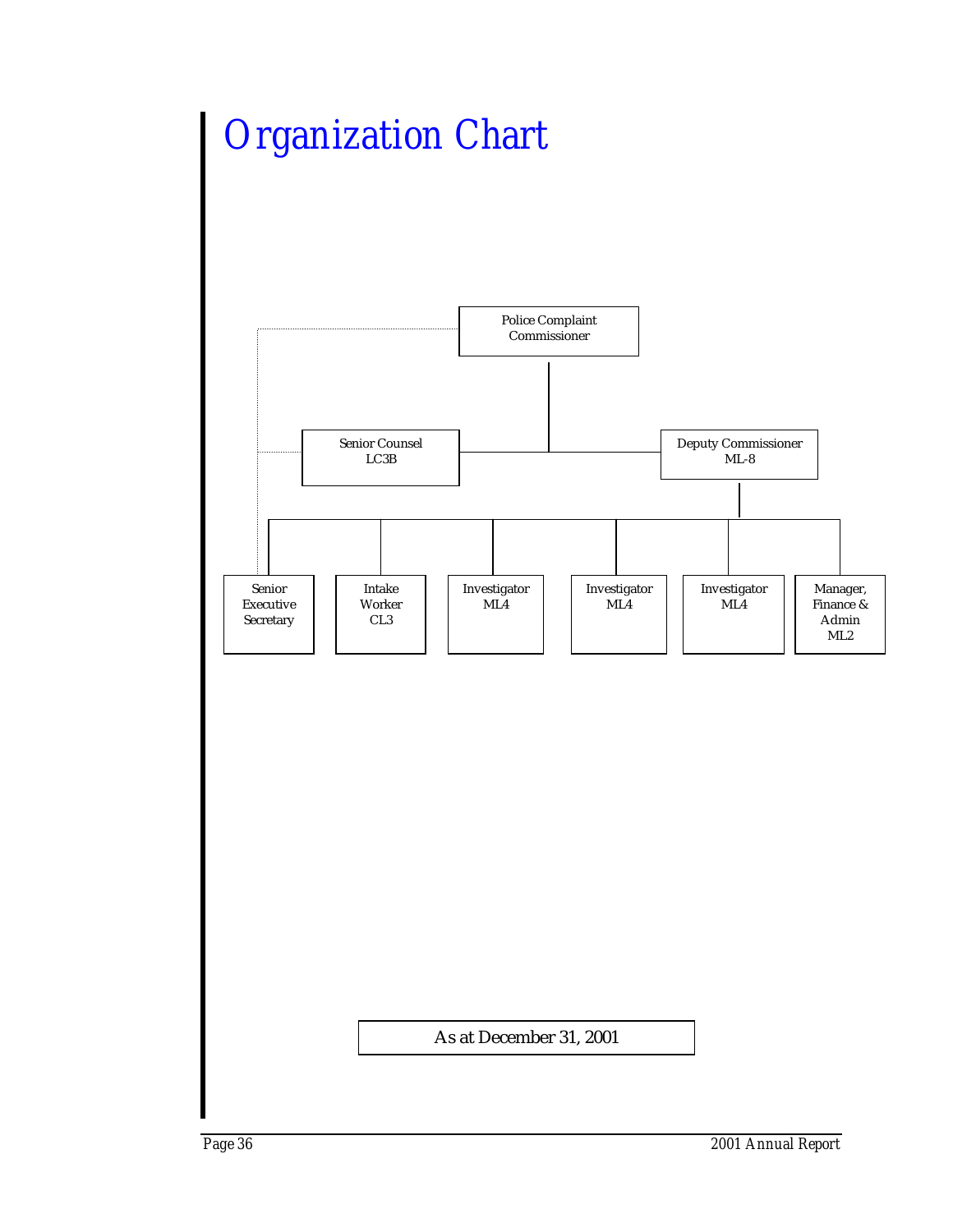# Organization Chart

- Police Complaint Commissioner
  - Senior Counsel LC3B
  - Deputy Commissioner ML-8
    - Senior Executive Secretary
    - Intake Worker CL3
    - Investigator ML4
    - Investigator ML4
    - Investigator ML4
    - Manager, Finance & Admin ML2

As at December 31, 2001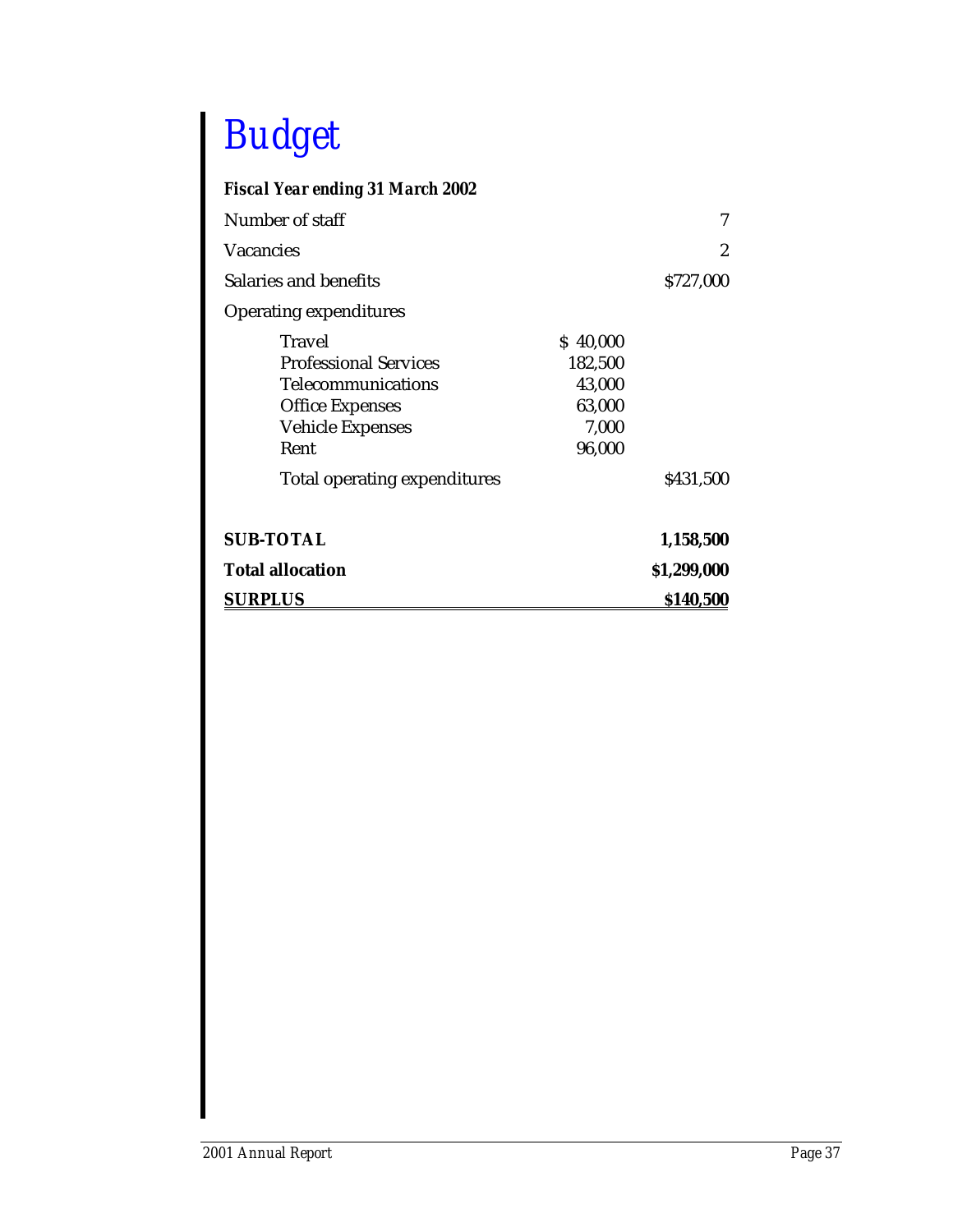# Budget

***Fiscal Year ending 31 March 2002***

| | | |
|---|---|---|
| Number of staff | | 7 |
| Vacancies | | 2 |
| Salaries and benefits | | $727,000 |
| Operating expenditures | | |
| Travel | $ 40,000 | |
| Professional Services | 182,500 | |
| Telecommunications | 43,000 | |
| Office Expenses | 63,000 | |
| Vehicle Expenses | 7,000 | |
| Rent | 96,000 | |
| Total operating expenditures | | $431,500 |
| **SUB-TOTAL** | | **1,158,500** |
| **Total allocation** | | **$1,299,000** |
| **SURPLUS** | | **$140,500** |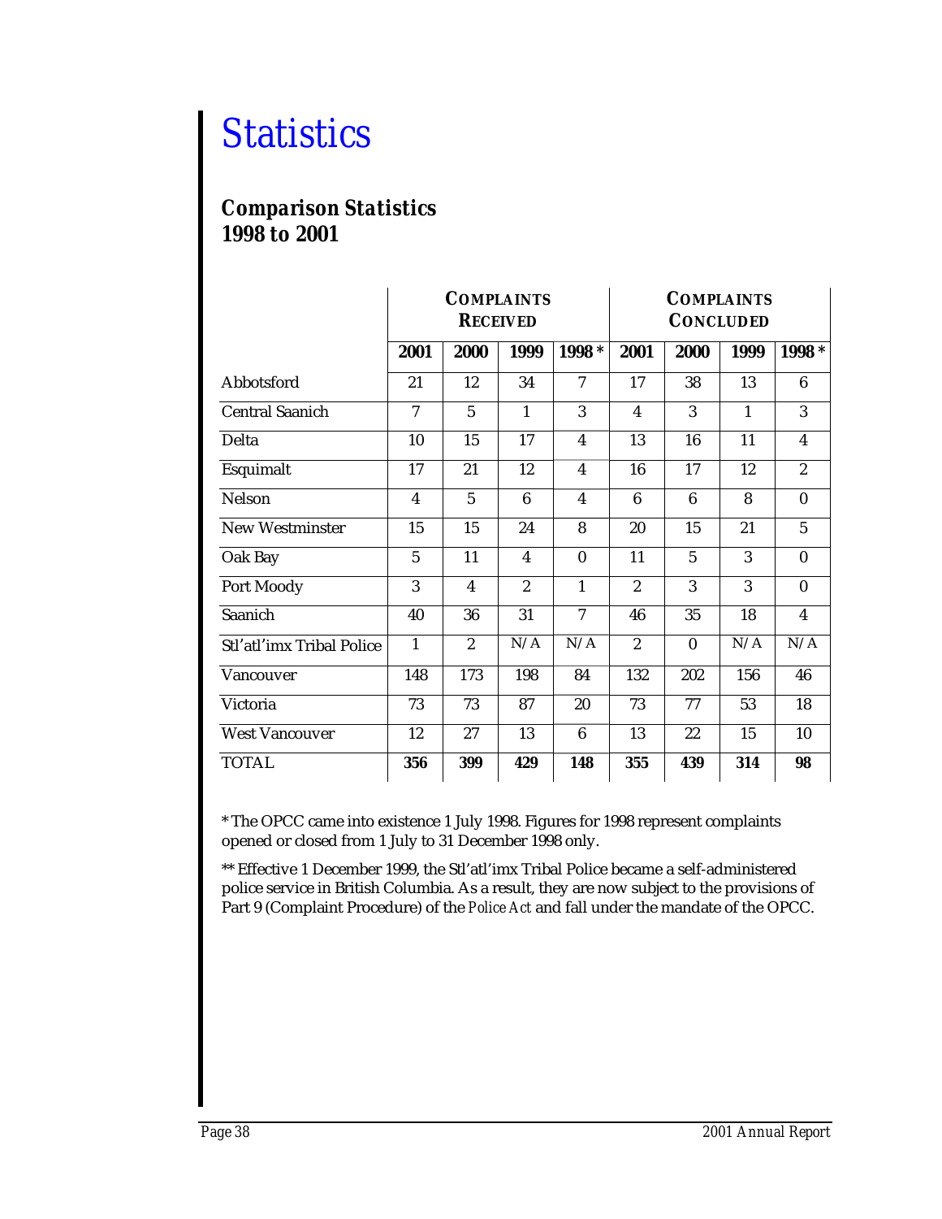# Statistics

## *Comparison Statistics 1998 to 2001*

| | COMPLAINTS RECEIVED | | | | COMPLAINTS CONCLUDED | | | |
|---|---|---|---|---|---|---|---|---|
| | **2001** | **2000** | **1999** | **1998 *** | **2001** | **2000** | **1999** | **1998 *** |
| Abbotsford | 21 | 12 | 34 | 7 | 17 | 38 | 13 | 6 |
| Central Saanich | 7 | 5 | 1 | 3 | 4 | 3 | 1 | 3 |
| Delta | 10 | 15 | 17 | 4 | 13 | 16 | 11 | 4 |
| Esquimalt | 17 | 21 | 12 | 4 | 16 | 17 | 12 | 2 |
| Nelson | 4 | 5 | 6 | 4 | 6 | 6 | 8 | 0 |
| New Westminster | 15 | 15 | 24 | 8 | 20 | 15 | 21 | 5 |
| Oak Bay | 5 | 11 | 4 | 0 | 11 | 5 | 3 | 0 |
| Port Moody | 3 | 4 | 2 | 1 | 2 | 3 | 3 | 0 |
| Saanich | 40 | 36 | 31 | 7 | 46 | 35 | 18 | 4 |
| Stl'atl'imx Tribal Police | 1 | 2 | N/A | N/A | 2 | 0 | N/A | N/A |
| Vancouver | 148 | 173 | 198 | 84 | 132 | 202 | 156 | 46 |
| Victoria | 73 | 73 | 87 | 20 | 73 | 77 | 53 | 18 |
| West Vancouver | 12 | 27 | 13 | 6 | 13 | 22 | 15 | 10 |
| TOTAL | **356** | **399** | **429** | **148** | **355** | **439** | **314** | **98** |

* The OPCC came into existence 1 July 1998. Figures for 1998 represent complaints opened or closed from 1 July to 31 December 1998 only.

** Effective 1 December 1999, the Stl'atl'imx Tribal Police became a self-administered police service in British Columbia. As a result, they are now subject to the provisions of Part 9 (Complaint Procedure) of the *Police Act* and fall under the mandate of the OPCC.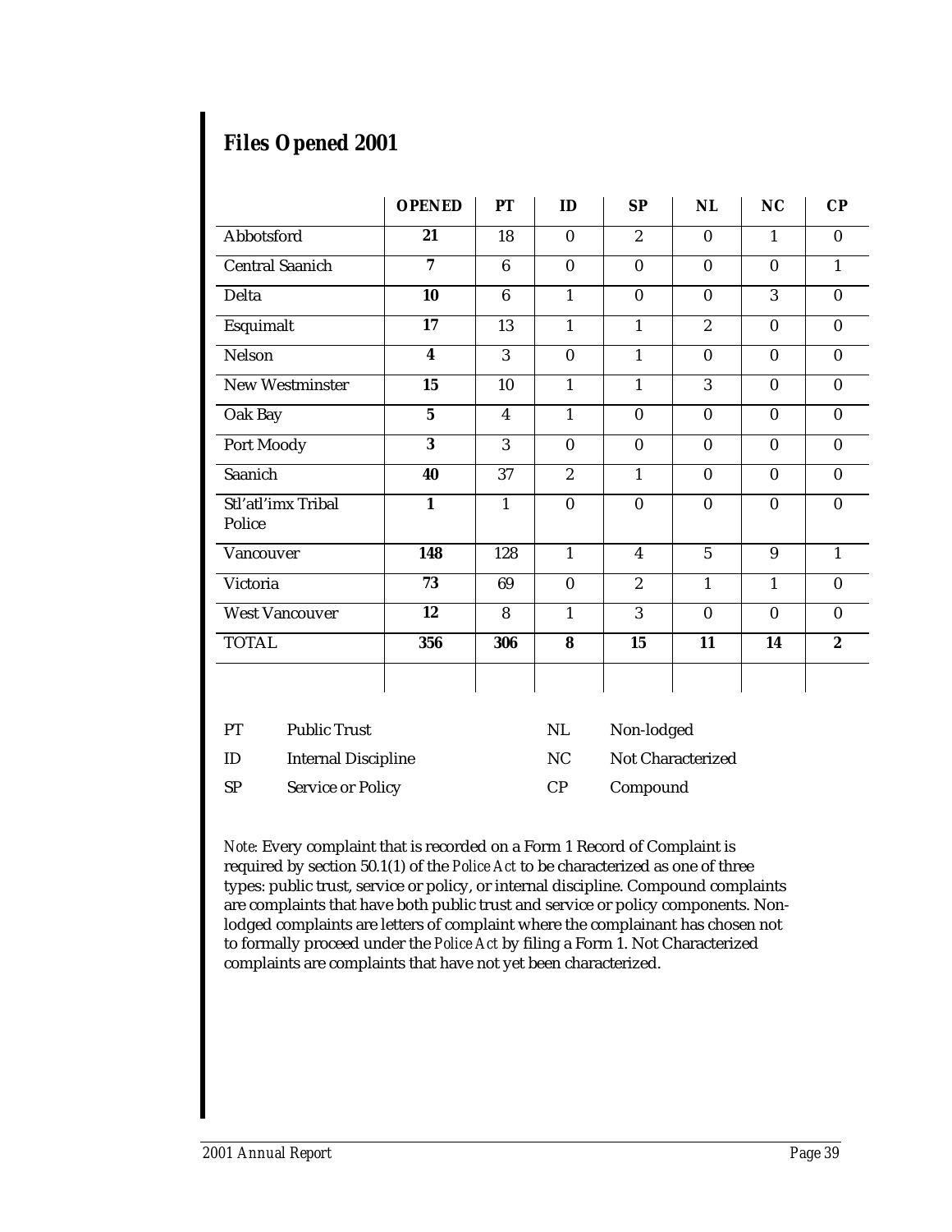## Files Opened 2001

| | OPENED | PT | ID | SP | NL | NC | CP |
|---|---|---|---|---|---|---|---|
| Abbotsford | **21** | 18 | 0 | 2 | 0 | 1 | 0 |
| Central Saanich | **7** | 6 | 0 | 0 | 0 | 0 | 1 |
| Delta | **10** | 6 | 1 | 0 | 0 | 3 | 0 |
| Esquimalt | **17** | 13 | 1 | 1 | 2 | 0 | 0 |
| Nelson | **4** | 3 | 0 | 1 | 0 | 0 | 0 |
| New Westminster | **15** | 10 | 1 | 1 | 3 | 0 | 0 |
| Oak Bay | **5** | 4 | 1 | 0 | 0 | 0 | 0 |
| Port Moody | **3** | 3 | 0 | 0 | 0 | 0 | 0 |
| Saanich | **40** | 37 | 2 | 1 | 0 | 0 | 0 |
| Stl'atl'imx Tribal Police | **1** | 1 | 0 | 0 | 0 | 0 | 0 |
| Vancouver | **148** | 128 | 1 | 4 | 5 | 9 | 1 |
| Victoria | **73** | 69 | 0 | 2 | 1 | 1 | 0 |
| West Vancouver | **12** | 8 | 1 | 3 | 0 | 0 | 0 |
| TOTAL | **356** | **306** | **8** | **15** | **11** | **14** | **2** |

| | | | |
|---|---|---|---|
| PT | Public Trust | NL | Non-lodged |
| ID | Internal Discipline | NC | Not Characterized |
| SP | Service or Policy | CP | Compound |

*Note:* Every complaint that is recorded on a Form 1 Record of Complaint is required by section 50.1(1) of the *Police Act* to be characterized as one of three types: public trust, service or policy, or internal discipline. Compound complaints are complaints that have both public trust and service or policy components. Non-lodged complaints are letters of complaint where the complainant has chosen not to formally proceed under the *Police Act* by filing a Form 1. Not Characterized complaints are complaints that have not yet been characterized.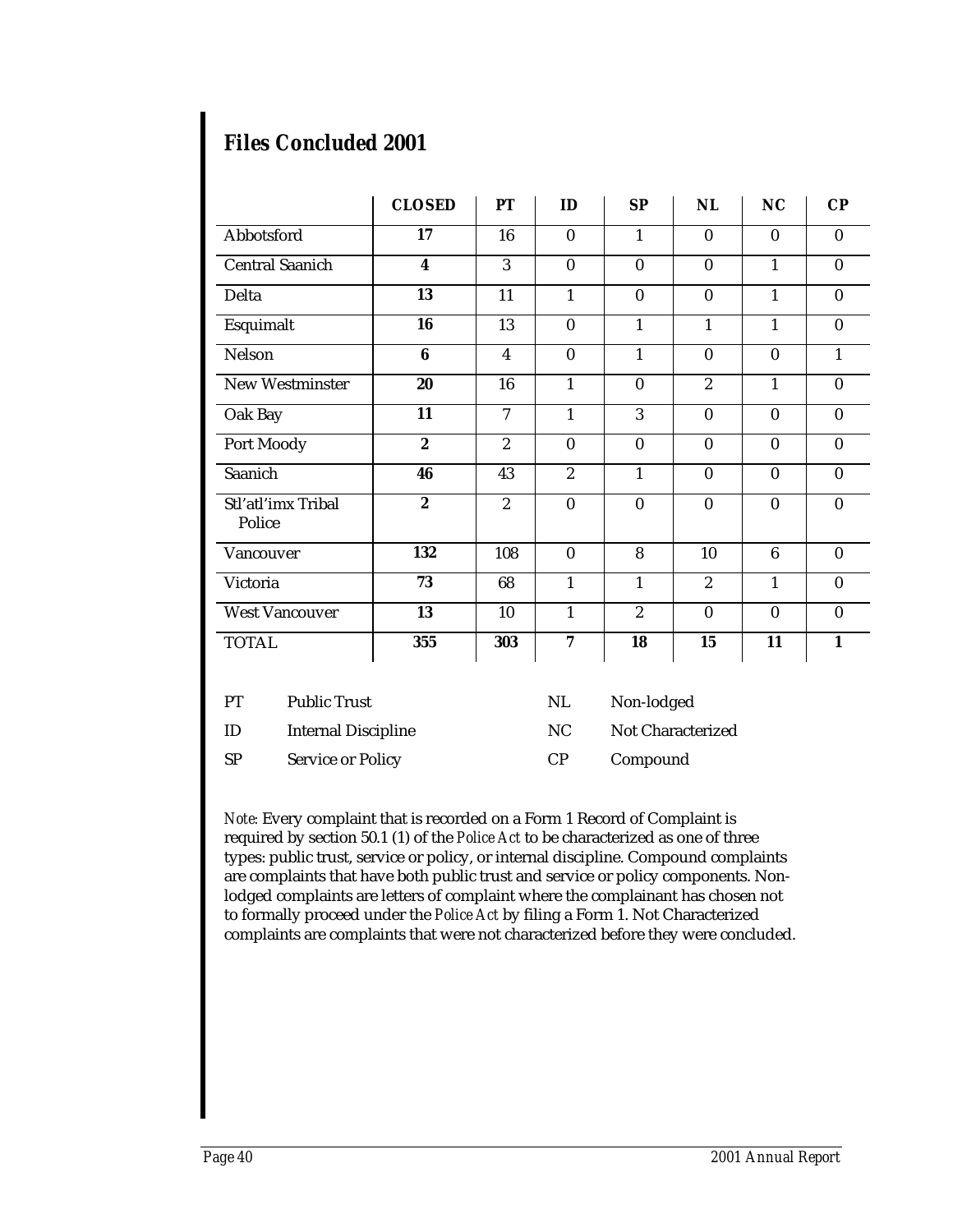## Files Concluded 2001

| | **CLOSED** | **PT** | **ID** | **SP** | **NL** | **NC** | **CP** |
|---|---|---|---|---|---|---|---|
| Abbotsford | **17** | 16 | 0 | 1 | 0 | 0 | 0 |
| Central Saanich | **4** | 3 | 0 | 0 | 0 | 1 | 0 |
| Delta | **13** | 11 | 1 | 0 | 0 | 1 | 0 |
| Esquimalt | **16** | 13 | 0 | 1 | 1 | 1 | 0 |
| Nelson | **6** | 4 | 0 | 1 | 0 | 0 | 1 |
| New Westminster | **20** | 16 | 1 | 0 | 2 | 1 | 0 |
| Oak Bay | **11** | 7 | 1 | 3 | 0 | 0 | 0 |
| Port Moody | **2** | 2 | 0 | 0 | 0 | 0 | 0 |
| Saanich | **46** | 43 | 2 | 1 | 0 | 0 | 0 |
| Stl'atl'imx Tribal Police | **2** | 2 | 0 | 0 | 0 | 0 | 0 |
| Vancouver | **132** | 108 | 0 | 8 | 10 | 6 | 0 |
| Victoria | **73** | 68 | 1 | 1 | 2 | 1 | 0 |
| West Vancouver | **13** | 10 | 1 | 2 | 0 | 0 | 0 |
| TOTAL | **355** | **303** | **7** | **18** | **15** | **11** | **1** |

| | | | |
|---|---|---|---|
| PT | Public Trust | NL | Non-lodged |
| ID | Internal Discipline | NC | Not Characterized |
| SP | Service or Policy | CP | Compound |

*Note*: Every complaint that is recorded on a Form 1 Record of Complaint is required by section 50.1 (1) of the *Police Act* to be characterized as one of three types: public trust, service or policy, or internal discipline. Compound complaints are complaints that have both public trust and service or policy components. Non-lodged complaints are letters of complaint where the complainant has chosen not to formally proceed under the *Police Act* by filing a Form 1. Not Characterized complaints are complaints that were not characterized before they were concluded.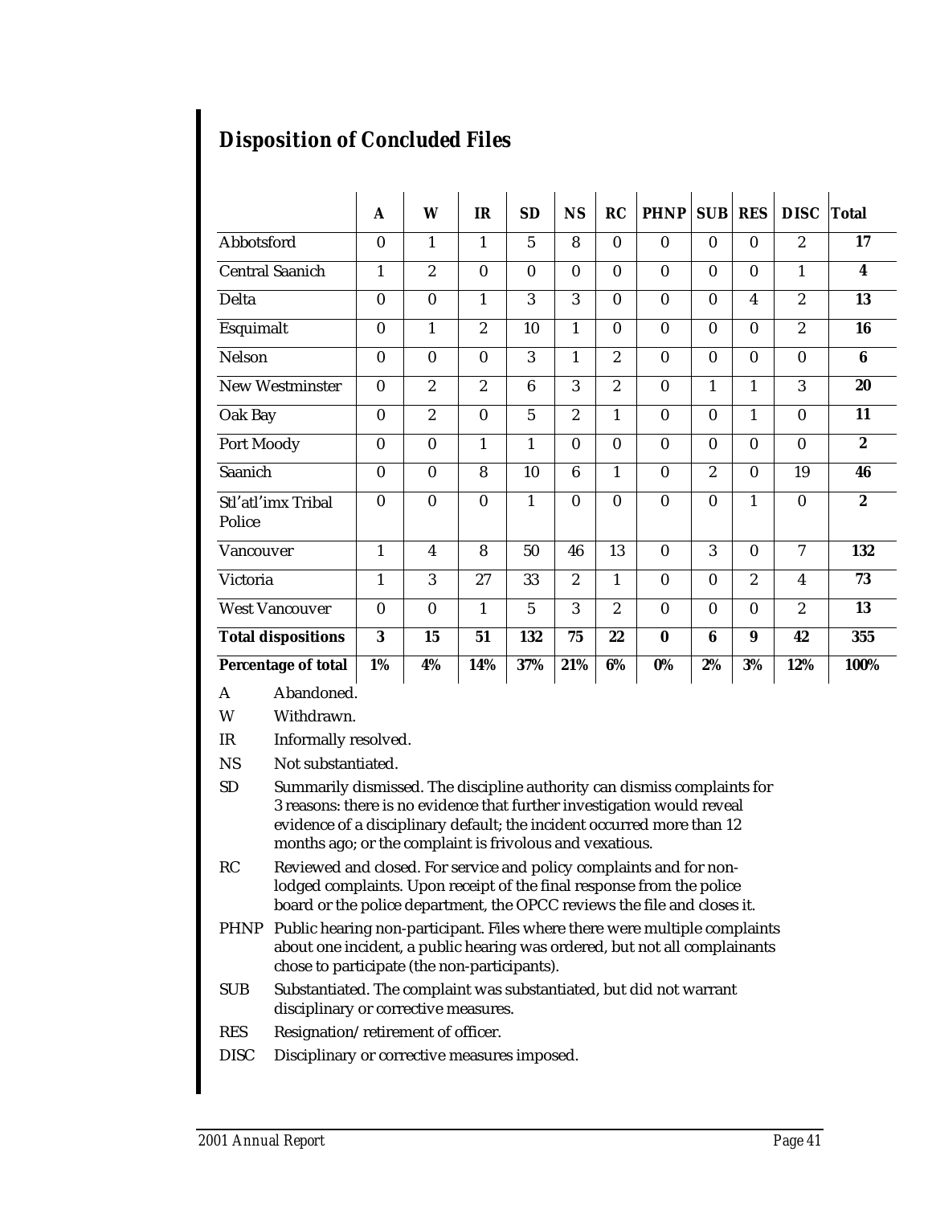## Disposition of Concluded Files

| | A | W | IR | SD | NS | RC | PHNP | SUB | RES | DISC | Total |
|---|---|---|---|---|---|---|---|---|---|---|---|
| Abbotsford | 0 | 1 | 1 | 5 | 8 | 0 | 0 | 0 | 0 | 2 | **17** |
| Central Saanich | 1 | 2 | 0 | 0 | 0 | 0 | 0 | 0 | 0 | 1 | **4** |
| Delta | 0 | 0 | 1 | 3 | 3 | 0 | 0 | 0 | 4 | 2 | **13** |
| Esquimalt | 0 | 1 | 2 | 10 | 1 | 0 | 0 | 0 | 0 | 2 | **16** |
| Nelson | 0 | 0 | 0 | 3 | 1 | 2 | 0 | 0 | 0 | 0 | **6** |
| New Westminster | 0 | 2 | 2 | 6 | 3 | 2 | 0 | 1 | 1 | 3 | **20** |
| Oak Bay | 0 | 2 | 0 | 5 | 2 | 1 | 0 | 0 | 1 | 0 | **11** |
| Port Moody | 0 | 0 | 1 | 1 | 0 | 0 | 0 | 0 | 0 | 0 | **2** |
| Saanich | 0 | 0 | 8 | 10 | 6 | 1 | 0 | 2 | 0 | 19 | **46** |
| Stl'atl'imx Tribal Police | 0 | 0 | 0 | 1 | 0 | 0 | 0 | 0 | 1 | 0 | **2** |
| Vancouver | 1 | 4 | 8 | 50 | 46 | 13 | 0 | 3 | 0 | 7 | **132** |
| Victoria | 1 | 3 | 27 | 33 | 2 | 1 | 0 | 0 | 2 | 4 | **73** |
| West Vancouver | 0 | 0 | 1 | 5 | 3 | 2 | 0 | 0 | 0 | 2 | **13** |
| **Total dispositions** | **3** | **15** | **51** | **132** | **75** | **22** | **0** | **6** | **9** | **42** | **355** |
| **Percentage of total** | **1%** | **4%** | **14%** | **37%** | **21%** | **6%** | **0%** | **2%** | **3%** | **12%** | **100%** |

A Abandoned.

W Withdrawn.

IR Informally resolved.

NS Not substantiated.

SD Summarily dismissed. The discipline authority can dismiss complaints for 3 reasons: there is no evidence that further investigation would reveal evidence of a disciplinary default; the incident occurred more than 12 months ago; or the complaint is frivolous and vexatious.

RC Reviewed and closed. For service and policy complaints and for non-lodged complaints. Upon receipt of the final response from the police board or the police department, the OPCC reviews the file and closes it.

PHNP Public hearing non-participant. Files where there were multiple complaints about one incident, a public hearing was ordered, but not all complainants chose to participate (the non-participants).

SUB Substantiated. The complaint was substantiated, but did not warrant disciplinary or corrective measures.

RES Resignation/retirement of officer.

DISC Disciplinary or corrective measures imposed.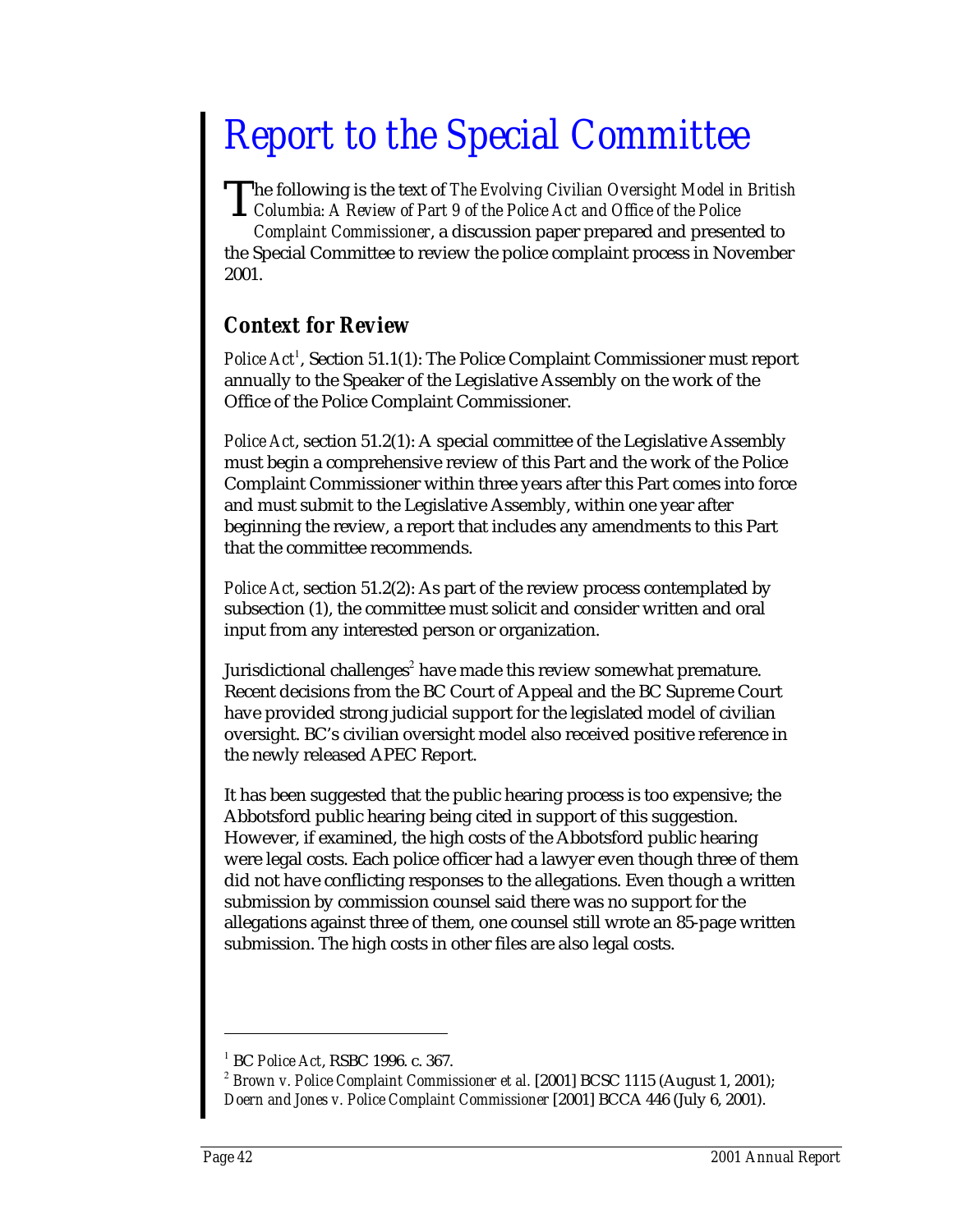# Report to the Special Committee

The following is the text of *The Evolving Civilian Oversight Model in British Columbia: A Review of Part 9 of the Police Act and Office of the Police Complaint Commissioner*, a discussion paper prepared and presented to the Special Committee to review the police complaint process in November 2001.

## Context for Review

*Police Act*[1], Section 51.1(1): The Police Complaint Commissioner must report annually to the Speaker of the Legislative Assembly on the work of the Office of the Police Complaint Commissioner.

*Police Act*, section 51.2(1): A special committee of the Legislative Assembly must begin a comprehensive review of this Part and the work of the Police Complaint Commissioner within three years after this Part comes into force and must submit to the Legislative Assembly, within one year after beginning the review, a report that includes any amendments to this Part that the committee recommends.

*Police Act*, section 51.2(2): As part of the review process contemplated by subsection (1), the committee must solicit and consider written and oral input from any interested person or organization.

Jurisdictional challenges[2] have made this review somewhat premature. Recent decisions from the BC Court of Appeal and the BC Supreme Court have provided strong judicial support for the legislated model of civilian oversight. BC's civilian oversight model also received positive reference in the newly released APEC Report.

It has been suggested that the public hearing process is too expensive; the Abbotsford public hearing being cited in support of this suggestion. However, if examined, the high costs of the Abbotsford public hearing were legal costs. Each police officer had a lawyer even though three of them did not have conflicting responses to the allegations. Even though a written submission by commission counsel said there was no support for the allegations against three of them, one counsel still wrote an 85-page written submission. The high costs in other files are also legal costs.

---

[1] BC *Police Act*, RSBC 1996. c. 367.

[2] *Brown v. Police Complaint Commissioner et al.* [2001] BCSC 1115 (August 1, 2001); *Doern and Jones v. Police Complaint Commissioner* [2001] BCCA 446 (July 6, 2001).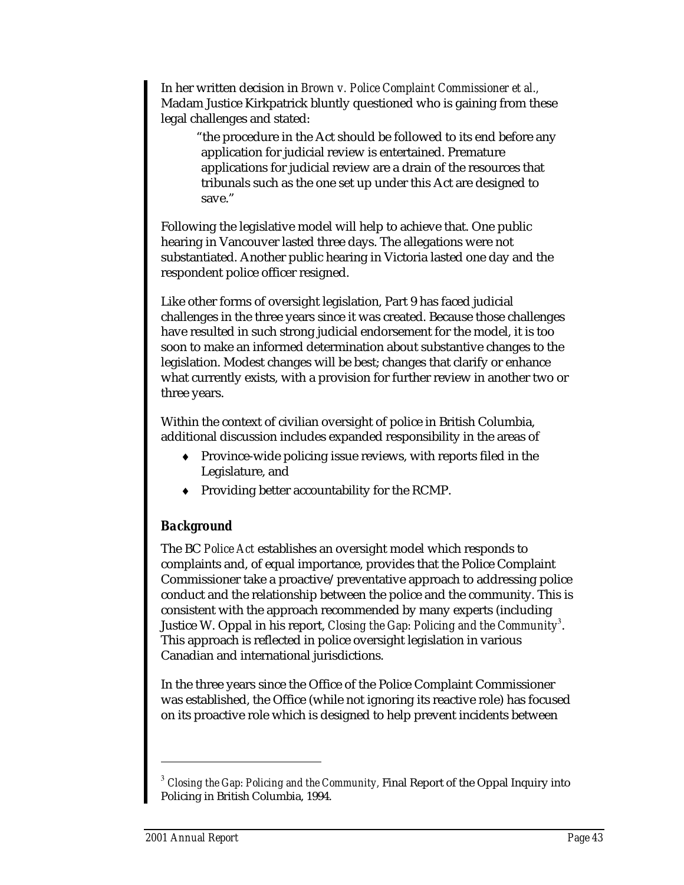In her written decision in *Brown v. Police Complaint Commissioner et al.*, Madam Justice Kirkpatrick bluntly questioned who is gaining from these legal challenges and stated:

> "the procedure in the Act should be followed to its end before any application for judicial review is entertained. Premature applications for judicial review are a drain of the resources that tribunals such as the one set up under this Act are designed to save."

Following the legislative model will help to achieve that. One public hearing in Vancouver lasted three days. The allegations were not substantiated. Another public hearing in Victoria lasted one day and the respondent police officer resigned.

Like other forms of oversight legislation, Part 9 has faced judicial challenges in the three years since it was created. Because those challenges have resulted in such strong judicial endorsement for the model, it is too soon to make an informed determination about substantive changes to the legislation. Modest changes will be best; changes that clarify or enhance what currently exists, with a provision for further review in another two or three years.

Within the context of civilian oversight of police in British Columbia, additional discussion includes expanded responsibility in the areas of

- Province-wide policing issue reviews, with reports filed in the Legislature, and
- Providing better accountability for the RCMP.

### *Background*

The BC *Police Act* establishes an oversight model which responds to complaints and, of equal importance, provides that the Police Complaint Commissioner take a proactive/preventative approach to addressing police conduct and the relationship between the police and the community. This is consistent with the approach recommended by many experts (including Justice W. Oppal in his report, *Closing the Gap: Policing and the Community*[3]. This approach is reflected in police oversight legislation in various Canadian and international jurisdictions.

In the three years since the Office of the Police Complaint Commissioner was established, the Office (while not ignoring its reactive role) has focused on its proactive role which is designed to help prevent incidents between

---

[3] *Closing the Gap: Policing and the Community*, Final Report of the Oppal Inquiry into Policing in British Columbia, 1994.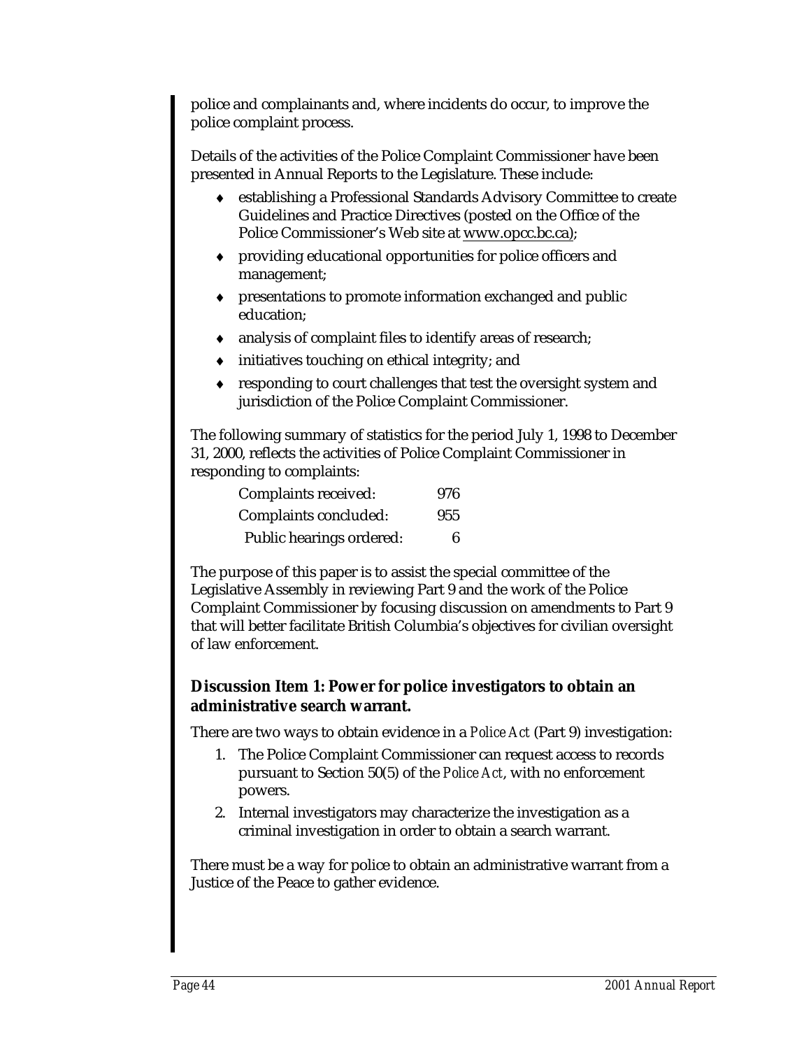police and complainants and, where incidents do occur, to improve the police complaint process.

Details of the activities of the Police Complaint Commissioner have been presented in Annual Reports to the Legislature. These include:

- establishing a Professional Standards Advisory Committee to create Guidelines and Practice Directives (posted on the Office of the Police Commissioner's Web site at www.opcc.bc.ca);
- providing educational opportunities for police officers and management;
- presentations to promote information exchanged and public education;
- analysis of complaint files to identify areas of research;
- initiatives touching on ethical integrity; and
- responding to court challenges that test the oversight system and jurisdiction of the Police Complaint Commissioner.

The following summary of statistics for the period July 1, 1998 to December 31, 2000, reflects the activities of Police Complaint Commissioner in responding to complaints:

| | |
|---|---|
| Complaints received: | 976 |
| Complaints concluded: | 955 |
| Public hearings ordered: | 6 |

The purpose of this paper is to assist the special committee of the Legislative Assembly in reviewing Part 9 and the work of the Police Complaint Commissioner by focusing discussion on amendments to Part 9 that will better facilitate British Columbia's objectives for civilian oversight of law enforcement.

### Discussion Item 1: Power for police investigators to obtain an administrative search warrant.

There are two ways to obtain evidence in a *Police Act* (Part 9) investigation:

1. The Police Complaint Commissioner can request access to records pursuant to Section 50(5) of the *Police Act*, with no enforcement powers.
2. Internal investigators may characterize the investigation as a criminal investigation in order to obtain a search warrant.

There must be a way for police to obtain an administrative warrant from a Justice of the Peace to gather evidence.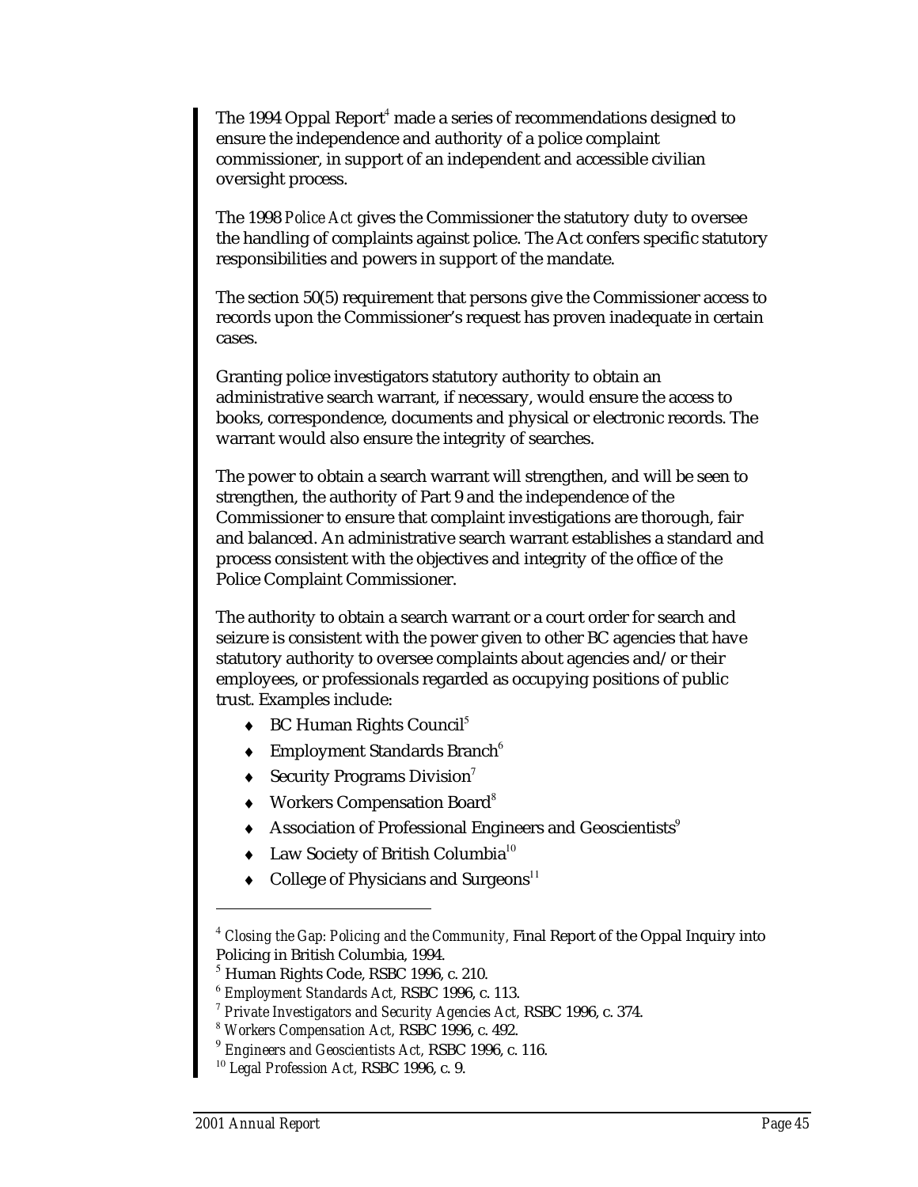The 1994 Oppal Report[4] made a series of recommendations designed to ensure the independence and authority of a police complaint commissioner, in support of an independent and accessible civilian oversight process.

The 1998 *Police Act* gives the Commissioner the statutory duty to oversee the handling of complaints against police. The Act confers specific statutory responsibilities and powers in support of the mandate.

The section 50(5) requirement that persons give the Commissioner access to records upon the Commissioner's request has proven inadequate in certain cases.

Granting police investigators statutory authority to obtain an administrative search warrant, if necessary, would ensure the access to books, correspondence, documents and physical or electronic records. The warrant would also ensure the integrity of searches.

The power to obtain a search warrant will strengthen, and will be seen to strengthen, the authority of Part 9 and the independence of the Commissioner to ensure that complaint investigations are thorough, fair and balanced. An administrative search warrant establishes a standard and process consistent with the objectives and integrity of the office of the Police Complaint Commissioner.

The authority to obtain a search warrant or a court order for search and seizure is consistent with the power given to other BC agencies that have statutory authority to oversee complaints about agencies and/or their employees, or professionals regarded as occupying positions of public trust. Examples include:

- BC Human Rights Council[5]
- Employment Standards Branch[6]
- Security Programs Division[7]
- Workers Compensation Board[8]
- Association of Professional Engineers and Geoscientists[9]
- Law Society of British Columbia[10]
- College of Physicians and Surgeons[11]

---

[4] *Closing the Gap: Policing and the Community*, Final Report of the Oppal Inquiry into Policing in British Columbia, 1994.
[5] Human Rights Code, RSBC 1996, c. 210.
[6] *Employment Standards Act*, RSBC 1996, c. 113.
[7] *Private Investigators and Security Agencies Act*, RSBC 1996, c. 374.
[8] *Workers Compensation Act*, RSBC 1996, c. 492.
[9] *Engineers and Geoscientists Act*, RSBC 1996, c. 116.
[10] *Legal Profession Act*, RSBC 1996, c. 9.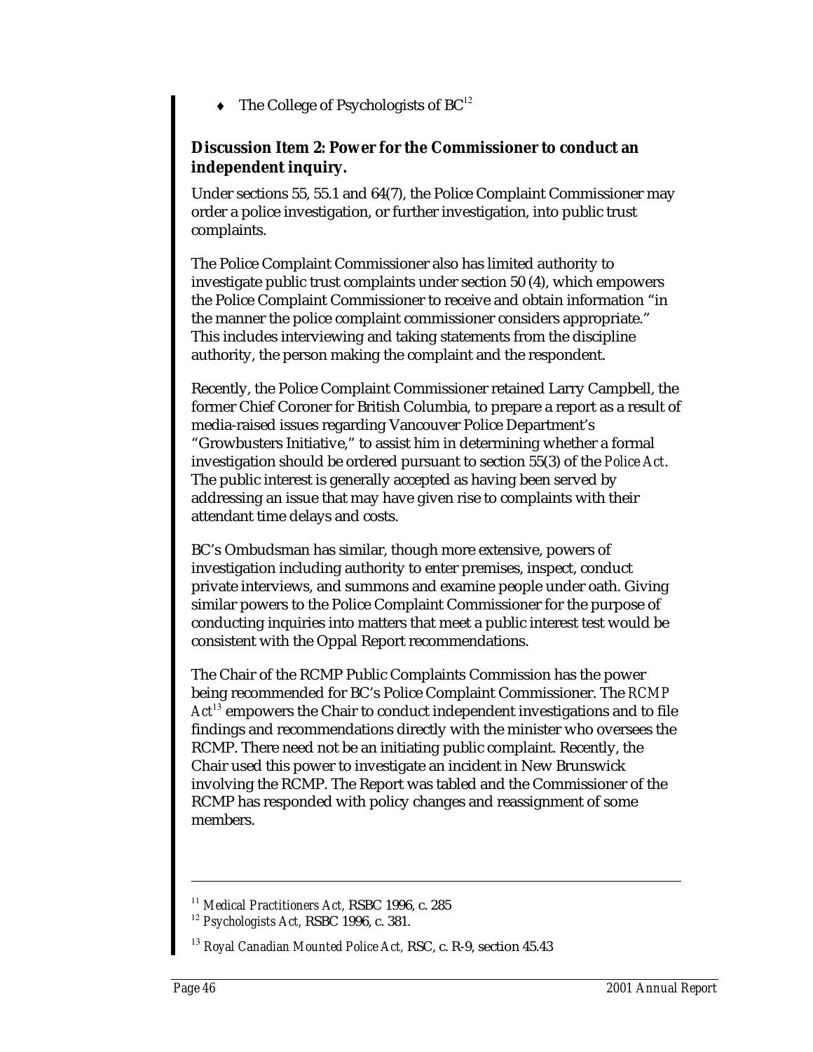- The College of Psychologists of BC[12]

**Discussion Item 2: Power for the Commissioner to conduct an independent inquiry.**

Under sections 55, 55.1 and 64(7), the Police Complaint Commissioner may order a police investigation, or further investigation, into public trust complaints.

The Police Complaint Commissioner also has limited authority to investigate public trust complaints under section 50 (4), which empowers the Police Complaint Commissioner to receive and obtain information "in the manner the police complaint commissioner considers appropriate." This includes interviewing and taking statements from the discipline authority, the person making the complaint and the respondent.

Recently, the Police Complaint Commissioner retained Larry Campbell, the former Chief Coroner for British Columbia, to prepare a report as a result of media-raised issues regarding Vancouver Police Department's "Growbusters Initiative," to assist him in determining whether a formal investigation should be ordered pursuant to section 55(3) of the *Police Act*. The public interest is generally accepted as having been served by addressing an issue that may have given rise to complaints with their attendant time delays and costs.

BC's Ombudsman has similar, though more extensive, powers of investigation including authority to enter premises, inspect, conduct private interviews, and summons and examine people under oath. Giving similar powers to the Police Complaint Commissioner for the purpose of conducting inquiries into matters that meet a public interest test would be consistent with the Oppal Report recommendations.

The Chair of the RCMP Public Complaints Commission has the power being recommended for BC's Police Complaint Commissioner. The *RCMP Act*[13] empowers the Chair to conduct independent investigations and to file findings and recommendations directly with the minister who oversees the RCMP. There need not be an initiating public complaint. Recently, the Chair used this power to investigate an incident in New Brunswick involving the RCMP. The Report was tabled and the Commissioner of the RCMP has responded with policy changes and reassignment of some members.

---

[11] *Medical Practitioners Act,* RSBC 1996, c. 285

[12] *Psychologists Act,* RSBC 1996, c. 381.

[13] *Royal Canadian Mounted Police Act,* RSC, c. R-9, section 45.43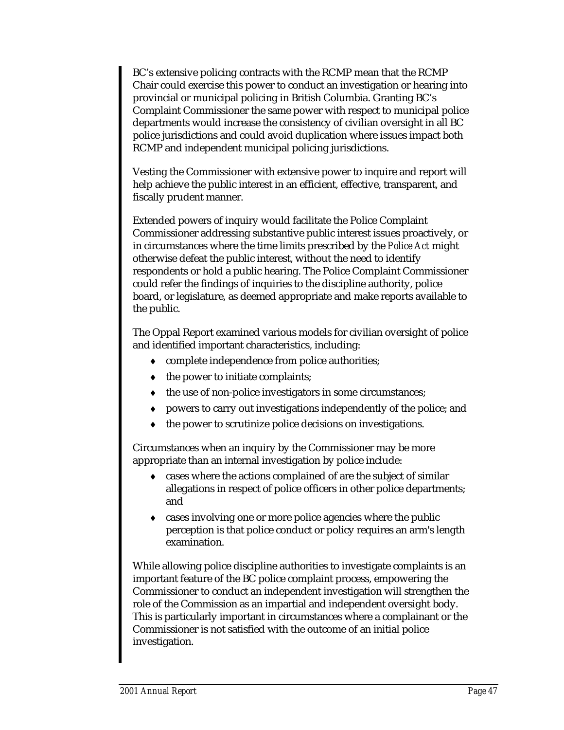BC's extensive policing contracts with the RCMP mean that the RCMP Chair could exercise this power to conduct an investigation or hearing into provincial or municipal policing in British Columbia. Granting BC's Complaint Commissioner the same power with respect to municipal police departments would increase the consistency of civilian oversight in all BC police jurisdictions and could avoid duplication where issues impact both RCMP and independent municipal policing jurisdictions.

Vesting the Commissioner with extensive power to inquire and report will help achieve the public interest in an efficient, effective, transparent, and fiscally prudent manner.

Extended powers of inquiry would facilitate the Police Complaint Commissioner addressing substantive public interest issues proactively, or in circumstances where the time limits prescribed by the *Police Act* might otherwise defeat the public interest, without the need to identify respondents or hold a public hearing. The Police Complaint Commissioner could refer the findings of inquiries to the discipline authority, police board, or legislature, as deemed appropriate and make reports available to the public.

The Oppal Report examined various models for civilian oversight of police and identified important characteristics, including:

- complete independence from police authorities;
- the power to initiate complaints;
- the use of non-police investigators in some circumstances;
- powers to carry out investigations independently of the police; and
- the power to scrutinize police decisions on investigations.

Circumstances when an inquiry by the Commissioner may be more appropriate than an internal investigation by police include:

- cases where the actions complained of are the subject of similar allegations in respect of police officers in other police departments; and
- cases involving one or more police agencies where the public perception is that police conduct or policy requires an arm's length examination.

While allowing police discipline authorities to investigate complaints is an important feature of the BC police complaint process, empowering the Commissioner to conduct an independent investigation will strengthen the role of the Commission as an impartial and independent oversight body. This is particularly important in circumstances where a complainant or the Commissioner is not satisfied with the outcome of an initial police investigation.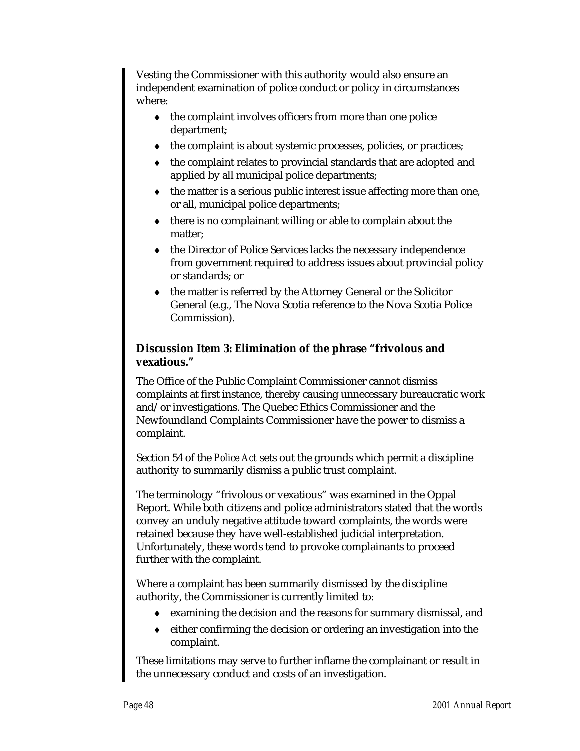Vesting the Commissioner with this authority would also ensure an independent examination of police conduct or policy in circumstances where:

- the complaint involves officers from more than one police department;
- the complaint is about systemic processes, policies, or practices;
- the complaint relates to provincial standards that are adopted and applied by all municipal police departments;
- the matter is a serious public interest issue affecting more than one, or all, municipal police departments;
- there is no complainant willing or able to complain about the matter;
- the Director of Police Services lacks the necessary independence from government required to address issues about provincial policy or standards; or
- the matter is referred by the Attorney General or the Solicitor General (e.g., The Nova Scotia reference to the Nova Scotia Police Commission).

### Discussion Item 3: Elimination of the phrase "frivolous and vexatious."

The Office of the Public Complaint Commissioner cannot dismiss complaints at first instance, thereby causing unnecessary bureaucratic work and/or investigations. The Quebec Ethics Commissioner and the Newfoundland Complaints Commissioner have the power to dismiss a complaint.

Section 54 of the *Police Act* sets out the grounds which permit a discipline authority to summarily dismiss a public trust complaint.

The terminology "frivolous or vexatious" was examined in the Oppal Report. While both citizens and police administrators stated that the words convey an unduly negative attitude toward complaints, the words were retained because they have well-established judicial interpretation. Unfortunately, these words tend to provoke complainants to proceed further with the complaint.

Where a complaint has been summarily dismissed by the discipline authority, the Commissioner is currently limited to:

- examining the decision and the reasons for summary dismissal, and
- either confirming the decision or ordering an investigation into the complaint.

These limitations may serve to further inflame the complainant or result in the unnecessary conduct and costs of an investigation.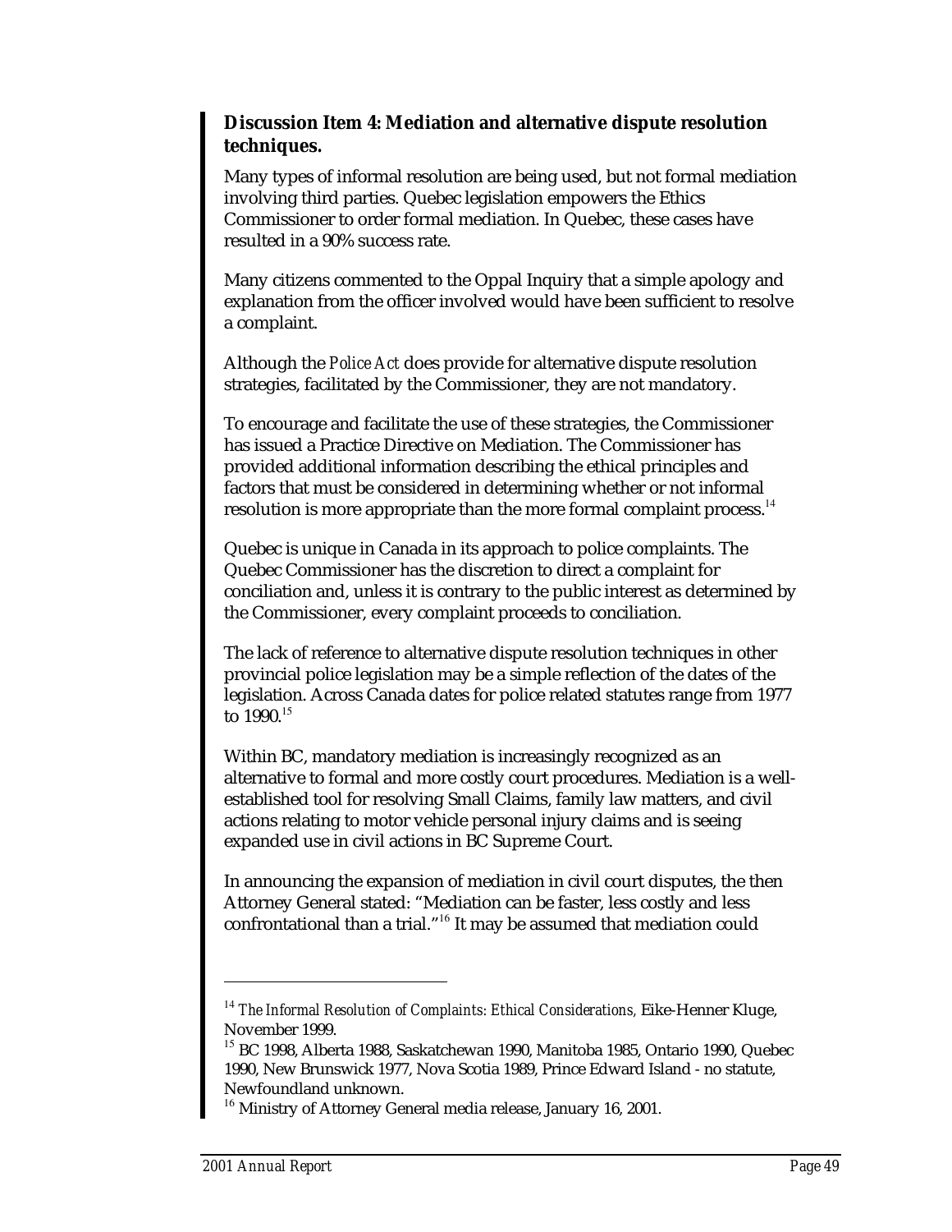**Discussion Item 4: Mediation and alternative dispute resolution techniques.**

Many types of informal resolution are being used, but not formal mediation involving third parties. Quebec legislation empowers the Ethics Commissioner to order formal mediation. In Quebec, these cases have resulted in a 90% success rate.

Many citizens commented to the Oppal Inquiry that a simple apology and explanation from the officer involved would have been sufficient to resolve a complaint.

Although the *Police Act* does provide for alternative dispute resolution strategies, facilitated by the Commissioner, they are not mandatory.

To encourage and facilitate the use of these strategies, the Commissioner has issued a Practice Directive on Mediation. The Commissioner has provided additional information describing the ethical principles and factors that must be considered in determining whether or not informal resolution is more appropriate than the more formal complaint process.[14]

Quebec is unique in Canada in its approach to police complaints. The Quebec Commissioner has the discretion to direct a complaint for conciliation and, unless it is contrary to the public interest as determined by the Commissioner, every complaint proceeds to conciliation.

The lack of reference to alternative dispute resolution techniques in other provincial police legislation may be a simple reflection of the dates of the legislation. Across Canada dates for police related statutes range from 1977 to 1990.[15]

Within BC, mandatory mediation is increasingly recognized as an alternative to formal and more costly court procedures. Mediation is a well-established tool for resolving Small Claims, family law matters, and civil actions relating to motor vehicle personal injury claims and is seeing expanded use in civil actions in BC Supreme Court.

In announcing the expansion of mediation in civil court disputes, the then Attorney General stated: "Mediation can be faster, less costly and less confrontational than a trial."[16] It may be assumed that mediation could

---

[14] *The Informal Resolution of Complaints: Ethical Considerations*, Eike-Henner Kluge, November 1999.

[15] BC 1998, Alberta 1988, Saskatchewan 1990, Manitoba 1985, Ontario 1990, Quebec 1990, New Brunswick 1977, Nova Scotia 1989, Prince Edward Island - no statute, Newfoundland unknown.

[16] Ministry of Attorney General media release, January 16, 2001.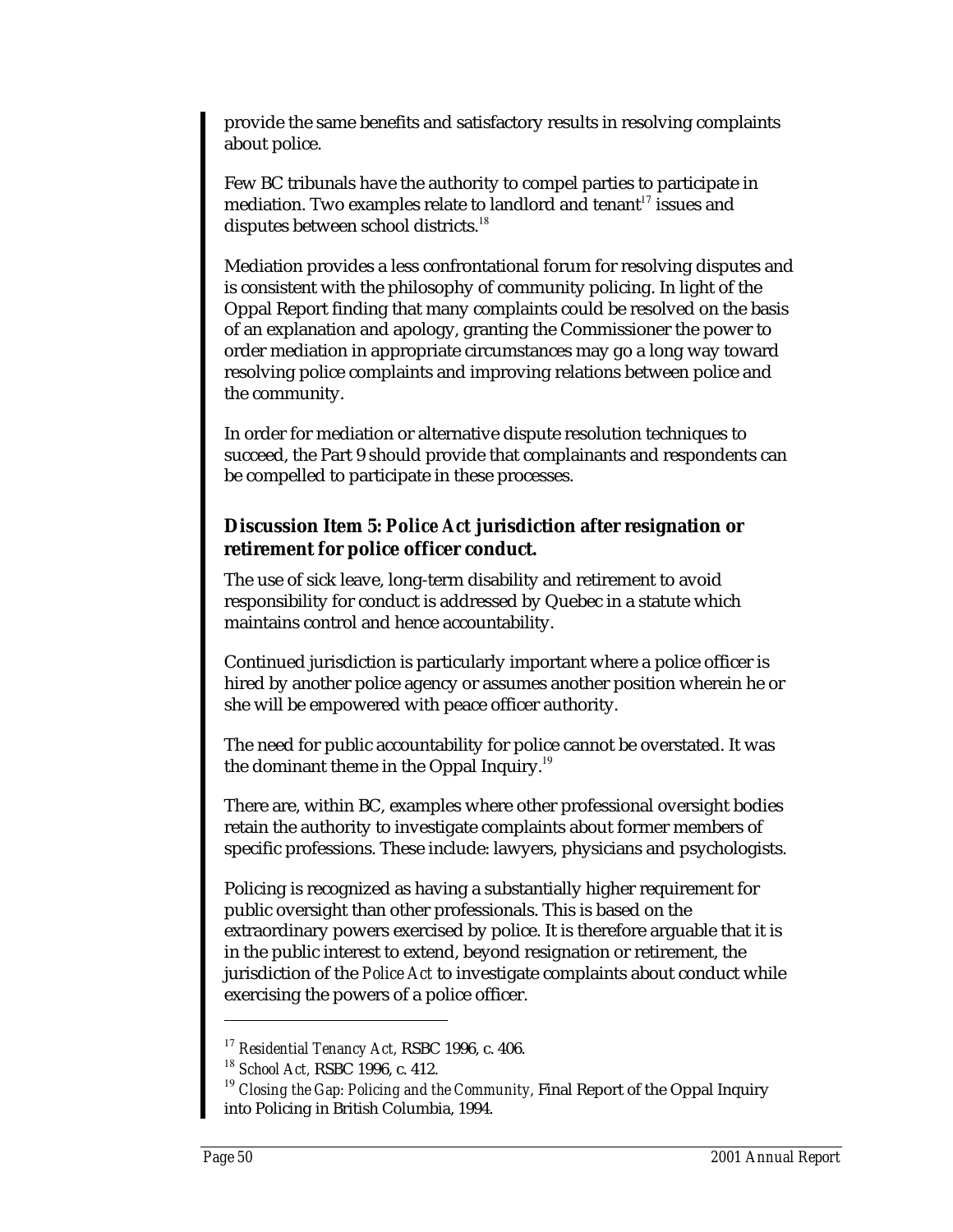provide the same benefits and satisfactory results in resolving complaints about police.

Few BC tribunals have the authority to compel parties to participate in mediation. Two examples relate to landlord and tenant[17] issues and disputes between school districts.[18]

Mediation provides a less confrontational forum for resolving disputes and is consistent with the philosophy of community policing. In light of the Oppal Report finding that many complaints could be resolved on the basis of an explanation and apology, granting the Commissioner the power to order mediation in appropriate circumstances may go a long way toward resolving police complaints and improving relations between police and the community.

In order for mediation or alternative dispute resolution techniques to succeed, the Part 9 should provide that complainants and respondents can be compelled to participate in these processes.

### Discussion Item 5: *Police Act* jurisdiction after resignation or retirement for police officer conduct.

The use of sick leave, long-term disability and retirement to avoid responsibility for conduct is addressed by Quebec in a statute which maintains control and hence accountability.

Continued jurisdiction is particularly important where a police officer is hired by another police agency or assumes another position wherein he or she will be empowered with peace officer authority.

The need for public accountability for police cannot be overstated. It was the dominant theme in the Oppal Inquiry.[19]

There are, within BC, examples where other professional oversight bodies retain the authority to investigate complaints about former members of specific professions. These include: lawyers, physicians and psychologists.

Policing is recognized as having a substantially higher requirement for public oversight than other professionals. This is based on the extraordinary powers exercised by police. It is therefore arguable that it is in the public interest to extend, beyond resignation or retirement, the jurisdiction of the *Police Act* to investigate complaints about conduct while exercising the powers of a police officer.

---

[17] *Residential Tenancy Act,* RSBC 1996, c. 406.

[18] *School Act,* RSBC 1996, c. 412.

[19] *Closing the Gap: Policing and the Community,* Final Report of the Oppal Inquiry into Policing in British Columbia, 1994.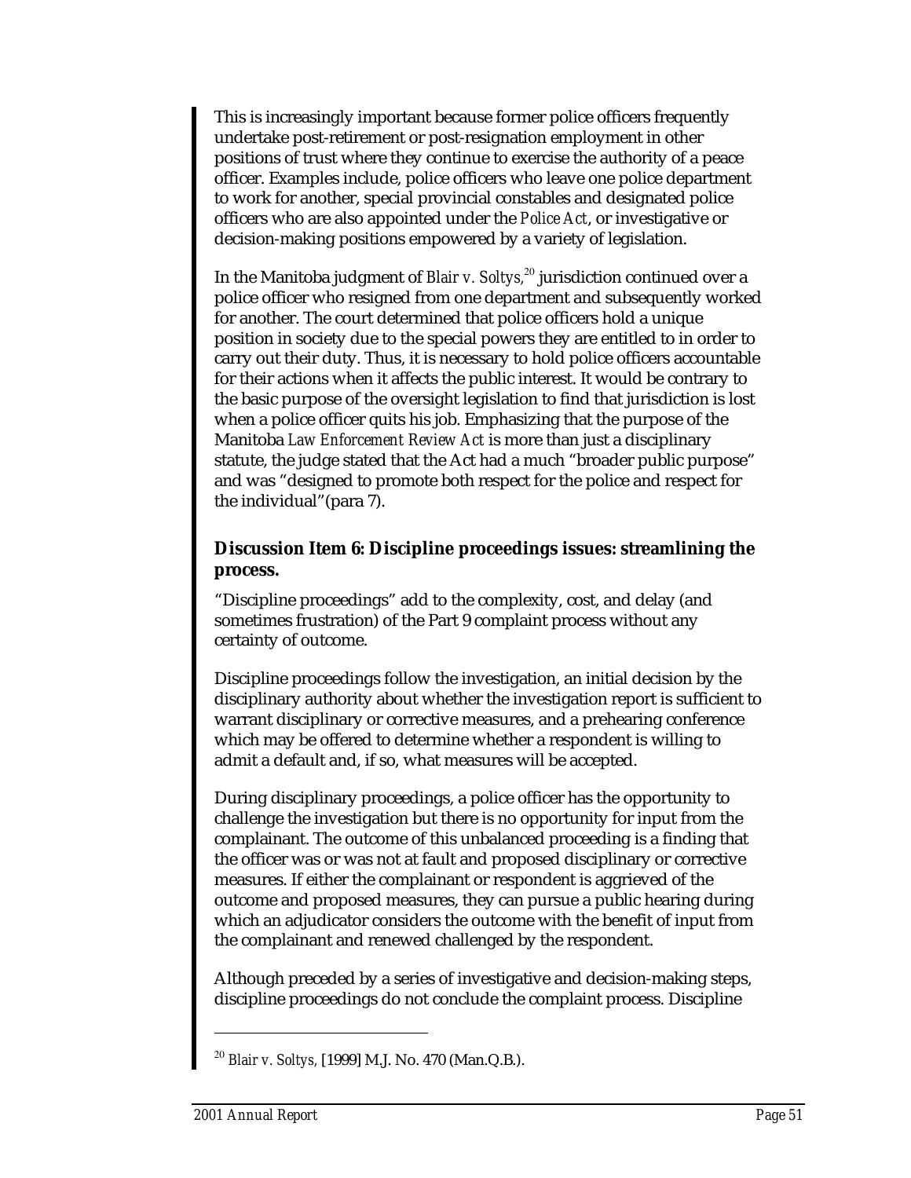This is increasingly important because former police officers frequently undertake post-retirement or post-resignation employment in other positions of trust where they continue to exercise the authority of a peace officer. Examples include, police officers who leave one police department to work for another, special provincial constables and designated police officers who are also appointed under the *Police Act*, or investigative or decision-making positions empowered by a variety of legislation.

In the Manitoba judgment of *Blair v. Soltys*,[20] jurisdiction continued over a police officer who resigned from one department and subsequently worked for another. The court determined that police officers hold a unique position in society due to the special powers they are entitled to in order to carry out their duty. Thus, it is necessary to hold police officers accountable for their actions when it affects the public interest. It would be contrary to the basic purpose of the oversight legislation to find that jurisdiction is lost when a police officer quits his job. Emphasizing that the purpose of the Manitoba *Law Enforcement Review Act* is more than just a disciplinary statute, the judge stated that the Act had a much "broader public purpose" and was "designed to promote both respect for the police and respect for the individual"(para 7).

### Discussion Item 6: Discipline proceedings issues: streamlining the process.

"Discipline proceedings" add to the complexity, cost, and delay (and sometimes frustration) of the Part 9 complaint process without any certainty of outcome.

Discipline proceedings follow the investigation, an initial decision by the disciplinary authority about whether the investigation report is sufficient to warrant disciplinary or corrective measures, and a prehearing conference which may be offered to determine whether a respondent is willing to admit a default and, if so, what measures will be accepted.

During disciplinary proceedings, a police officer has the opportunity to challenge the investigation but there is no opportunity for input from the complainant. The outcome of this unbalanced proceeding is a finding that the officer was or was not at fault and proposed disciplinary or corrective measures. If either the complainant or respondent is aggrieved of the outcome and proposed measures, they can pursue a public hearing during which an adjudicator considers the outcome with the benefit of input from the complainant and renewed challenged by the respondent.

Although preceded by a series of investigative and decision-making steps, discipline proceedings do not conclude the complaint process. Discipline

[20] *Blair v. Soltys*, [1999] M.J. No. 470 (Man.Q.B.).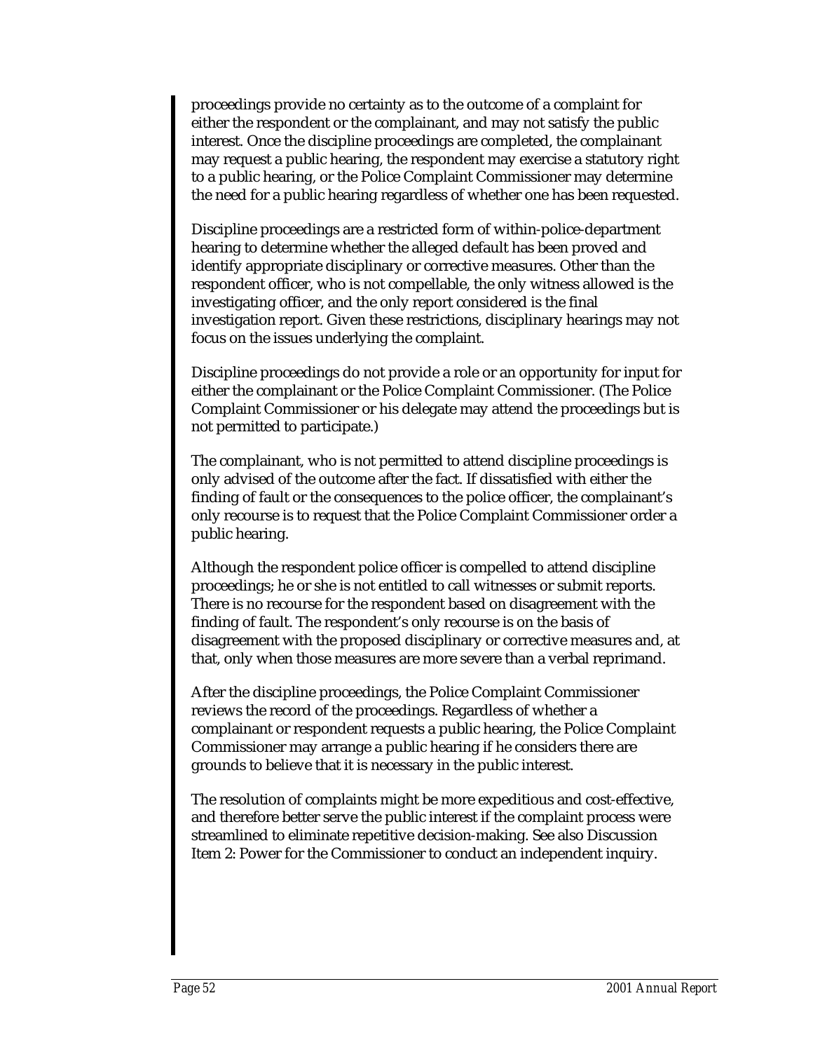proceedings provide no certainty as to the outcome of a complaint for either the respondent or the complainant, and may not satisfy the public interest. Once the discipline proceedings are completed, the complainant may request a public hearing, the respondent may exercise a statutory right to a public hearing, or the Police Complaint Commissioner may determine the need for a public hearing regardless of whether one has been requested.

Discipline proceedings are a restricted form of within-police-department hearing to determine whether the alleged default has been proved and identify appropriate disciplinary or corrective measures. Other than the respondent officer, who is not compellable, the only witness allowed is the investigating officer, and the only report considered is the final investigation report. Given these restrictions, disciplinary hearings may not focus on the issues underlying the complaint.

Discipline proceedings do not provide a role or an opportunity for input for either the complainant or the Police Complaint Commissioner. (The Police Complaint Commissioner or his delegate may attend the proceedings but is not permitted to participate.)

The complainant, who is not permitted to attend discipline proceedings is only advised of the outcome after the fact. If dissatisfied with either the finding of fault or the consequences to the police officer, the complainant's only recourse is to request that the Police Complaint Commissioner order a public hearing.

Although the respondent police officer is compelled to attend discipline proceedings; he or she is not entitled to call witnesses or submit reports. There is no recourse for the respondent based on disagreement with the finding of fault. The respondent's only recourse is on the basis of disagreement with the proposed disciplinary or corrective measures and, at that, only when those measures are more severe than a verbal reprimand.

After the discipline proceedings, the Police Complaint Commissioner reviews the record of the proceedings. Regardless of whether a complainant or respondent requests a public hearing, the Police Complaint Commissioner may arrange a public hearing if he considers there are grounds to believe that it is necessary in the public interest.

The resolution of complaints might be more expeditious and cost-effective, and therefore better serve the public interest if the complaint process were streamlined to eliminate repetitive decision-making. See also Discussion Item 2: Power for the Commissioner to conduct an independent inquiry.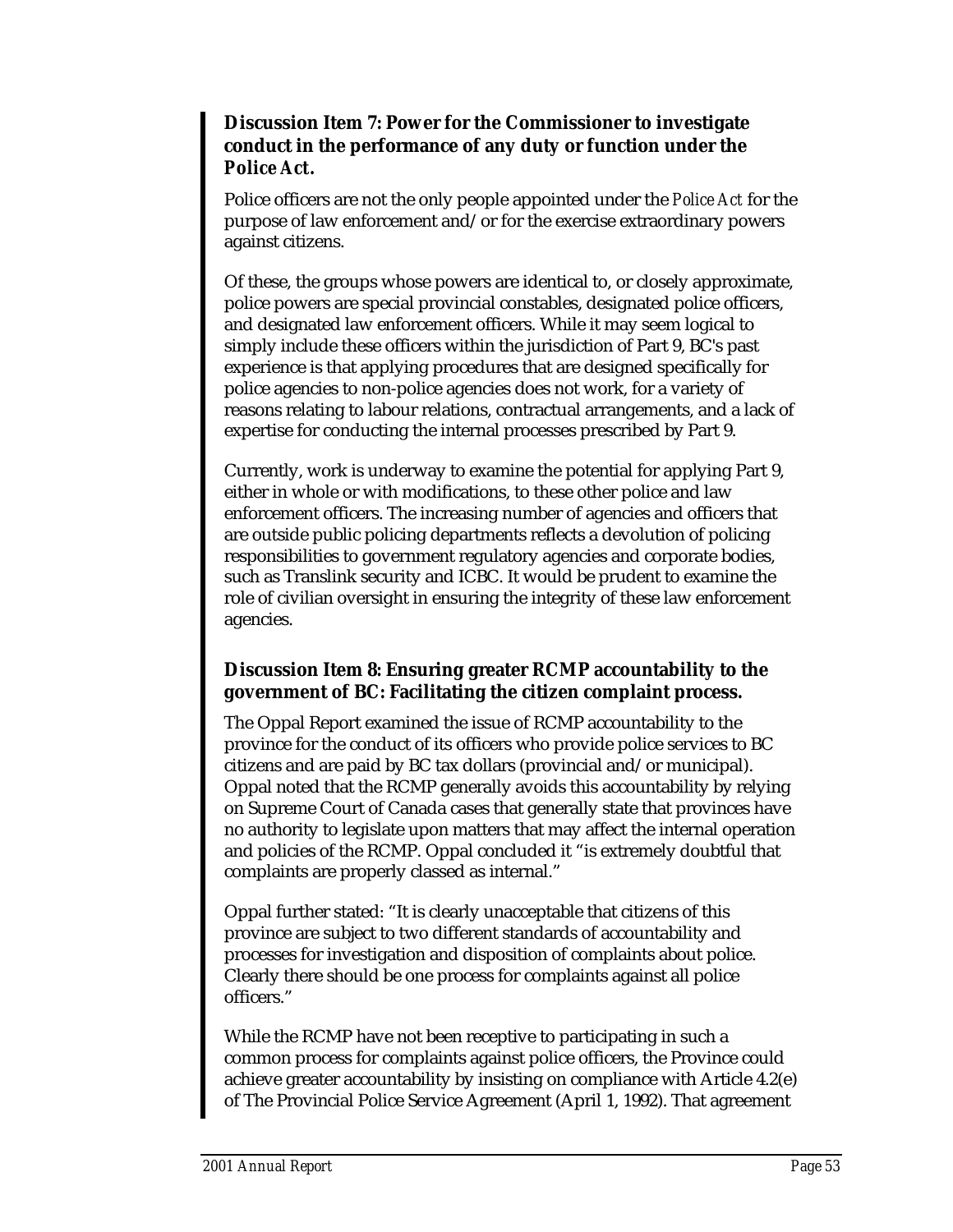### Discussion Item 7: Power for the Commissioner to investigate conduct in the performance of any duty or function under the Police Act.

Police officers are not the only people appointed under the *Police Act* for the purpose of law enforcement and/or for the exercise extraordinary powers against citizens.

Of these, the groups whose powers are identical to, or closely approximate, police powers are special provincial constables, designated police officers, and designated law enforcement officers. While it may seem logical to simply include these officers within the jurisdiction of Part 9, BC's past experience is that applying procedures that are designed specifically for police agencies to non-police agencies does not work, for a variety of reasons relating to labour relations, contractual arrangements, and a lack of expertise for conducting the internal processes prescribed by Part 9.

Currently, work is underway to examine the potential for applying Part 9, either in whole or with modifications, to these other police and law enforcement officers. The increasing number of agencies and officers that are outside public policing departments reflects a devolution of policing responsibilities to government regulatory agencies and corporate bodies, such as Translink security and ICBC. It would be prudent to examine the role of civilian oversight in ensuring the integrity of these law enforcement agencies.

### Discussion Item 8: Ensuring greater RCMP accountability to the government of BC: Facilitating the citizen complaint process.

The Oppal Report examined the issue of RCMP accountability to the province for the conduct of its officers who provide police services to BC citizens and are paid by BC tax dollars (provincial and/or municipal). Oppal noted that the RCMP generally avoids this accountability by relying on Supreme Court of Canada cases that generally state that provinces have no authority to legislate upon matters that may affect the internal operation and policies of the RCMP. Oppal concluded it "is extremely doubtful that complaints are properly classed as internal."

Oppal further stated: "It is clearly unacceptable that citizens of this province are subject to two different standards of accountability and processes for investigation and disposition of complaints about police. Clearly there should be one process for complaints against all police officers."

While the RCMP have not been receptive to participating in such a common process for complaints against police officers, the Province could achieve greater accountability by insisting on compliance with Article 4.2(e) of The Provincial Police Service Agreement (April 1, 1992). That agreement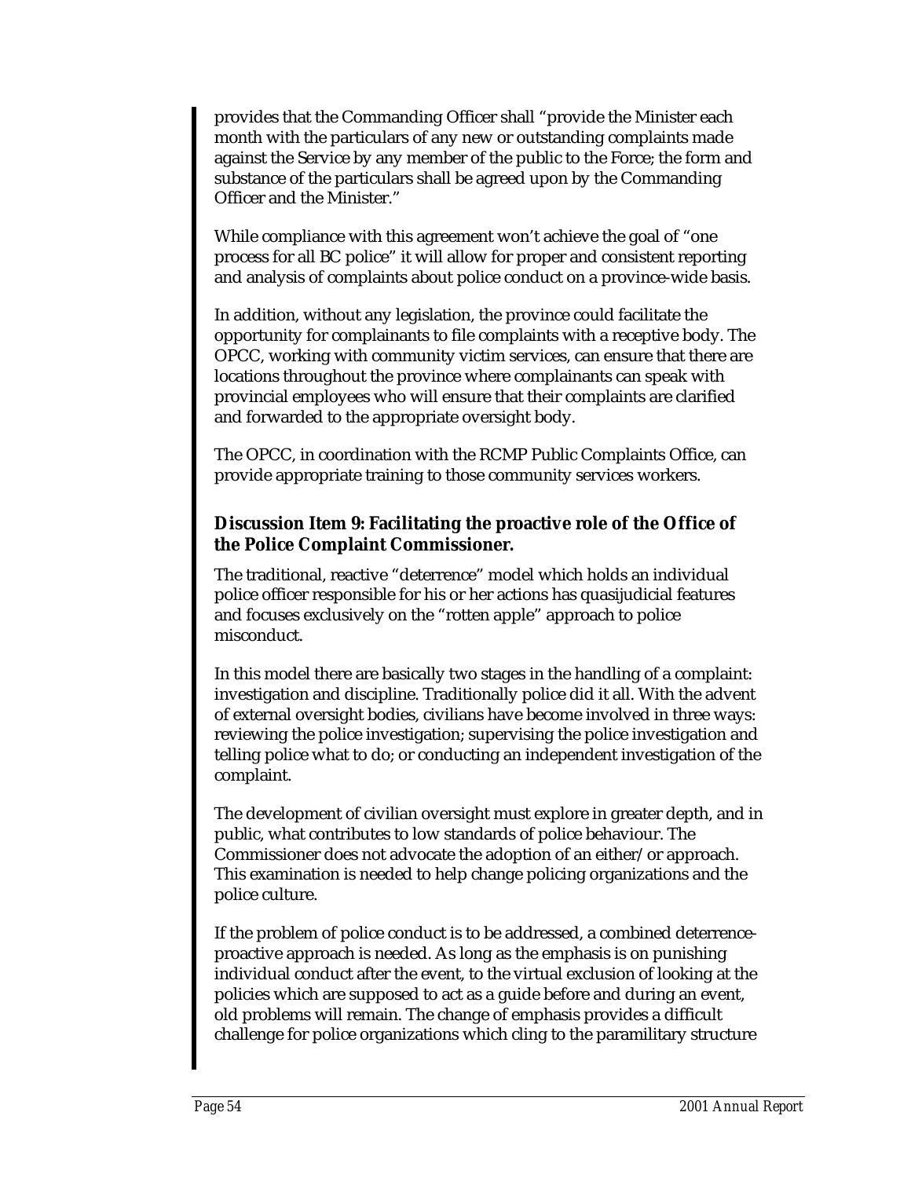provides that the Commanding Officer shall "provide the Minister each month with the particulars of any new or outstanding complaints made against the Service by any member of the public to the Force; the form and substance of the particulars shall be agreed upon by the Commanding Officer and the Minister."

While compliance with this agreement won't achieve the goal of "one process for all BC police" it will allow for proper and consistent reporting and analysis of complaints about police conduct on a province-wide basis.

In addition, without any legislation, the province could facilitate the opportunity for complainants to file complaints with a receptive body. The OPCC, working with community victim services, can ensure that there are locations throughout the province where complainants can speak with provincial employees who will ensure that their complaints are clarified and forwarded to the appropriate oversight body.

The OPCC, in coordination with the RCMP Public Complaints Office, can provide appropriate training to those community services workers.

### Discussion Item 9: Facilitating the proactive role of the Office of the Police Complaint Commissioner.

The traditional, reactive "deterrence" model which holds an individual police officer responsible for his or her actions has quasijudicial features and focuses exclusively on the "rotten apple" approach to police misconduct.

In this model there are basically two stages in the handling of a complaint: investigation and discipline. Traditionally police did it all. With the advent of external oversight bodies, civilians have become involved in three ways: reviewing the police investigation; supervising the police investigation and telling police what to do; or conducting an independent investigation of the complaint.

The development of civilian oversight must explore in greater depth, and in public, what contributes to low standards of police behaviour. The Commissioner does not advocate the adoption of an either/or approach. This examination is needed to help change policing organizations and the police culture.

If the problem of police conduct is to be addressed, a combined deterrence-proactive approach is needed. As long as the emphasis is on punishing individual conduct after the event, to the virtual exclusion of looking at the policies which are supposed to act as a guide before and during an event, old problems will remain. The change of emphasis provides a difficult challenge for police organizations which cling to the paramilitary structure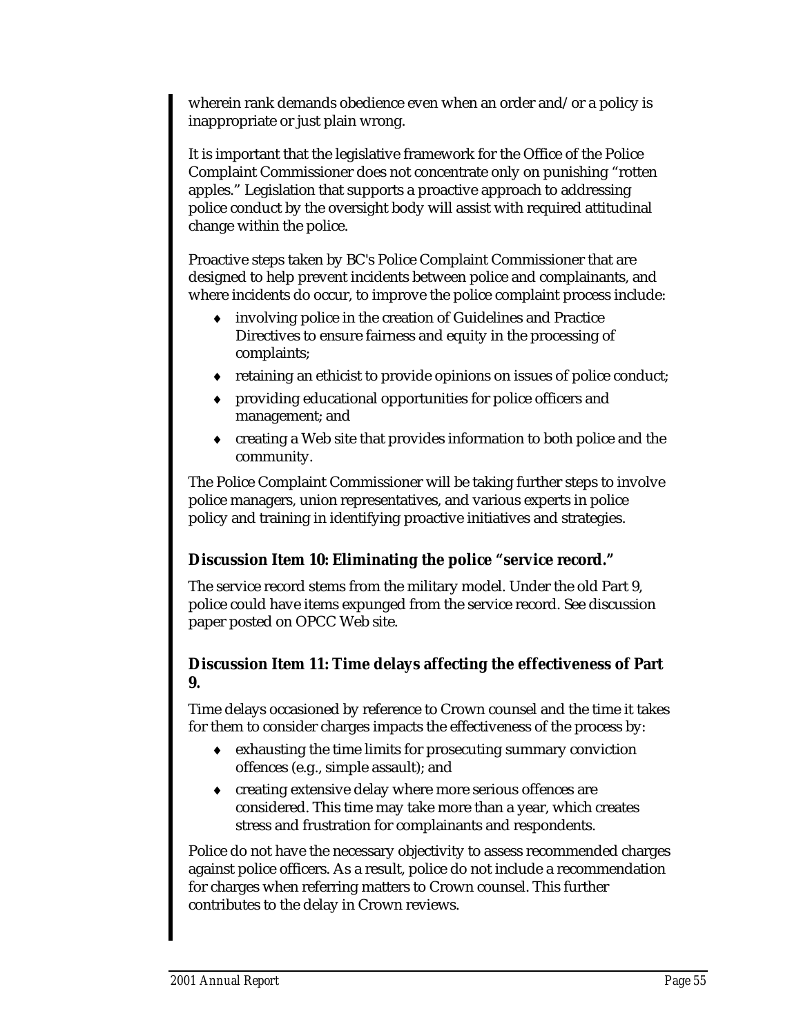wherein rank demands obedience even when an order and/or a policy is inappropriate or just plain wrong.

It is important that the legislative framework for the Office of the Police Complaint Commissioner does not concentrate only on punishing "rotten apples." Legislation that supports a proactive approach to addressing police conduct by the oversight body will assist with required attitudinal change within the police.

Proactive steps taken by BC's Police Complaint Commissioner that are designed to help prevent incidents between police and complainants, and where incidents do occur, to improve the police complaint process include:

- involving police in the creation of Guidelines and Practice Directives to ensure fairness and equity in the processing of complaints;
- retaining an ethicist to provide opinions on issues of police conduct;
- providing educational opportunities for police officers and management; and
- creating a Web site that provides information to both police and the community.

The Police Complaint Commissioner will be taking further steps to involve police managers, union representatives, and various experts in police policy and training in identifying proactive initiatives and strategies.

### Discussion Item 10: Eliminating the police "service record."

The service record stems from the military model. Under the old Part 9, police could have items expunged from the service record. See discussion paper posted on OPCC Web site.

### Discussion Item 11: Time delays affecting the effectiveness of Part 9.

Time delays occasioned by reference to Crown counsel and the time it takes for them to consider charges impacts the effectiveness of the process by:

- exhausting the time limits for prosecuting summary conviction offences (e.g., simple assault); and
- creating extensive delay where more serious offences are considered. This time may take more than a year, which creates stress and frustration for complainants and respondents.

Police do not have the necessary objectivity to assess recommended charges against police officers. As a result, police do not include a recommendation for charges when referring matters to Crown counsel. This further contributes to the delay in Crown reviews.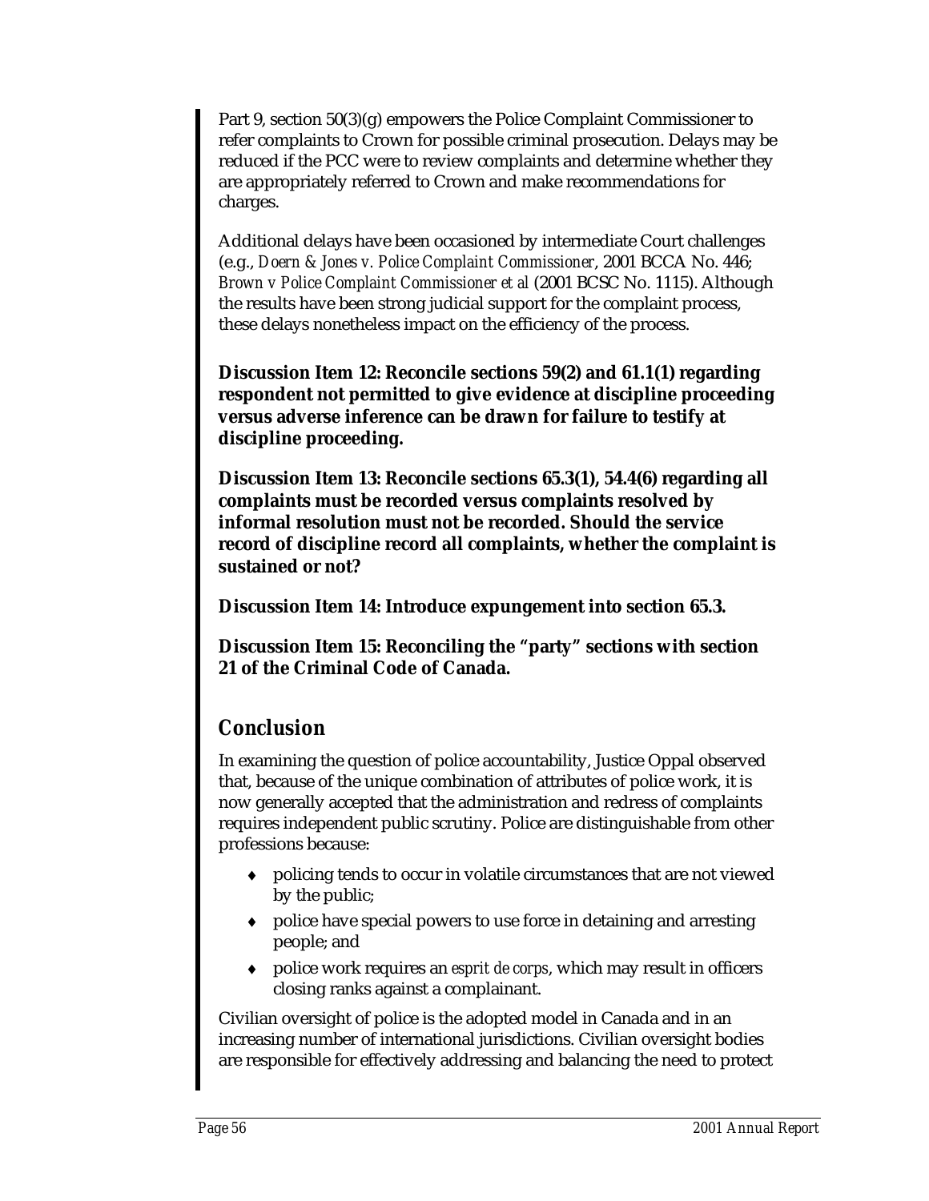Part 9, section 50(3)(g) empowers the Police Complaint Commissioner to refer complaints to Crown for possible criminal prosecution. Delays may be reduced if the PCC were to review complaints and determine whether they are appropriately referred to Crown and make recommendations for charges.

Additional delays have been occasioned by intermediate Court challenges (e.g., *Doern & Jones v. Police Complaint Commissioner*, 2001 BCCA No. 446; *Brown v Police Complaint Commissioner et al* (2001 BCSC No. 1115). Although the results have been strong judicial support for the complaint process, these delays nonetheless impact on the efficiency of the process.

**Discussion Item 12: Reconcile sections 59(2) and 61.1(1) regarding respondent not permitted to give evidence at discipline proceeding versus adverse inference can be drawn for failure to testify at discipline proceeding.**

**Discussion Item 13: Reconcile sections 65.3(1), 54.4(6) regarding all complaints must be recorded versus complaints resolved by informal resolution must not be recorded. Should the service record of discipline record all complaints, whether the complaint is sustained or not?**

**Discussion Item 14: Introduce expungement into section 65.3.**

**Discussion Item 15: Reconciling the "party" sections with section 21 of the Criminal Code of Canada.**

## Conclusion

In examining the question of police accountability, Justice Oppal observed that, because of the unique combination of attributes of police work, it is now generally accepted that the administration and redress of complaints requires independent public scrutiny. Police are distinguishable from other professions because:

- policing tends to occur in volatile circumstances that are not viewed by the public;
- police have special powers to use force in detaining and arresting people; and
- police work requires an *esprit de corps*, which may result in officers closing ranks against a complainant.

Civilian oversight of police is the adopted model in Canada and in an increasing number of international jurisdictions. Civilian oversight bodies are responsible for effectively addressing and balancing the need to protect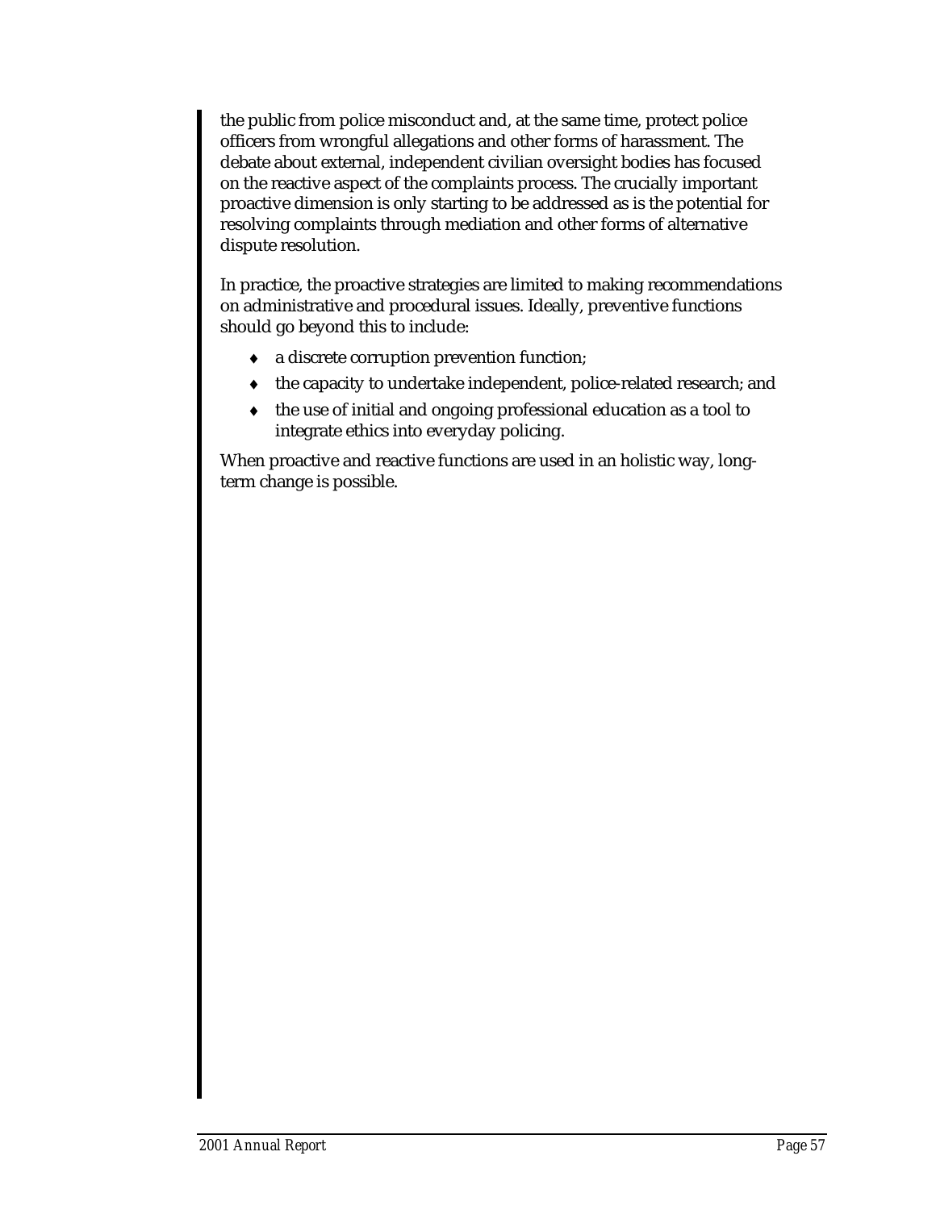the public from police misconduct and, at the same time, protect police officers from wrongful allegations and other forms of harassment. The debate about external, independent civilian oversight bodies has focused on the reactive aspect of the complaints process. The crucially important proactive dimension is only starting to be addressed as is the potential for resolving complaints through mediation and other forms of alternative dispute resolution.

In practice, the proactive strategies are limited to making recommendations on administrative and procedural issues. Ideally, preventive functions should go beyond this to include:

- a discrete corruption prevention function;
- the capacity to undertake independent, police-related research; and
- the use of initial and ongoing professional education as a tool to integrate ethics into everyday policing.

When proactive and reactive functions are used in an holistic way, long-term change is possible.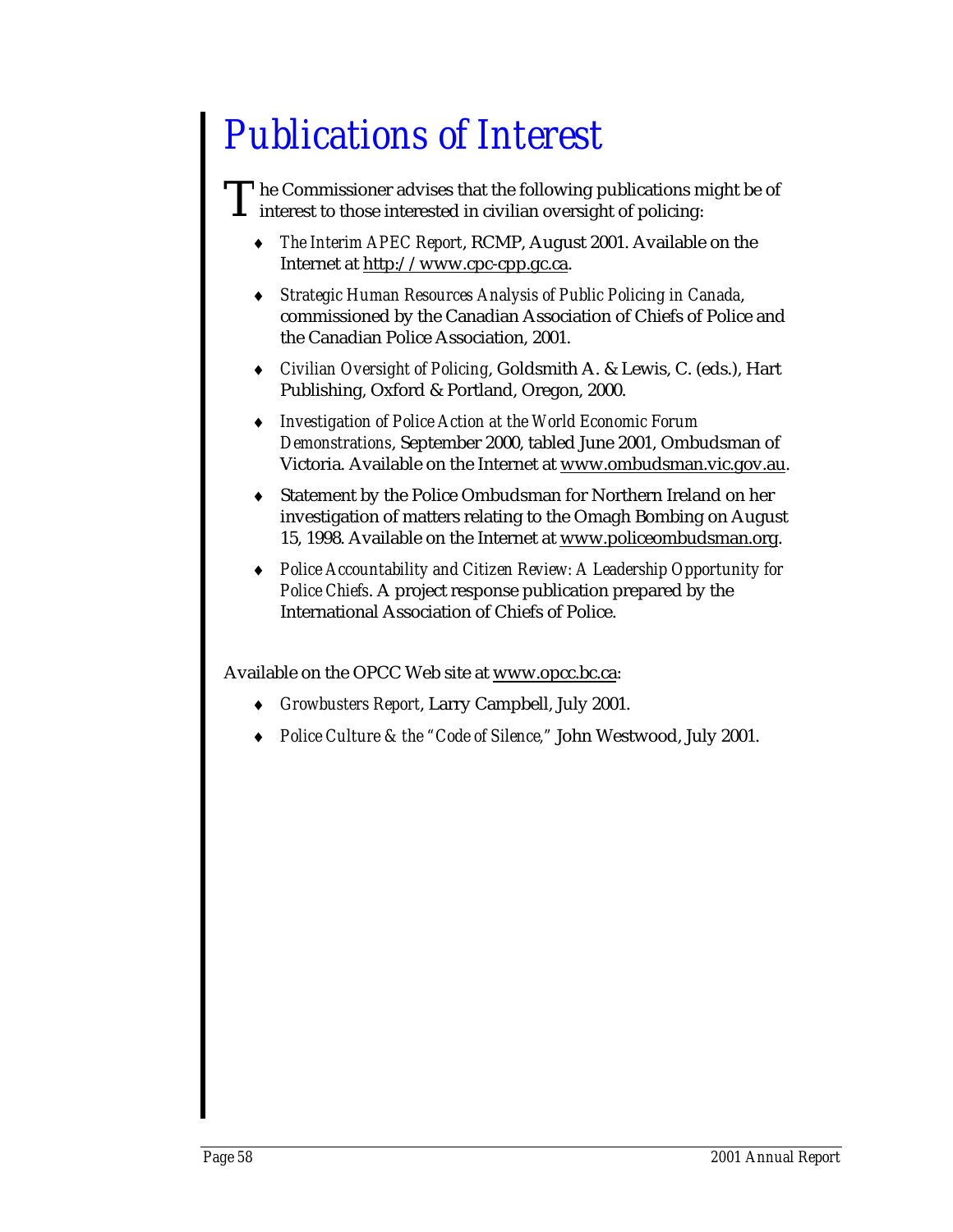# *Publications of Interest*

The Commissioner advises that the following publications might be of interest to those interested in civilian oversight of policing:

- *The Interim APEC Report*, RCMP, August 2001. Available on the Internet at http://www.cpc-cpp.gc.ca.
- *Strategic Human Resources Analysis of Public Policing in Canada*, commissioned by the Canadian Association of Chiefs of Police and the Canadian Police Association, 2001.
- *Civilian Oversight of Policing*, Goldsmith A. & Lewis, C. (eds.), Hart Publishing, Oxford & Portland, Oregon, 2000.
- *Investigation of Police Action at the World Economic Forum Demonstrations*, September 2000, tabled June 2001, Ombudsman of Victoria. Available on the Internet at www.ombudsman.vic.gov.au.
- Statement by the Police Ombudsman for Northern Ireland on her investigation of matters relating to the Omagh Bombing on August 15, 1998. Available on the Internet at www.policeombudsman.org.
- *Police Accountability and Citizen Review: A Leadership Opportunity for Police Chiefs*. A project response publication prepared by the International Association of Chiefs of Police.

Available on the OPCC Web site at www.opcc.bc.ca:

- *Growbusters Report*, Larry Campbell, July 2001.
- *Police Culture & the "Code of Silence,"* John Westwood, July 2001.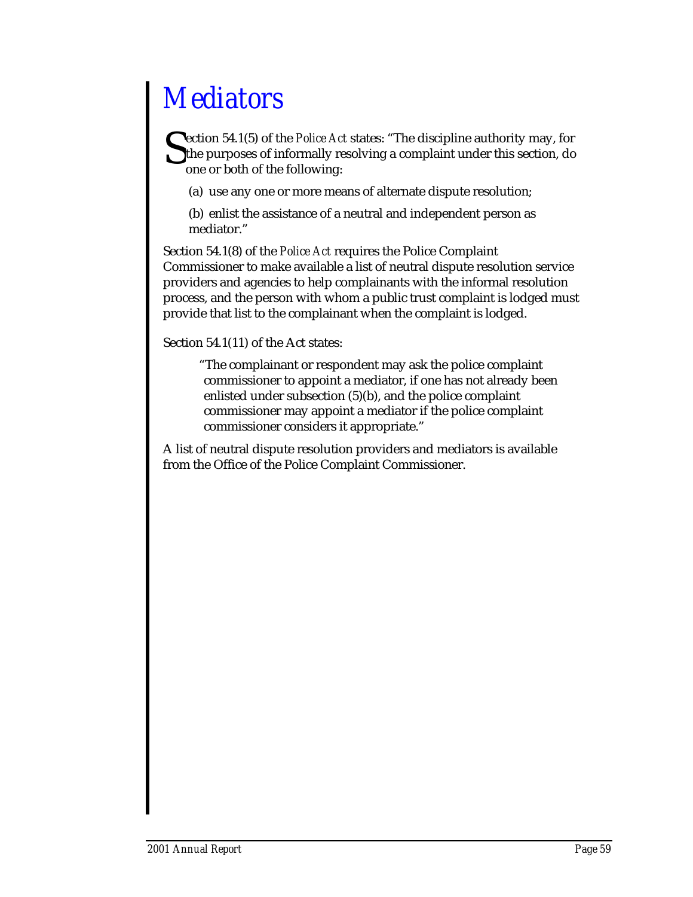# Mediators

Section 54.1(5) of the *Police Act* states: "The discipline authority may, for the purposes of informally resolving a complaint under this section, do one or both of the following:

(a) use any one or more means of alternate dispute resolution;

(b) enlist the assistance of a neutral and independent person as mediator."

Section 54.1(8) of the *Police Act* requires the Police Complaint Commissioner to make available a list of neutral dispute resolution service providers and agencies to help complainants with the informal resolution process, and the person with whom a public trust complaint is lodged must provide that list to the complainant when the complaint is lodged.

Section 54.1(11) of the Act states:

> "The complainant or respondent may ask the police complaint commissioner to appoint a mediator, if one has not already been enlisted under subsection (5)(b), and the police complaint commissioner may appoint a mediator if the police complaint commissioner considers it appropriate."

A list of neutral dispute resolution providers and mediators is available from the Office of the Police Complaint Commissioner.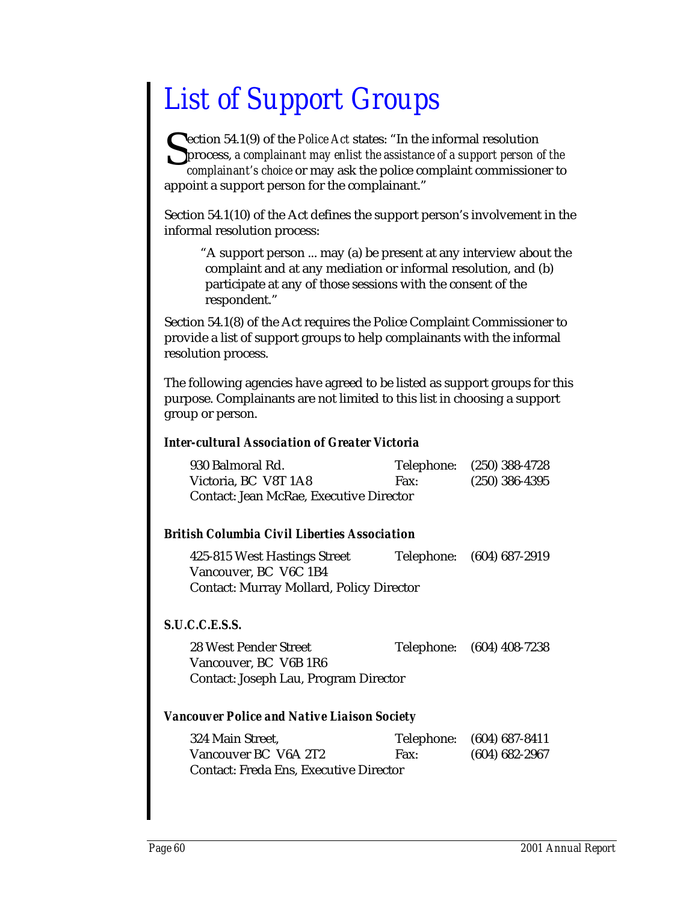# List of Support Groups

Section 54.1(9) of the *Police Act* states: "In the informal resolution process, *a complainant may enlist the assistance of a support person of the complainant's choice* or may ask the police complaint commissioner to appoint a support person for the complainant."

Section 54.1(10) of the Act defines the support person's involvement in the informal resolution process:

> "A support person ... may (a) be present at any interview about the complaint and at any mediation or informal resolution, and (b) participate at any of those sessions with the consent of the respondent."

Section 54.1(8) of the Act requires the Police Complaint Commissioner to provide a list of support groups to help complainants with the informal resolution process.

The following agencies have agreed to be listed as support groups for this purpose. Complainants are not limited to this list in choosing a support group or person.

### *Inter-cultural Association of Greater Victoria*

930 Balmoral Rd.
Victoria, BC V8T 1A8
Contact: Jean McRae, Executive Director
Telephone: (250) 388-4728
Fax: (250) 386-4395

### *British Columbia Civil Liberties Association*

425-815 West Hastings Street
Vancouver, BC V6C 1B4
Contact: Murray Mollard, Policy Director
Telephone: (604) 687-2919

### *S.U.C.C.E.S.S.*

28 West Pender Street
Vancouver, BC V6B 1R6
Contact: Joseph Lau, Program Director
Telephone: (604) 408-7238

### *Vancouver Police and Native Liaison Society*

324 Main Street,
Vancouver BC V6A 2T2
Contact: Freda Ens, Executive Director
Telephone: (604) 687-8411
Fax: (604) 682-2967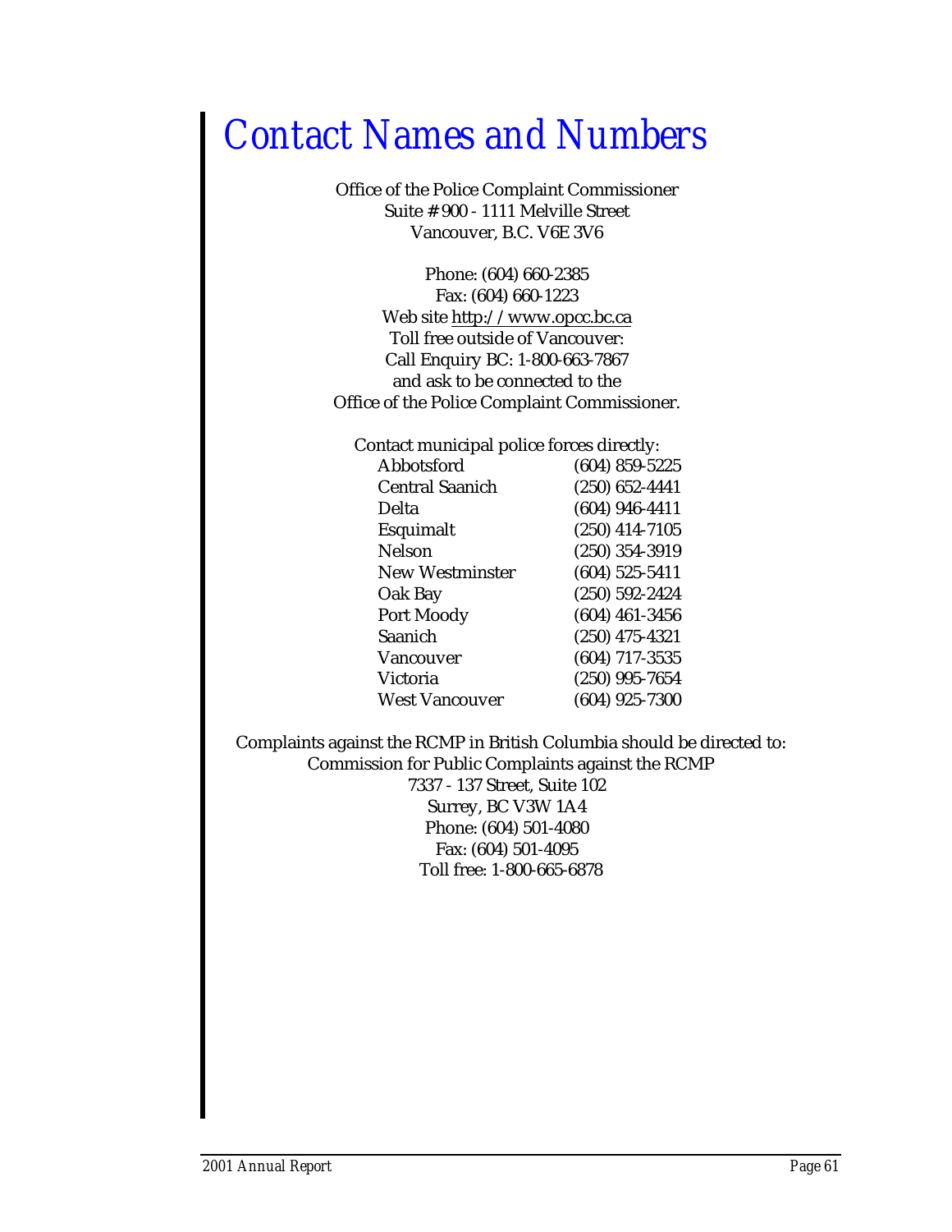# Contact Names and Numbers

Office of the Police Complaint Commissioner
Suite # 900 - 1111 Melville Street
Vancouver, B.C. V6E 3V6

Phone: (604) 660-2385
Fax: (604) 660-1223
Web site http://www.opcc.bc.ca
Toll free outside of Vancouver:
Call Enquiry BC: 1-800-663-7867
and ask to be connected to the
Office of the Police Complaint Commissioner.

Contact municipal police forces directly:

| | |
|---|---|
| Abbotsford | (604) 859-5225 |
| Central Saanich | (250) 652-4441 |
| Delta | (604) 946-4411 |
| Esquimalt | (250) 414-7105 |
| Nelson | (250) 354-3919 |
| New Westminster | (604) 525-5411 |
| Oak Bay | (250) 592-2424 |
| Port Moody | (604) 461-3456 |
| Saanich | (250) 475-4321 |
| Vancouver | (604) 717-3535 |
| Victoria | (250) 995-7654 |
| West Vancouver | (604) 925-7300 |

Complaints against the RCMP in British Columbia should be directed to:
Commission for Public Complaints against the RCMP
7337 - 137 Street, Suite 102
Surrey, BC V3W 1A4
Phone: (604) 501-4080
Fax: (604) 501-4095
Toll free: 1-800-665-6878